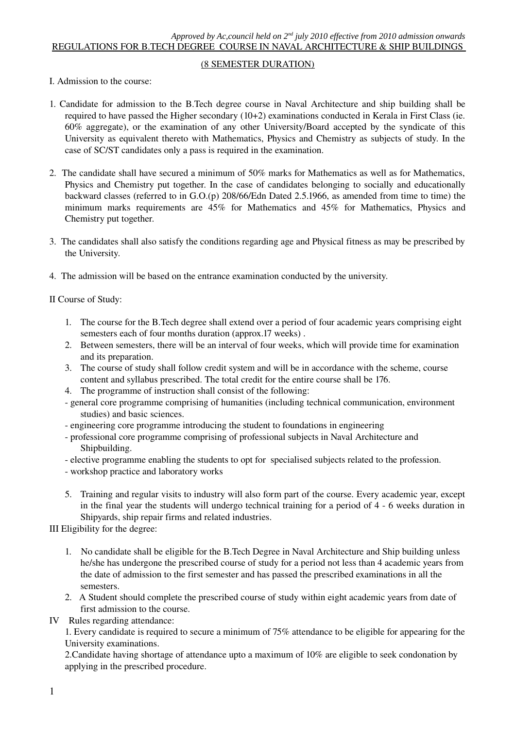*Approved by Ac,council held on 2nd july 2010 effective from 2010 admission onwards*

# REGULATIONS FOR B.TECH DEGREE COURSE IN NAVAL ARCHITECTURE & SHIP BUILDINGS

## (8 SEMESTER DURATION)

I. Admission to the course:

1. Candidate for admission to the B.Tech degree course in Naval Architecture and ship building shall be required to have passed the Higher secondary (10+2) examinations conducted in Kerala in First Class (ie. 60% aggregate), or the examination of any other University/Board accepted by the syndicate of this University as equivalent thereto with Mathematics, Physics and Chemistry as subjects of study. In the case of SC/ST candidates only a pass is required in the examination.

2. The candidate shall have secured a minimum of 50% marks for Mathematics as well as for Mathematics, Physics and Chemistry put together. In the case of candidates belonging to socially and educationally backward classes (referred to in G.O.(p) 208/66/Edn Dated 2.5.1966, as amended from time to time) the minimum marks requirements are 45% for Mathematics and 45% for Mathematics, Physics and Chemistry put together.

3. The candidates shall also satisfy the conditions regarding age and Physical fitness as may be prescribed by the University.

4. The admission will be based on the entrance examination conducted by the university.

II Course of Study:

1. The course for the B.Tech degree shall extend over a period of four academic years comprising eight semesters each of four months duration (approx.17 weeks) .
2. Between semesters, there will be an interval of four weeks, which will provide time for examination and its preparation.
3. The course of study shall follow credit system and will be in accordance with the scheme, course content and syllabus prescribed. The total credit for the entire course shall be 176.
4. The programme of instruction shall consist of the following:
   - general core programme comprising of humanities (including technical communication, environment studies) and basic sciences.
   - engineering core programme introducing the student to foundations in engineering
   - professional core programme comprising of professional subjects in Naval Architecture and Shipbuilding.
   - elective programme enabling the students to opt for specialised subjects related to the profession.
   - workshop practice and laboratory works
5. Training and regular visits to industry will also form part of the course. Every academic year, except in the final year the students will undergo technical training for a period of 4 - 6 weeks duration in Shipyards, ship repair firms and related industries.

III Eligibility for the degree:

1. No candidate shall be eligible for the B.Tech Degree in Naval Architecture and Ship building unless he/she has undergone the prescribed course of study for a period not less than 4 academic years from the date of admission to the first semester and has passed the prescribed examinations in all the semesters.
2. A Student should complete the prescribed course of study within eight academic years from date of first admission to the course.

IV Rules regarding attendance:

1. Every candidate is required to secure a minimum of 75% attendance to be eligible for appearing for the University examinations.
2. Candidate having shortage of attendance upto a maximum of 10% are eligible to seek condonation by applying in the prescribed procedure.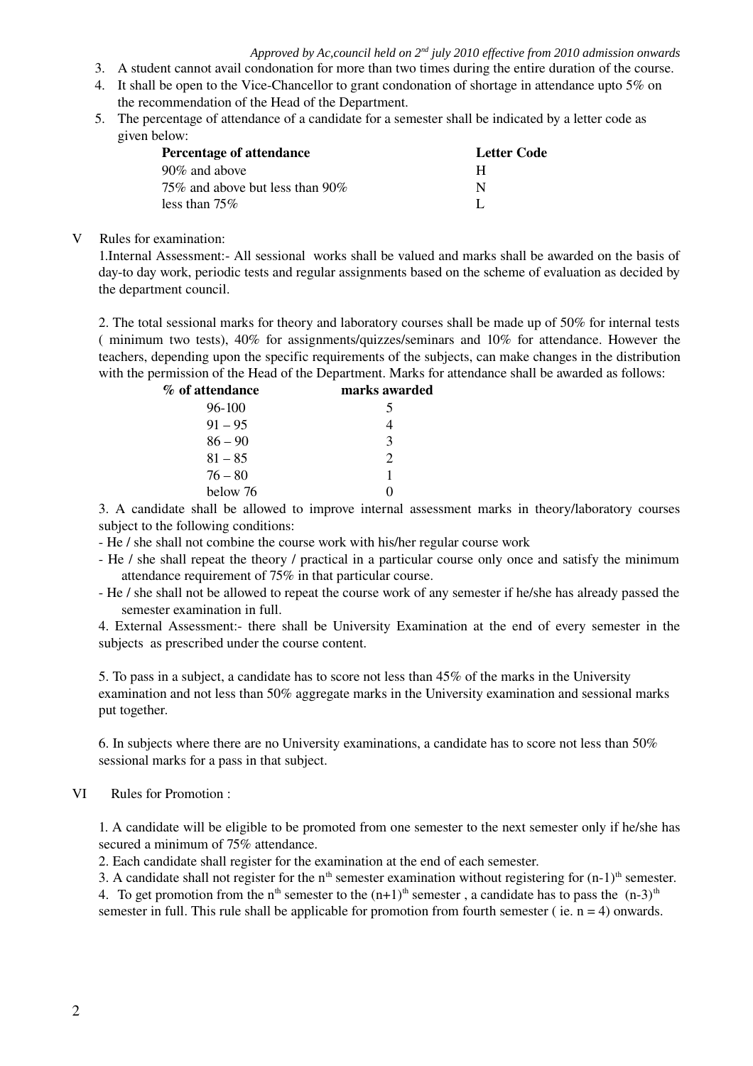*Approved by Ac,council held on 2nd july 2010 effective from 2010 admission onwards*

3. A student cannot avail condonation for more than two times during the entire duration of the course.
4. It shall be open to the Vice-Chancellor to grant condonation of shortage in attendance upto 5% on the recommendation of the Head of the Department.
5. The percentage of attendance of a candidate for a semester shall be indicated by a letter code as given below:

| Percentage of attendance | Letter Code |
|---|---|
| 90% and above | H |
| 75% and above but less than 90% | N |
| less than 75% | L |

V Rules for examination:

1.Internal Assessment:- All sessional works shall be valued and marks shall be awarded on the basis of day-to day work, periodic tests and regular assignments based on the scheme of evaluation as decided by the department council.

2. The total sessional marks for theory and laboratory courses shall be made up of 50% for internal tests ( minimum two tests), 40% for assignments/quizzes/seminars and 10% for attendance. However the teachers, depending upon the specific requirements of the subjects, can make changes in the distribution with the permission of the Head of the Department. Marks for attendance shall be awarded as follows:

| % of attendance | marks awarded |
|---|---|
| 96-100 | 5 |
| 91 – 95 | 4 |
| 86 – 90 | 3 |
| 81 – 85 | 2 |
| 76 – 80 | 1 |
| below 76 | 0 |

3. A candidate shall be allowed to improve internal assessment marks in theory/laboratory courses subject to the following conditions:

- He / she shall not combine the course work with his/her regular course work
- He / she shall repeat the theory / practical in a particular course only once and satisfy the minimum attendance requirement of 75% in that particular course.
- He / she shall not be allowed to repeat the course work of any semester if he/she has already passed the semester examination in full.

4. External Assessment:- there shall be University Examination at the end of every semester in the subjects as prescribed under the course content.

5. To pass in a subject, a candidate has to score not less than 45% of the marks in the University examination and not less than 50% aggregate marks in the University examination and sessional marks put together.

6. In subjects where there are no University examinations, a candidate has to score not less than 50% sessional marks for a pass in that subject.

VI Rules for Promotion :

1. A candidate will be eligible to be promoted from one semester to the next semester only if he/she has secured a minimum of 75% attendance.
2. Each candidate shall register for the examination at the end of each semester.
3. A candidate shall not register for the $n^{th}$ semester examination without registering for $(n-1)^{th}$ semester.
4. To get promotion from the $n^{th}$ semester to the $(n+1)^{th}$ semester , a candidate has to pass the $(n-3)^{th}$ semester in full. This rule shall be applicable for promotion from fourth semester ( ie. $n = 4$) onwards.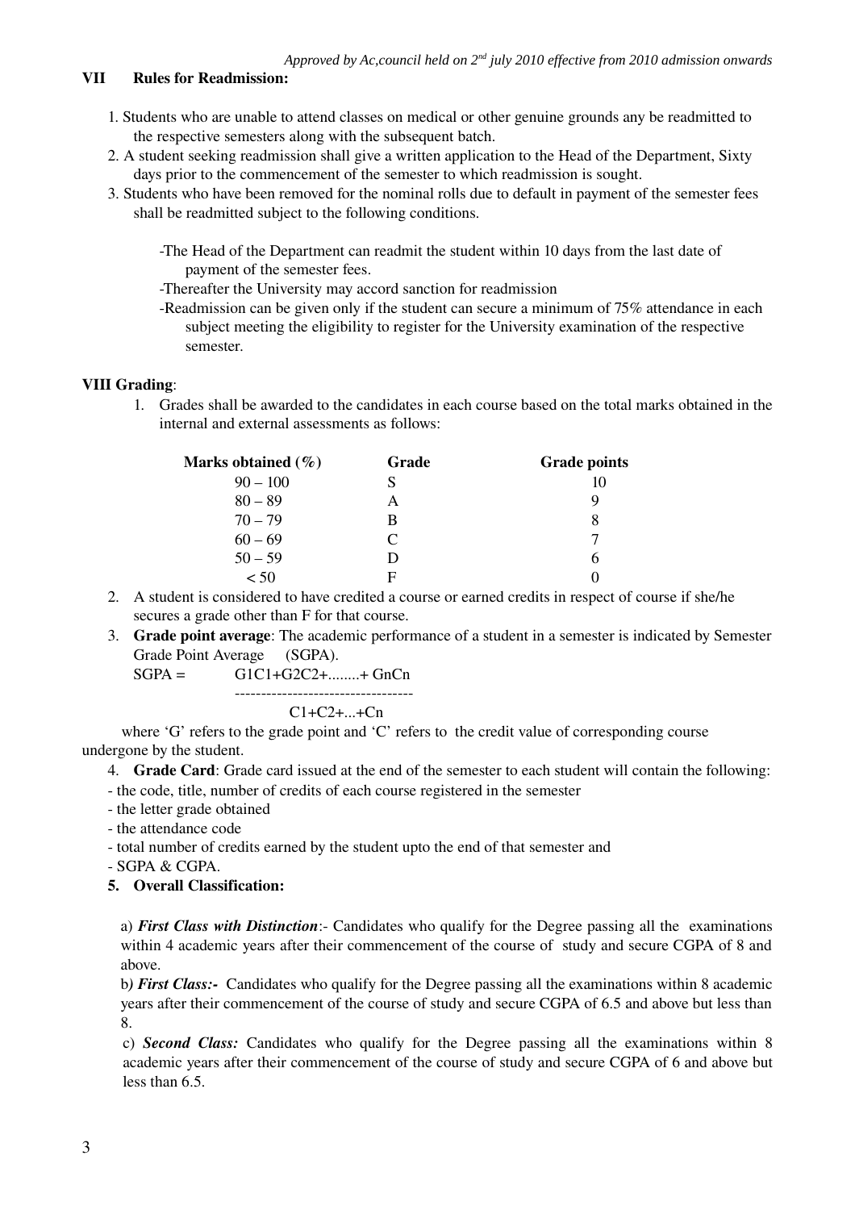*Approved by Ac,council held on 2nd july 2010 effective from 2010 admission onwards*

## VII Rules for Readmission:

1. Students who are unable to attend classes on medical or other genuine grounds any be readmitted to the respective semesters along with the subsequent batch.
2. A student seeking readmission shall give a written application to the Head of the Department, Sixty days prior to the commencement of the semester to which readmission is sought.
3. Students who have been removed for the nominal rolls due to default in payment of the semester fees shall be readmitted subject to the following conditions.

   -The Head of the Department can readmit the student within 10 days from the last date of payment of the semester fees.

   -Thereafter the University may accord sanction for readmission

   -Readmission can be given only if the student can secure a minimum of 75% attendance in each subject meeting the eligibility to register for the University examination of the respective semester.

## VIII Grading:

1. Grades shall be awarded to the candidates in each course based on the total marks obtained in the internal and external assessments as follows:

| Marks obtained (%) | Grade | Grade points |
|---|---|---|
| 90 – 100 | S | 10 |
| 80 – 89 | A | 9 |
| 70 – 79 | B | 8 |
| 60 – 69 | C | 7 |
| 50 – 59 | D | 6 |
| < 50 | F | 0 |

2. A student is considered to have credited a course or earned credits in respect of course if she/he secures a grade other than F for that course.
3. **Grade point average**: The academic performance of a student in a semester is indicated by Semester Grade Point Average (SGPA).

$$SGPA = \frac{G1C1+G2C2+........+GnCn}{C1+C2+...+Cn}$$

where 'G' refers to the grade point and 'C' refers to the credit value of corresponding course undergone by the student.

4. **Grade Card**: Grade card issued at the end of the semester to each student will contain the following:

- the code, title, number of credits of each course registered in the semester
- the letter grade obtained
- the attendance code
- total number of credits earned by the student upto the end of that semester and
- SGPA & CGPA.

5. **Overall Classification:**

a) ***First Class with Distinction***:- Candidates who qualify for the Degree passing all the examinations within 4 academic years after their commencement of the course of study and secure CGPA of 8 and above.

b) ***First Class:-*** Candidates who qualify for the Degree passing all the examinations within 8 academic years after their commencement of the course of study and secure CGPA of 6.5 and above but less than 8.

c) ***Second Class:*** Candidates who qualify for the Degree passing all the examinations within 8 academic years after their commencement of the course of study and secure CGPA of 6 and above but less than 6.5.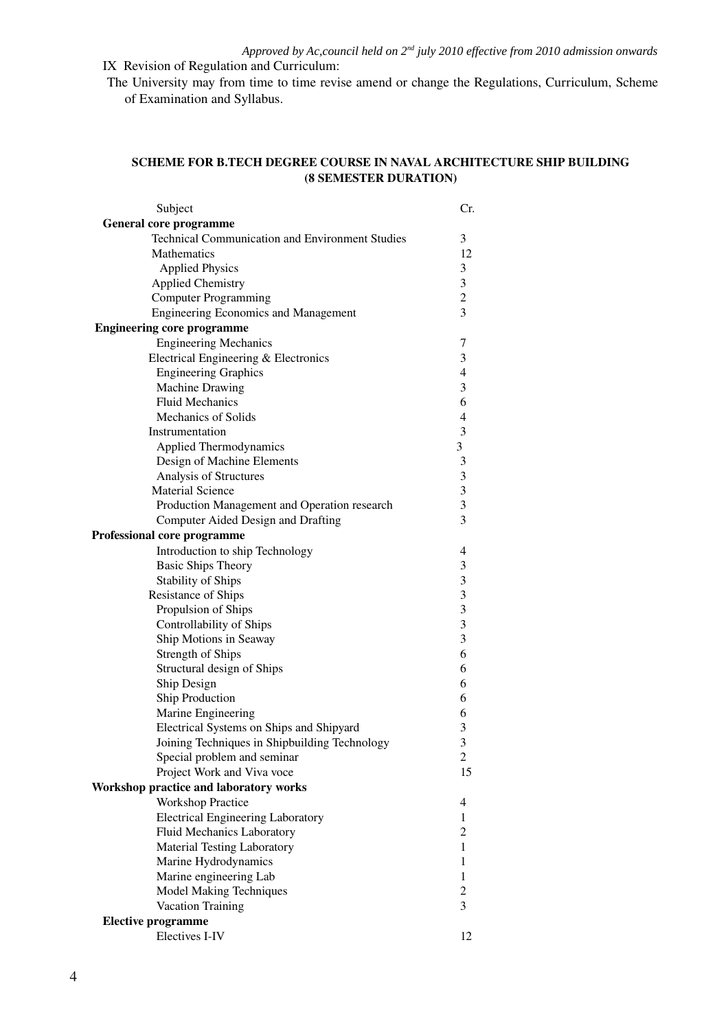*Approved by Ac,council held on 2nd july 2010 effective from 2010 admission onwards*

IX Revision of Regulation and Curriculum:

The University may from time to time revise amend or change the Regulations, Curriculum, Scheme of Examination and Syllabus.

**SCHEME FOR B.TECH DEGREE COURSE IN NAVAL ARCHITECTURE SHIP BUILDING (8 SEMESTER DURATION)**

| Subject | Cr. |
|---|---|
| **General core programme** | |
| Technical Communication and Environment Studies | 3 |
| Mathematics | 12 |
| Applied Physics | 3 |
| Applied Chemistry | 3 |
| Computer Programming | 2 |
| Engineering Economics and Management | 3 |
| **Engineering core programme** | |
| Engineering Mechanics | 7 |
| Electrical Engineering & Electronics | 3 |
| Engineering Graphics | 4 |
| Machine Drawing | 3 |
| Fluid Mechanics | 6 |
| Mechanics of Solids | 4 |
| Instrumentation | 3 |
| Applied Thermodynamics | 3 |
| Design of Machine Elements | 3 |
| Analysis of Structures | 3 |
| Material Science | 3 |
| Production Management and Operation research | 3 |
| Computer Aided Design and Drafting | 3 |
| **Professional core programme** | |
| Introduction to ship Technology | 4 |
| Basic Ships Theory | 3 |
| Stability of Ships | 3 |
| Resistance of Ships | 3 |
| Propulsion of Ships | 3 |
| Controllability of Ships | 3 |
| Ship Motions in Seaway | 3 |
| Strength of Ships | 6 |
| Structural design of Ships | 6 |
| Ship Design | 6 |
| Ship Production | 6 |
| Marine Engineering | 6 |
| Electrical Systems on Ships and Shipyard | 3 |
| Joining Techniques in Shipbuilding Technology | 3 |
| Special problem and seminar | 2 |
| Project Work and Viva voce | 15 |
| **Workshop practice and laboratory works** | |
| Workshop Practice | 4 |
| Electrical Engineering Laboratory | 1 |
| Fluid Mechanics Laboratory | 2 |
| Material Testing Laboratory | 1 |
| Marine Hydrodynamics | 1 |
| Marine engineering Lab | 1 |
| Model Making Techniques | 2 |
| Vacation Training | 3 |
| **Elective programme** | |
| Electives I-IV | 12 |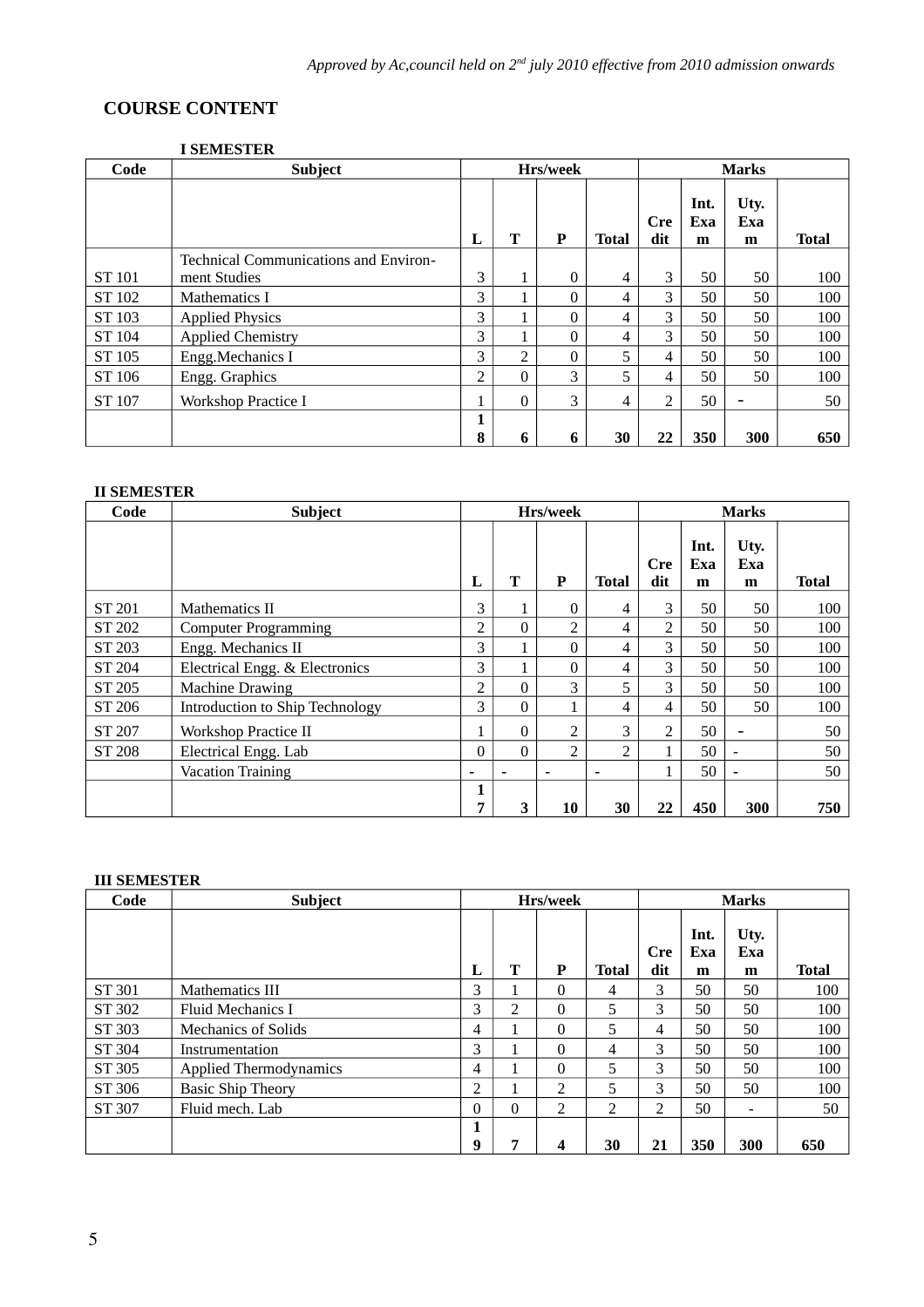*Approved by Ac,council held on 2nd july 2010 effective from 2010 admission onwards*

## COURSE CONTENT

### I SEMESTER

| Code | Subject | Hrs/week | | | | Marks | | | |
|---|---|---|---|---|---|---|---|---|---|
| | | L | T | P | Total | Credit | Int. Exam | Uty. Exam | Total |
| ST 101 | Technical Communications and Environment Studies | 3 | 1 | 0 | 4 | 3 | 50 | 50 | 100 |
| ST 102 | Mathematics I | 3 | 1 | 0 | 4 | 3 | 50 | 50 | 100 |
| ST 103 | Applied Physics | 3 | 1 | 0 | 4 | 3 | 50 | 50 | 100 |
| ST 104 | Applied Chemistry | 3 | 1 | 0 | 4 | 3 | 50 | 50 | 100 |
| ST 105 | Engg.Mechanics I | 3 | 2 | 0 | 5 | 4 | 50 | 50 | 100 |
| ST 106 | Engg. Graphics | 2 | 0 | 3 | 5 | 4 | 50 | 50 | 100 |
| ST 107 | Workshop Practice I | 1 | 0 | 3 | 4 | 2 | 50 | - | 50 |
| | | 18 | 6 | 6 | 30 | 22 | 350 | 300 | 650 |

### II SEMESTER

| Code | Subject | Hrs/week | | | | Marks | | | |
|---|---|---|---|---|---|---|---|---|---|
| | | L | T | P | Total | Credit | Int. Exam | Uty. Exam | Total |
| ST 201 | Mathematics II | 3 | 1 | 0 | 4 | 3 | 50 | 50 | 100 |
| ST 202 | Computer Programming | 2 | 0 | 2 | 4 | 2 | 50 | 50 | 100 |
| ST 203 | Engg. Mechanics II | 3 | 1 | 0 | 4 | 3 | 50 | 50 | 100 |
| ST 204 | Electrical Engg. & Electronics | 3 | 1 | 0 | 4 | 3 | 50 | 50 | 100 |
| ST 205 | Machine Drawing | 2 | 0 | 3 | 5 | 3 | 50 | 50 | 100 |
| ST 206 | Introduction to Ship Technology | 3 | 0 | 1 | 4 | 4 | 50 | 50 | 100 |
| ST 207 | Workshop Practice II | 1 | 0 | 2 | 3 | 2 | 50 | - | 50 |
| ST 208 | Electrical Engg. Lab | 0 | 0 | 2 | 2 | 1 | 50 | - | 50 |
| | Vacation Training | - | - | - | - | 1 | 50 | - | 50 |
| | | 17 | 3 | 10 | 30 | 22 | 450 | 300 | 750 |

### III SEMESTER

| Code | Subject | Hrs/week | | | | Marks | | | |
|---|---|---|---|---|---|---|---|---|---|
| | | L | T | P | Total | Credit | Int. Exam | Uty. Exam | Total |
| ST 301 | Mathematics III | 3 | 1 | 0 | 4 | 3 | 50 | 50 | 100 |
| ST 302 | Fluid Mechanics I | 3 | 2 | 0 | 5 | 3 | 50 | 50 | 100 |
| ST 303 | Mechanics of Solids | 4 | 1 | 0 | 5 | 4 | 50 | 50 | 100 |
| ST 304 | Instrumentation | 3 | 1 | 0 | 4 | 3 | 50 | 50 | 100 |
| ST 305 | Applied Thermodynamics | 4 | 1 | 0 | 5 | 3 | 50 | 50 | 100 |
| ST 306 | Basic Ship Theory | 2 | 1 | 2 | 5 | 3 | 50 | 50 | 100 |
| ST 307 | Fluid mech. Lab | 0 | 0 | 2 | 2 | 2 | 50 | - | 50 |
| | | 19 | 7 | 4 | 30 | 21 | 350 | 300 | 650 |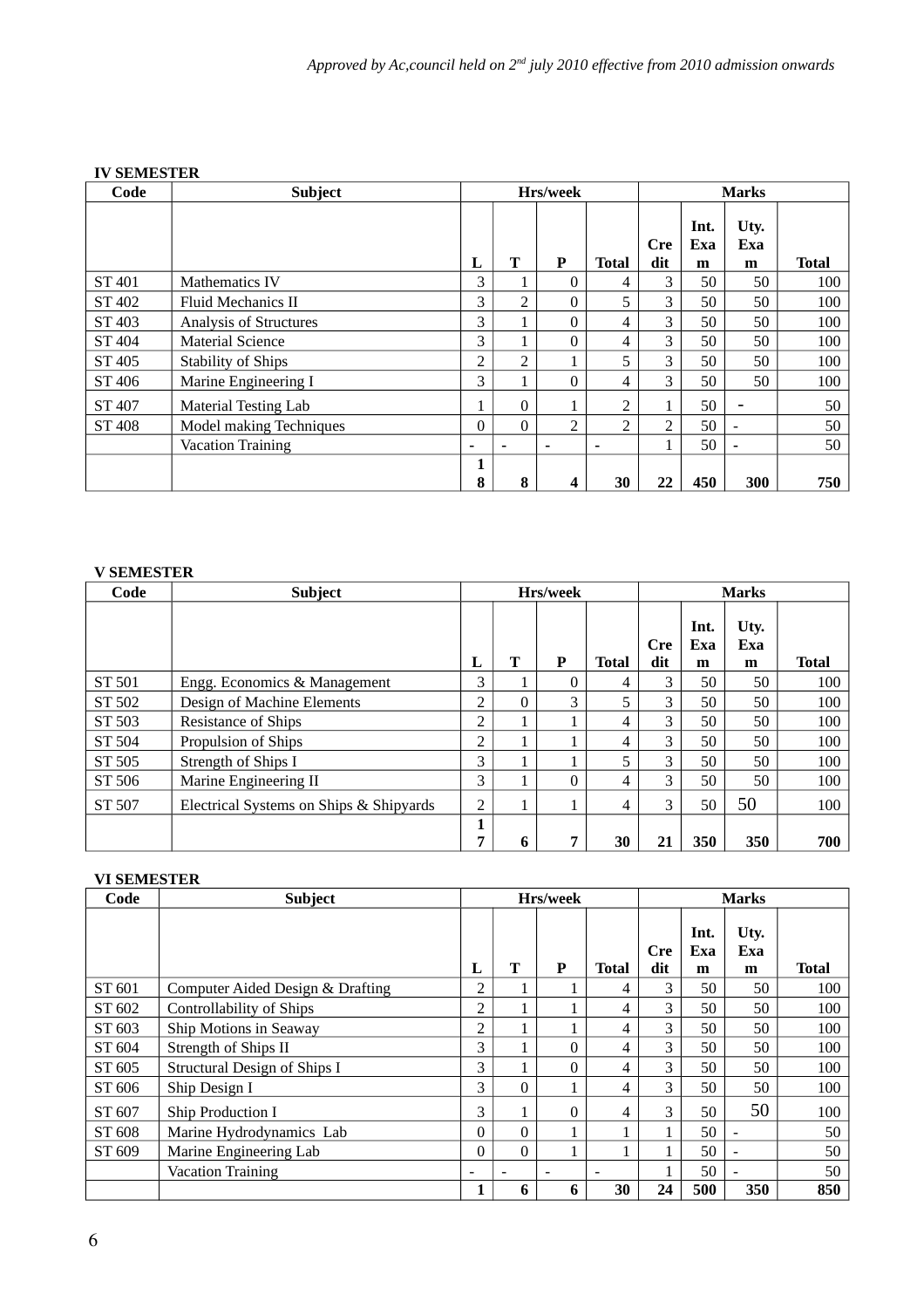*Approved by Ac,council held on 2nd july 2010 effective from 2010 admission onwards*

**IV SEMESTER**

| Code | Subject | Hrs/week | | | | Marks | | | |
|---|---|---|---|---|---|---|---|---|---|
| | | L | T | P | Total | Credit | Int. Exam | Uty. Exam | Total |
| ST 401 | Mathematics IV | 3 | 1 | 0 | 4 | 3 | 50 | 50 | 100 |
| ST 402 | Fluid Mechanics II | 3 | 2 | 0 | 5 | 3 | 50 | 50 | 100 |
| ST 403 | Analysis of Structures | 3 | 1 | 0 | 4 | 3 | 50 | 50 | 100 |
| ST 404 | Material Science | 3 | 1 | 0 | 4 | 3 | 50 | 50 | 100 |
| ST 405 | Stability of Ships | 2 | 2 | 1 | 5 | 3 | 50 | 50 | 100 |
| ST 406 | Marine Engineering I | 3 | 1 | 0 | 4 | 3 | 50 | 50 | 100 |
| ST 407 | Material Testing Lab | 1 | 0 | 1 | 2 | 1 | 50 | - | 50 |
| ST 408 | Model making Techniques | 0 | 0 | 2 | 2 | 2 | 50 | - | 50 |
| | Vacation Training | - | - | - | - | 1 | 50 | - | 50 |
| | | 18 | 8 | 4 | 30 | 22 | 450 | 300 | 750 |

**V SEMESTER**

| Code | Subject | Hrs/week | | | | Marks | | | |
|---|---|---|---|---|---|---|---|---|---|
| | | L | T | P | Total | Credit | Int. Exam | Uty. Exam | Total |
| ST 501 | Engg. Economics & Management | 3 | 1 | 0 | 4 | 3 | 50 | 50 | 100 |
| ST 502 | Design of Machine Elements | 2 | 0 | 3 | 5 | 3 | 50 | 50 | 100 |
| ST 503 | Resistance of Ships | 2 | 1 | 1 | 4 | 3 | 50 | 50 | 100 |
| ST 504 | Propulsion of Ships | 2 | 1 | 1 | 4 | 3 | 50 | 50 | 100 |
| ST 505 | Strength of Ships I | 3 | 1 | 1 | 5 | 3 | 50 | 50 | 100 |
| ST 506 | Marine Engineering II | 3 | 1 | 0 | 4 | 3 | 50 | 50 | 100 |
| ST 507 | Electrical Systems on Ships & Shipyards | 2 | 1 | 1 | 4 | 3 | 50 | 50 | 100 |
| | | 17 | 6 | 7 | 30 | 21 | 350 | 350 | 700 |

**VI SEMESTER**

| Code | Subject | Hrs/week | | | | Marks | | | |
|---|---|---|---|---|---|---|---|---|---|
| | | L | T | P | Total | Credit | Int. Exam | Uty. Exam | Total |
| ST 601 | Computer Aided Design & Drafting | 2 | 1 | 1 | 4 | 3 | 50 | 50 | 100 |
| ST 602 | Controllability of Ships | 2 | 1 | 1 | 4 | 3 | 50 | 50 | 100 |
| ST 603 | Ship Motions in Seaway | 2 | 1 | 1 | 4 | 3 | 50 | 50 | 100 |
| ST 604 | Strength of Ships II | 3 | 1 | 0 | 4 | 3 | 50 | 50 | 100 |
| ST 605 | Structural Design of Ships I | 3 | 1 | 0 | 4 | 3 | 50 | 50 | 100 |
| ST 606 | Ship Design I | 3 | 0 | 1 | 4 | 3 | 50 | 50 | 100 |
| ST 607 | Ship Production I | 3 | 1 | 0 | 4 | 3 | 50 | 50 | 100 |
| ST 608 | Marine Hydrodynamics Lab | 0 | 0 | 1 | 1 | 1 | 50 | - | 50 |
| ST 609 | Marine Engineering Lab | 0 | 0 | 1 | 1 | 1 | 50 | - | 50 |
| | Vacation Training | - | - | - | - | 1 | 50 | - | 50 |
| | | 1 | 6 | 6 | 30 | 24 | 500 | 350 | 850 |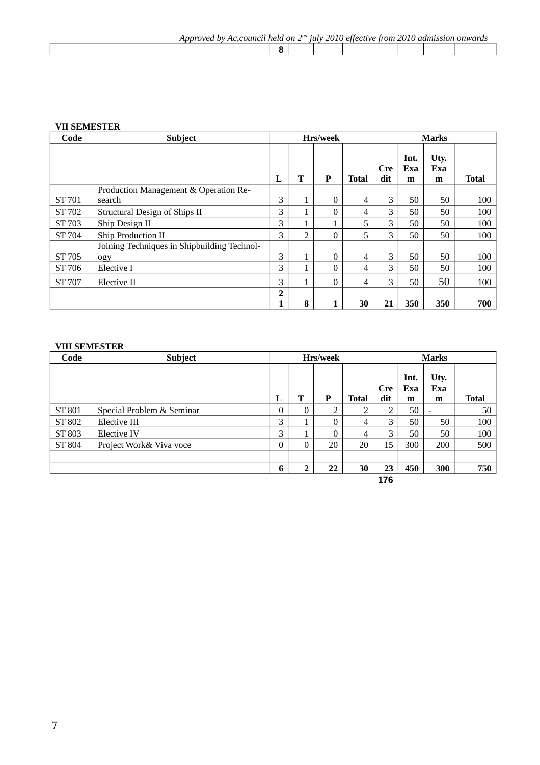*Approved by Ac,council held on 2nd july 2010 effective from 2010 admission onwards*

| | | 8 | | | | | | | |
|---|---|---|---|---|---|---|---|---|---|

**VII SEMESTER**

| Code | Subject | Hrs/week | | | | Marks | | | |
|---|---|---|---|---|---|---|---|---|---|
| | | L | T | P | Total | Credit | Int. Exam | Uty. Exam | Total |
| ST 701 | Production Management & Operation Research | 3 | 1 | 0 | 4 | 3 | 50 | 50 | 100 |
| ST 702 | Structural Design of Ships II | 3 | 1 | 0 | 4 | 3 | 50 | 50 | 100 |
| ST 703 | Ship Design II | 3 | 1 | 1 | 5 | 3 | 50 | 50 | 100 |
| ST 704 | Ship Production II | 3 | 2 | 0 | 5 | 3 | 50 | 50 | 100 |
| ST 705 | Joining Techniques in Shipbuilding Technology | 3 | 1 | 0 | 4 | 3 | 50 | 50 | 100 |
| ST 706 | Elective I | 3 | 1 | 0 | 4 | 3 | 50 | 50 | 100 |
| ST 707 | Elective II | 3 | 1 | 0 | 4 | 3 | 50 | 50 | 100 |
| | | **21** | **8** | **1** | **30** | **21** | **350** | **350** | **700** |

**VIII SEMESTER**

| Code | Subject | Hrs/week | | | | Marks | | | |
|---|---|---|---|---|---|---|---|---|---|
| | | L | T | P | Total | Credit | Int. Exam | Uty. Exam | Total |
| ST 801 | Special Problem & Seminar | 0 | 0 | 2 | 2 | 2 | 50 | - | 50 |
| ST 802 | Elective III | 3 | 1 | 0 | 4 | 3 | 50 | 50 | 100 |
| ST 803 | Elective IV | 3 | 1 | 0 | 4 | 3 | 50 | 50 | 100 |
| ST 804 | Project Work& Viva voce | 0 | 0 | 20 | 20 | 15 | 300 | 200 | 500 |
| | | | | | | | | | |
| | | **6** | **2** | **22** | **30** | **23** | **450** | **300** | **750** |
| | | | | | | **176** | | | |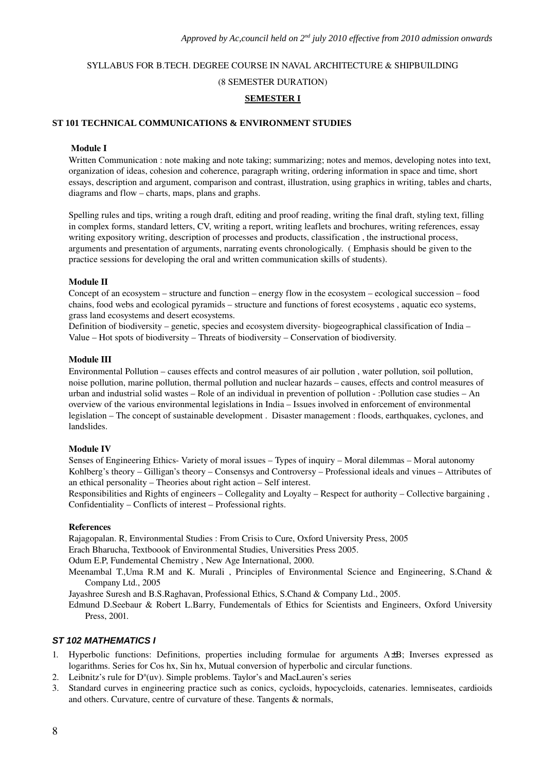*Approved by Ac,council held on 2nd july 2010 effective from 2010 admission onwards*

SYLLABUS FOR B.TECH. DEGREE COURSE IN NAVAL ARCHITECTURE & SHIPBUILDING

(8 SEMESTER DURATION)

**SEMESTER I**

### ST 101 TECHNICAL COMMUNICATIONS & ENVIRONMENT STUDIES

**Module I**

Written Communication : note making and note taking; summarizing; notes and memos, developing notes into text, organization of ideas, cohesion and coherence, paragraph writing, ordering information in space and time, short essays, description and argument, comparison and contrast, illustration, using graphics in writing, tables and charts, diagrams and flow – charts, maps, plans and graphs.

Spelling rules and tips, writing a rough draft, editing and proof reading, writing the final draft, styling text, filling in complex forms, standard letters, CV, writing a report, writing leaflets and brochures, writing references, essay writing expository writing, description of processes and products, classification , the instructional process, arguments and presentation of arguments, narrating events chronologically. ( Emphasis should be given to the practice sessions for developing the oral and written communication skills of students).

**Module II**

Concept of an ecosystem – structure and function – energy flow in the ecosystem – ecological succession – food chains, food webs and ecological pyramids – structure and functions of forest ecosystems , aquatic eco systems, grass land ecosystems and desert ecosystems.

Definition of biodiversity – genetic, species and ecosystem diversity- biogeographical classification of India – Value – Hot spots of biodiversity – Threats of biodiversity – Conservation of biodiversity.

**Module III**

Environmental Pollution – causes effects and control measures of air pollution , water pollution, soil pollution, noise pollution, marine pollution, thermal pollution and nuclear hazards – causes, effects and control measures of urban and industrial solid wastes – Role of an individual in prevention of pollution - :Pollution case studies – An overview of the various environmental legislations in India – Issues involved in enforcement of environmental legislation – The concept of sustainable development . Disaster management : floods, earthquakes, cyclones, and landslides.

**Module IV**

Senses of Engineering Ethics- Variety of moral issues – Types of inquiry – Moral dilemmas – Moral autonomy Kohlberg's theory – Gilligan's theory – Consensys and Controversy – Professional ideals and vinues – Attributes of an ethical personality – Theories about right action – Self interest.

Responsibilities and Rights of engineers – Collegality and Loyalty – Respect for authority – Collective bargaining , Confidentiality – Conflicts of interest – Professional rights.

**References**

Rajagopalan. R, Environmental Studies : From Crisis to Cure, Oxford University Press, 2005

Erach Bharucha, Textboook of Environmental Studies, Universities Press 2005.

Odum E.P, Fundemental Chemistry , New Age International, 2000.

Meenambal T.,Uma R.M and K. Murali , Principles of Environmental Science and Engineering, S.Chand & Company Ltd., 2005

Jayashree Suresh and B.S.Raghavan, Professional Ethics, S.Chand & Company Ltd., 2005.

Edmund D.Seebaur & Robert L.Barry, Fundementals of Ethics for Scientists and Engineers, Oxford University Press, 2001.

### *ST 102 MATHEMATICS I*

1. Hyperbolic functions: Definitions, properties including formulae for arguments A±B; Inverses expressed as logarithms. Series for Cos hx, Sin hx, Mutual conversion of hyperbolic and circular functions.
2. Leibnitz's rule for $D^n(uv)$. Simple problems. Taylor's and MacLauren's series
3. Standard curves in engineering practice such as conics, cycloids, hypocycloids, catenaries. lemniseates, cardioids and others. Curvature, centre of curvature of these. Tangents & normals,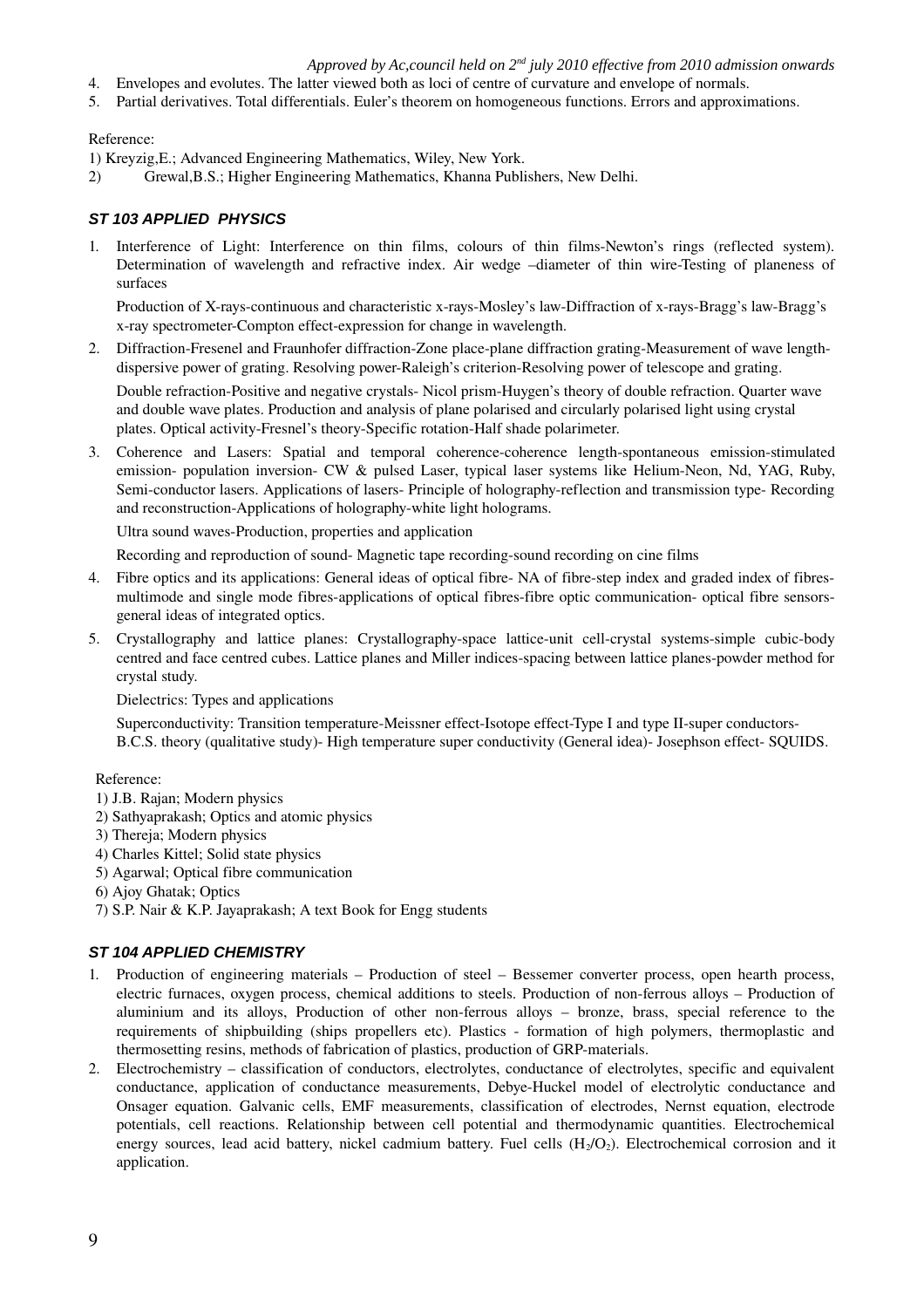4. Envelopes and evolutes. The latter viewed both as loci of centre of curvature and envelope of normals.
5. Partial derivatives. Total differentials. Euler's theorem on homogeneous functions. Errors and approximations.

Reference:

1) Kreyzig,E.; Advanced Engineering Mathematics, Wiley, New York.
2) Grewal,B.S.; Higher Engineering Mathematics, Khanna Publishers, New Delhi.

### *ST 103 APPLIED PHYSICS*

1. Interference of Light: Interference on thin films, colours of thin films-Newton's rings (reflected system). Determination of wavelength and refractive index. Air wedge –diameter of thin wire-Testing of planeness of surfaces

   Production of X-rays-continuous and characteristic x-rays-Mosley's law-Diffraction of x-rays-Bragg's law-Bragg's x-ray spectrometer-Compton effect-expression for change in wavelength.

2. Diffraction-Fresenel and Fraunhofer diffraction-Zone place-plane diffraction grating-Measurement of wave length-dispersive power of grating. Resolving power-Raleigh's criterion-Resolving power of telescope and grating.

   Double refraction-Positive and negative crystals- Nicol prism-Huygen's theory of double refraction. Quarter wave and double wave plates. Production and analysis of plane polarised and circularly polarised light using crystal plates. Optical activity-Fresnel's theory-Specific rotation-Half shade polarimeter.

3. Coherence and Lasers: Spatial and temporal coherence-coherence length-spontaneous emission-stimulated emission- population inversion- CW & pulsed Laser, typical laser systems like Helium-Neon, Nd, YAG, Ruby, Semi-conductor lasers. Applications of lasers- Principle of holography-reflection and transmission type- Recording and reconstruction-Applications of holography-white light holograms.

   Ultra sound waves-Production, properties and application

   Recording and reproduction of sound- Magnetic tape recording-sound recording on cine films

4. Fibre optics and its applications: General ideas of optical fibre- NA of fibre-step index and graded index of fibres-multimode and single mode fibres-applications of optical fibres-fibre optic communication- optical fibre sensors-general ideas of integrated optics.

5. Crystallography and lattice planes: Crystallography-space lattice-unit cell-crystal systems-simple cubic-body centred and face centred cubes. Lattice planes and Miller indices-spacing between lattice planes-powder method for crystal study.

   Dielectrics: Types and applications

   Superconductivity: Transition temperature-Meissner effect-Isotope effect-Type I and type II-super conductors-B.C.S. theory (qualitative study)- High temperature super conductivity (General idea)- Josephson effect- SQUIDS.

Reference:

1) J.B. Rajan; Modern physics
2) Sathyaprakash; Optics and atomic physics
3) Thereja; Modern physics
4) Charles Kittel; Solid state physics
5) Agarwal; Optical fibre communication
6) Ajoy Ghatak; Optics
7) S.P. Nair & K.P. Jayaprakash; A text Book for Engg students

### *ST 104 APPLIED CHEMISTRY*

1. Production of engineering materials – Production of steel – Bessemer converter process, open hearth process, electric furnaces, oxygen process, chemical additions to steels. Production of non-ferrous alloys – Production of aluminium and its alloys, Production of other non-ferrous alloys – bronze, brass, special reference to the requirements of shipbuilding (ships propellers etc). Plastics - formation of high polymers, thermoplastic and thermosetting resins, methods of fabrication of plastics, production of GRP-materials.
2. Electrochemistry – classification of conductors, electrolytes, conductance of electrolytes, specific and equivalent conductance, application of conductance measurements, Debye-Huckel model of electrolytic conductance and Onsager equation. Galvanic cells, EMF measurements, classification of electrodes, Nernst equation, electrode potentials, cell reactions. Relationship between cell potential and thermodynamic quantities. Electrochemical energy sources, lead acid battery, nickel cadmium battery. Fuel cells ($H_2/O_2$). Electrochemical corrosion and it application.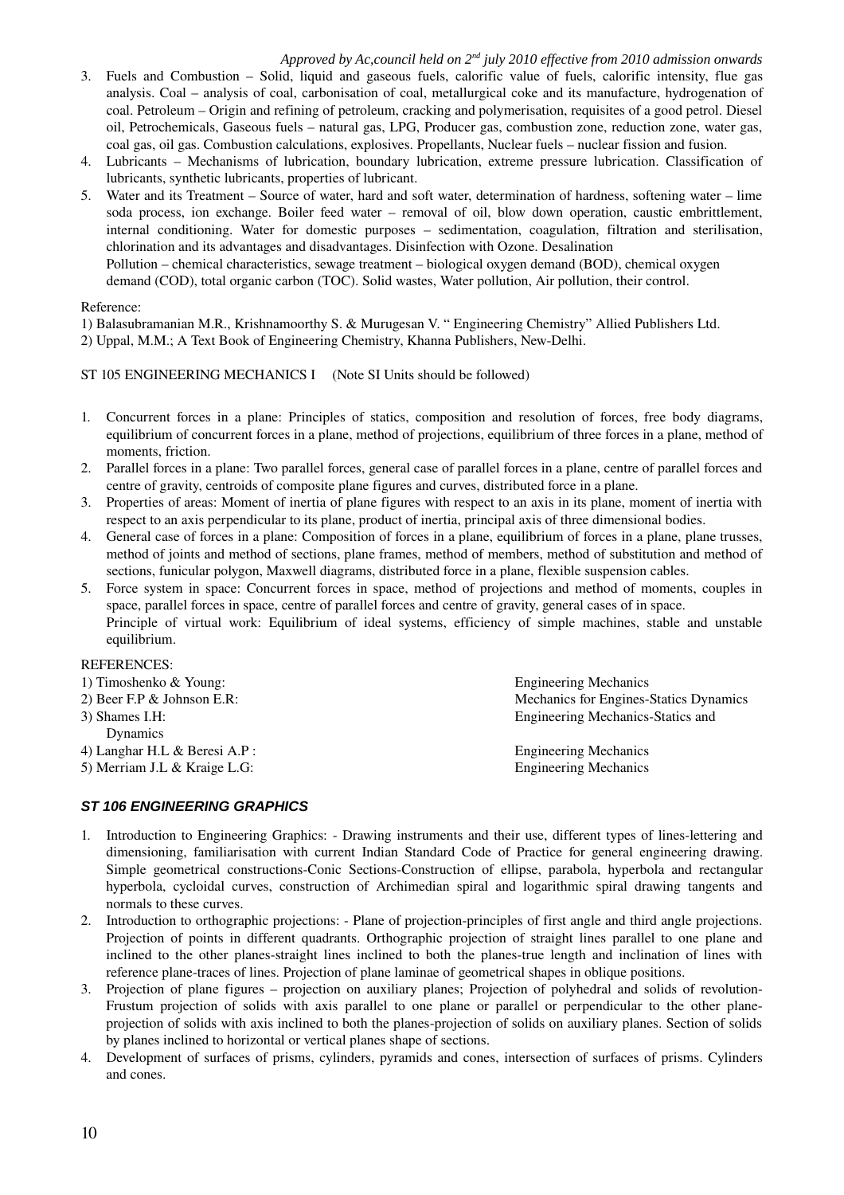3. Fuels and Combustion – Solid, liquid and gaseous fuels, calorific value of fuels, calorific intensity, flue gas analysis. Coal – analysis of coal, carbonisation of coal, metallurgical coke and its manufacture, hydrogenation of coal. Petroleum – Origin and refining of petroleum, cracking and polymerisation, requisites of a good petrol. Diesel oil, Petrochemicals, Gaseous fuels – natural gas, LPG, Producer gas, combustion zone, reduction zone, water gas, coal gas, oil gas. Combustion calculations, explosives. Propellants, Nuclear fuels – nuclear fission and fusion.
4. Lubricants – Mechanisms of lubrication, boundary lubrication, extreme pressure lubrication. Classification of lubricants, synthetic lubricants, properties of lubricant.
5. Water and its Treatment – Source of water, hard and soft water, determination of hardness, softening water – lime soda process, ion exchange. Boiler feed water – removal of oil, blow down operation, caustic embrittlement, internal conditioning. Water for domestic purposes – sedimentation, coagulation, filtration and sterilisation, chlorination and its advantages and disadvantages. Disinfection with Ozone. Desalination
   Pollution – chemical characteristics, sewage treatment – biological oxygen demand (BOD), chemical oxygen demand (COD), total organic carbon (TOC). Solid wastes, Water pollution, Air pollution, their control.

Reference:

1) Balasubramanian M.R., Krishnamoorthy S. & Murugesan V. " Engineering Chemistry" Allied Publishers Ltd.
2) Uppal, M.M.; A Text Book of Engineering Chemistry, Khanna Publishers, New-Delhi.

ST 105 ENGINEERING MECHANICS I (Note SI Units should be followed)

1. Concurrent forces in a plane: Principles of statics, composition and resolution of forces, free body diagrams, equilibrium of concurrent forces in a plane, method of projections, equilibrium of three forces in a plane, method of moments, friction.
2. Parallel forces in a plane: Two parallel forces, general case of parallel forces in a plane, centre of parallel forces and centre of gravity, centroids of composite plane figures and curves, distributed force in a plane.
3. Properties of areas: Moment of inertia of plane figures with respect to an axis in its plane, moment of inertia with respect to an axis perpendicular to its plane, product of inertia, principal axis of three dimensional bodies.
4. General case of forces in a plane: Composition of forces in a plane, equilibrium of forces in a plane, plane trusses, method of joints and method of sections, plane frames, method of members, method of substitution and method of sections, funicular polygon, Maxwell diagrams, distributed force in a plane, flexible suspension cables.
5. Force system in space: Concurrent forces in space, method of projections and method of moments, couples in space, parallel forces in space, centre of parallel forces and centre of gravity, general cases of in space.
   Principle of virtual work: Equilibrium of ideal systems, efficiency of simple machines, stable and unstable equilibrium.

REFERENCES:

1) Timoshenko & Young: Engineering Mechanics
2) Beer F.P & Johnson E.R: Mechanics for Engines-Statics Dynamics
3) Shames I.H: Engineering Mechanics-Statics and Dynamics
4) Langhar H.L & Beresi A.P : Engineering Mechanics
5) Merriam J.L & Kraige L.G: Engineering Mechanics

### *ST 106 ENGINEERING GRAPHICS*

1. Introduction to Engineering Graphics: - Drawing instruments and their use, different types of lines-lettering and dimensioning, familiarisation with current Indian Standard Code of Practice for general engineering drawing. Simple geometrical constructions-Conic Sections-Construction of ellipse, parabola, hyperbola and rectangular hyperbola, cycloidal curves, construction of Archimedian spiral and logarithmic spiral drawing tangents and normals to these curves.
2. Introduction to orthographic projections: - Plane of projection-principles of first angle and third angle projections. Projection of points in different quadrants. Orthographic projection of straight lines parallel to one plane and inclined to the other planes-straight lines inclined to both the planes-true length and inclination of lines with reference plane-traces of lines. Projection of plane laminae of geometrical shapes in oblique positions.
3. Projection of plane figures – projection on auxiliary planes; Projection of polyhedral and solids of revolution-Frustum projection of solids with axis parallel to one plane or parallel or perpendicular to the other plane-projection of solids with axis inclined to both the planes-projection of solids on auxiliary planes. Section of solids by planes inclined to horizontal or vertical planes shape of sections.
4. Development of surfaces of prisms, cylinders, pyramids and cones, intersection of surfaces of prisms. Cylinders and cones.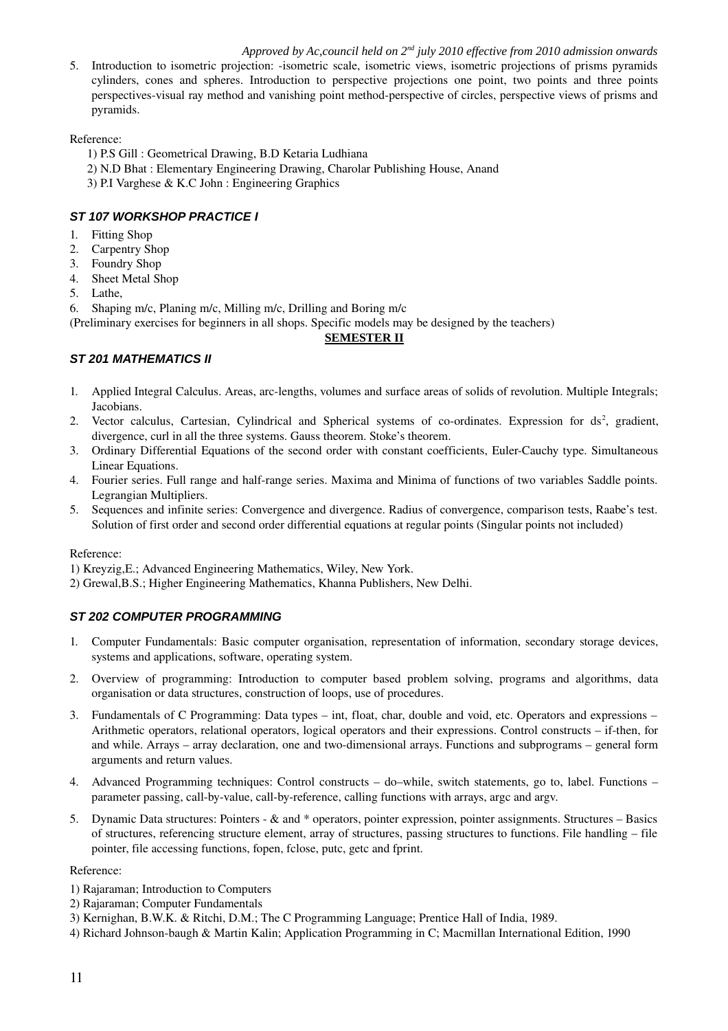5. Introduction to isometric projection: -isometric scale, isometric views, isometric projections of prisms pyramids cylinders, cones and spheres. Introduction to perspective projections one point, two points and three points perspectives-visual ray method and vanishing point method-perspective of circles, perspective views of prisms and pyramids.

Reference:

1) P.S Gill : Geometrical Drawing, B.D Ketaria Ludhiana
2) N.D Bhat : Elementary Engineering Drawing, Charolar Publishing House, Anand
3) P.I Varghese & K.C John : Engineering Graphics

### *ST 107 WORKSHOP PRACTICE I*

1. Fitting Shop
2. Carpentry Shop
3. Foundry Shop
4. Sheet Metal Shop
5. Lathe,
6. Shaping m/c, Planing m/c, Milling m/c, Drilling and Boring m/c

(Preliminary exercises for beginners in all shops. Specific models may be designed by the teachers)

## **SEMESTER II**

### *ST 201 MATHEMATICS II*

1. Applied Integral Calculus. Areas, arc-lengths, volumes and surface areas of solids of revolution. Multiple Integrals; Jacobians.
2. Vector calculus, Cartesian, Cylindrical and Spherical systems of co-ordinates. Expression for $ds^2$, gradient, divergence, curl in all the three systems. Gauss theorem. Stoke's theorem.
3. Ordinary Differential Equations of the second order with constant coefficients, Euler-Cauchy type. Simultaneous Linear Equations.
4. Fourier series. Full range and half-range series. Maxima and Minima of functions of two variables Saddle points. Legrangian Multipliers.
5. Sequences and infinite series: Convergence and divergence. Radius of convergence, comparison tests, Raabe's test. Solution of first order and second order differential equations at regular points (Singular points not included)

Reference:

1) Kreyzig,E.; Advanced Engineering Mathematics, Wiley, New York.
2) Grewal,B.S.; Higher Engineering Mathematics, Khanna Publishers, New Delhi.

### *ST 202 COMPUTER PROGRAMMING*

1. Computer Fundamentals: Basic computer organisation, representation of information, secondary storage devices, systems and applications, software, operating system.

2. Overview of programming: Introduction to computer based problem solving, programs and algorithms, data organisation or data structures, construction of loops, use of procedures.

3. Fundamentals of C Programming: Data types – int, float, char, double and void, etc. Operators and expressions – Arithmetic operators, relational operators, logical operators and their expressions. Control constructs – if-then, for and while. Arrays – array declaration, one and two-dimensional arrays. Functions and subprograms – general form arguments and return values.

4. Advanced Programming techniques: Control constructs – do–while, switch statements, go to, label. Functions – parameter passing, call-by-value, call-by-reference, calling functions with arrays, argc and argv.

5. Dynamic Data structures: Pointers - & and * operators, pointer expression, pointer assignments. Structures – Basics of structures, referencing structure element, array of structures, passing structures to functions. File handling – file pointer, file accessing functions, fopen, fclose, putc, getc and fprint.

Reference:

1) Rajaraman; Introduction to Computers
2) Rajaraman; Computer Fundamentals
3) Kernighan, B.W.K. & Ritchi, D.M.; The C Programming Language; Prentice Hall of India, 1989.
4) Richard Johnson-baugh & Martin Kalin; Application Programming in C; Macmillan International Edition, 1990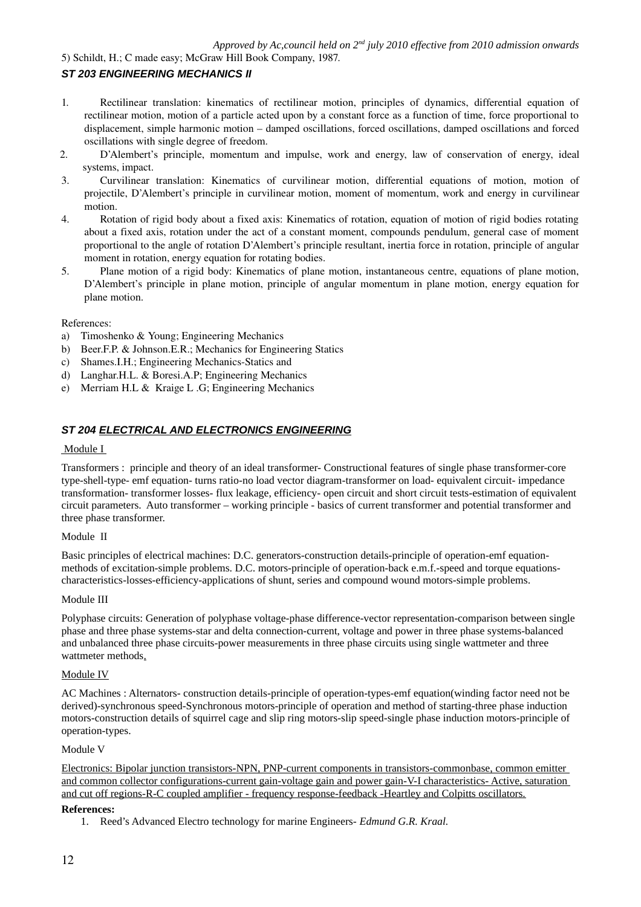5) Schildt, H.; C made easy; McGraw Hill Book Company, 1987.

### *ST 203 ENGINEERING MECHANICS II*

1. Rectilinear translation: kinematics of rectilinear motion, principles of dynamics, differential equation of rectilinear motion, motion of a particle acted upon by a constant force as a function of time, force proportional to displacement, simple harmonic motion – damped oscillations, forced oscillations, damped oscillations and forced oscillations with single degree of freedom.
2. D'Alembert's principle, momentum and impulse, work and energy, law of conservation of energy, ideal systems, impact.
3. Curvilinear translation: Kinematics of curvilinear motion, differential equations of motion, motion of projectile, D'Alembert's principle in curvilinear motion, moment of momentum, work and energy in curvilinear motion.
4. Rotation of rigid body about a fixed axis: Kinematics of rotation, equation of motion of rigid bodies rotating about a fixed axis, rotation under the act of a constant moment, compounds pendulum, general case of moment proportional to the angle of rotation D'Alembert's principle resultant, inertia force in rotation, principle of angular moment in rotation, energy equation for rotating bodies.
5. Plane motion of a rigid body: Kinematics of plane motion, instantaneous centre, equations of plane motion, D'Alembert's principle in plane motion, principle of angular momentum in plane motion, energy equation for plane motion.

References:

a) Timoshenko & Young; Engineering Mechanics
b) Beer.F.P. & Johnson.E.R.; Mechanics for Engineering Statics
c) Shames.I.H.; Engineering Mechanics-Statics and
d) Langhar.H.L. & Boresi.A.P; Engineering Mechanics
e) Merriam H.L & Kraige L .G; Engineering Mechanics

### *ST 204 ELECTRICAL AND ELECTRONICS ENGINEERING*

Module I

Transformers : principle and theory of an ideal transformer- Constructional features of single phase transformer-core type-shell-type- emf equation- turns ratio-no load vector diagram-transformer on load- equivalent circuit- impedance transformation- transformer losses- flux leakage, efficiency- open circuit and short circuit tests-estimation of equivalent circuit parameters. Auto transformer – working principle - basics of current transformer and potential transformer and three phase transformer.

Module II

Basic principles of electrical machines: D.C. generators-construction details-principle of operation-emf equation-methods of excitation-simple problems. D.C. motors-principle of operation-back e.m.f.-speed and torque equations-characteristics-losses-efficiency-applications of shunt, series and compound wound motors-simple problems.

Module III

Polyphase circuits: Generation of polyphase voltage-phase difference-vector representation-comparison between single phase and three phase systems-star and delta connection-current, voltage and power in three phase systems-balanced and unbalanced three phase circuits-power measurements in three phase circuits using single wattmeter and three wattmeter methods.

Module IV

AC Machines : Alternators- construction details-principle of operation-types-emf equation(winding factor need not be derived)-synchronous speed-Synchronous motors-principle of operation and method of starting-three phase induction motors-construction details of squirrel cage and slip ring motors-slip speed-single phase induction motors-principle of operation-types.

Module V

Electronics: Bipolar junction transistors-NPN, PNP-current components in transistors-commonbase, common emitter and common collector configurations-current gain-voltage gain and power gain-V-I characteristics- Active, saturation and cut off regions-R-C coupled amplifier - frequency response-feedback -Heartley and Colpitts oscillators.

**References:**

1. Reed's Advanced Electro technology for marine Engineers- *Edmund G.R. Kraal.*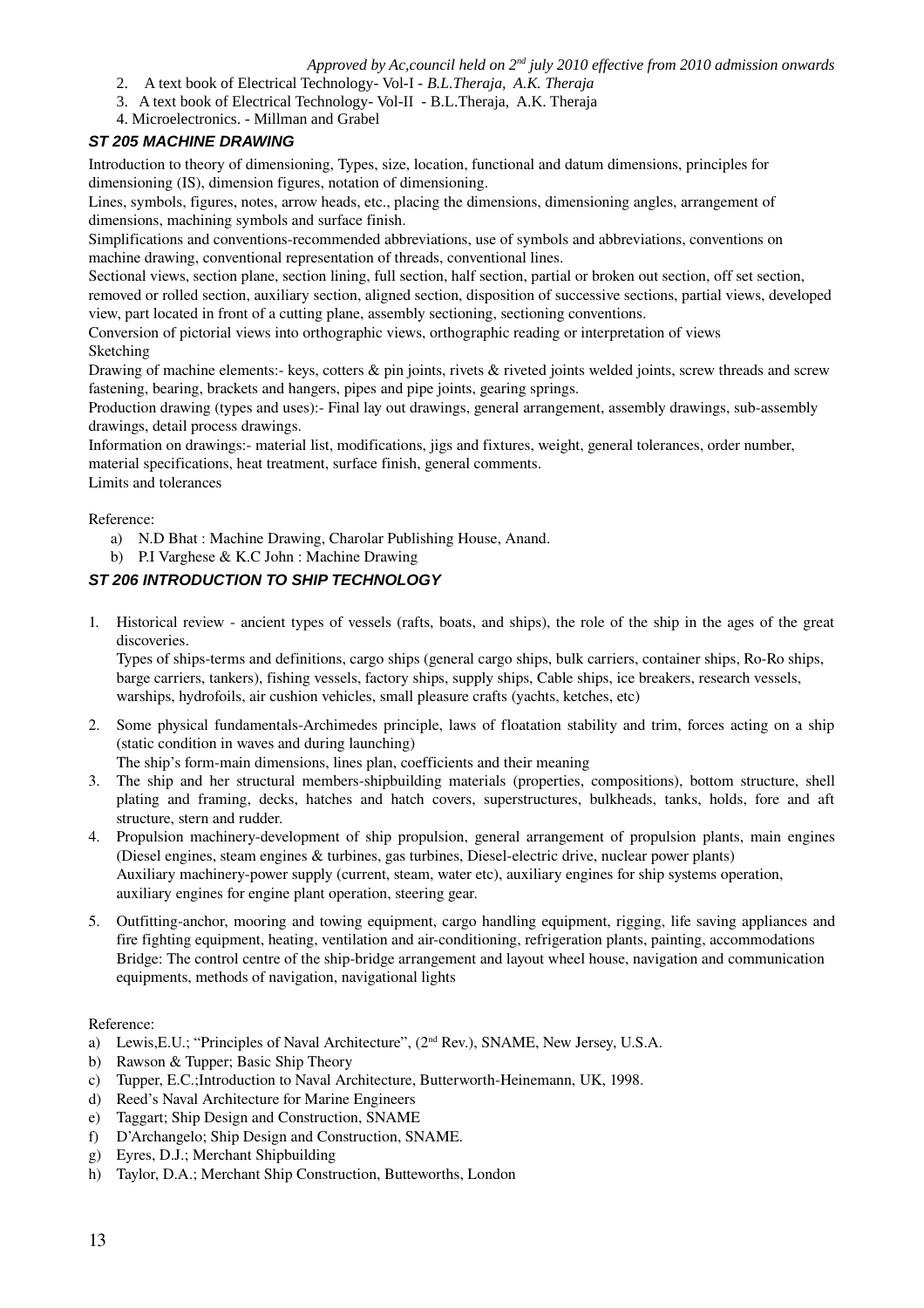2. A text book of Electrical Technology- Vol-I - *B.L.Theraja, A.K. Theraja*
3. A text book of Electrical Technology- Vol-II - B.L.Theraja, A.K. Theraja
4. Microelectronics. - Millman and Grabel

### *ST 205 MACHINE DRAWING*

Introduction to theory of dimensioning, Types, size, location, functional and datum dimensions, principles for dimensioning (IS), dimension figures, notation of dimensioning.

Lines, symbols, figures, notes, arrow heads, etc., placing the dimensions, dimensioning angles, arrangement of dimensions, machining symbols and surface finish.

Simplifications and conventions-recommended abbreviations, use of symbols and abbreviations, conventions on machine drawing, conventional representation of threads, conventional lines.

Sectional views, section plane, section lining, full section, half section, partial or broken out section, off set section, removed or rolled section, auxiliary section, aligned section, disposition of successive sections, partial views, developed view, part located in front of a cutting plane, assembly sectioning, sectioning conventions.

Conversion of pictorial views into orthographic views, orthographic reading or interpretation of views

Sketching

Drawing of machine elements:- keys, cotters & pin joints, rivets & riveted joints welded joints, screw threads and screw fastening, bearing, brackets and hangers, pipes and pipe joints, gearing springs.

Production drawing (types and uses):- Final lay out drawings, general arrangement, assembly drawings, sub-assembly drawings, detail process drawings.

Information on drawings:- material list, modifications, jigs and fixtures, weight, general tolerances, order number, material specifications, heat treatment, surface finish, general comments.

Limits and tolerances

Reference:

a) N.D Bhat : Machine Drawing, Charolar Publishing House, Anand.
b) P.I Varghese & K.C John : Machine Drawing

### *ST 206 INTRODUCTION TO SHIP TECHNOLOGY*

1. Historical review - ancient types of vessels (rafts, boats, and ships), the role of the ship in the ages of the great discoveries.
   Types of ships-terms and definitions, cargo ships (general cargo ships, bulk carriers, container ships, Ro-Ro ships, barge carriers, tankers), fishing vessels, factory ships, supply ships, Cable ships, ice breakers, research vessels, warships, hydrofoils, air cushion vehicles, small pleasure crafts (yachts, ketches, etc)
2. Some physical fundamentals-Archimedes principle, laws of floatation stability and trim, forces acting on a ship (static condition in waves and during launching)
   The ship's form-main dimensions, lines plan, coefficients and their meaning
3. The ship and her structural members-shipbuilding materials (properties, compositions), bottom structure, shell plating and framing, decks, hatches and hatch covers, superstructures, bulkheads, tanks, holds, fore and aft structure, stern and rudder.
4. Propulsion machinery-development of ship propulsion, general arrangement of propulsion plants, main engines (Diesel engines, steam engines & turbines, gas turbines, Diesel-electric drive, nuclear power plants)
   Auxiliary machinery-power supply (current, steam, water etc), auxiliary engines for ship systems operation, auxiliary engines for engine plant operation, steering gear.
5. Outfitting-anchor, mooring and towing equipment, cargo handling equipment, rigging, life saving appliances and fire fighting equipment, heating, ventilation and air-conditioning, refrigeration plants, painting, accommodations
   Bridge: The control centre of the ship-bridge arrangement and layout wheel house, navigation and communication equipments, methods of navigation, navigational lights

Reference:

a) Lewis,E.U.; "Principles of Naval Architecture", (2nd Rev.), SNAME, New Jersey, U.S.A.
b) Rawson & Tupper; Basic Ship Theory
c) Tupper, E.C.;Introduction to Naval Architecture, Butterworth-Heinemann, UK, 1998.
d) Reed's Naval Architecture for Marine Engineers
e) Taggart; Ship Design and Construction, SNAME
f) D'Archangelo; Ship Design and Construction, SNAME.
g) Eyres, D.J.; Merchant Shipbuilding
h) Taylor, D.A.; Merchant Ship Construction, Butteworths, London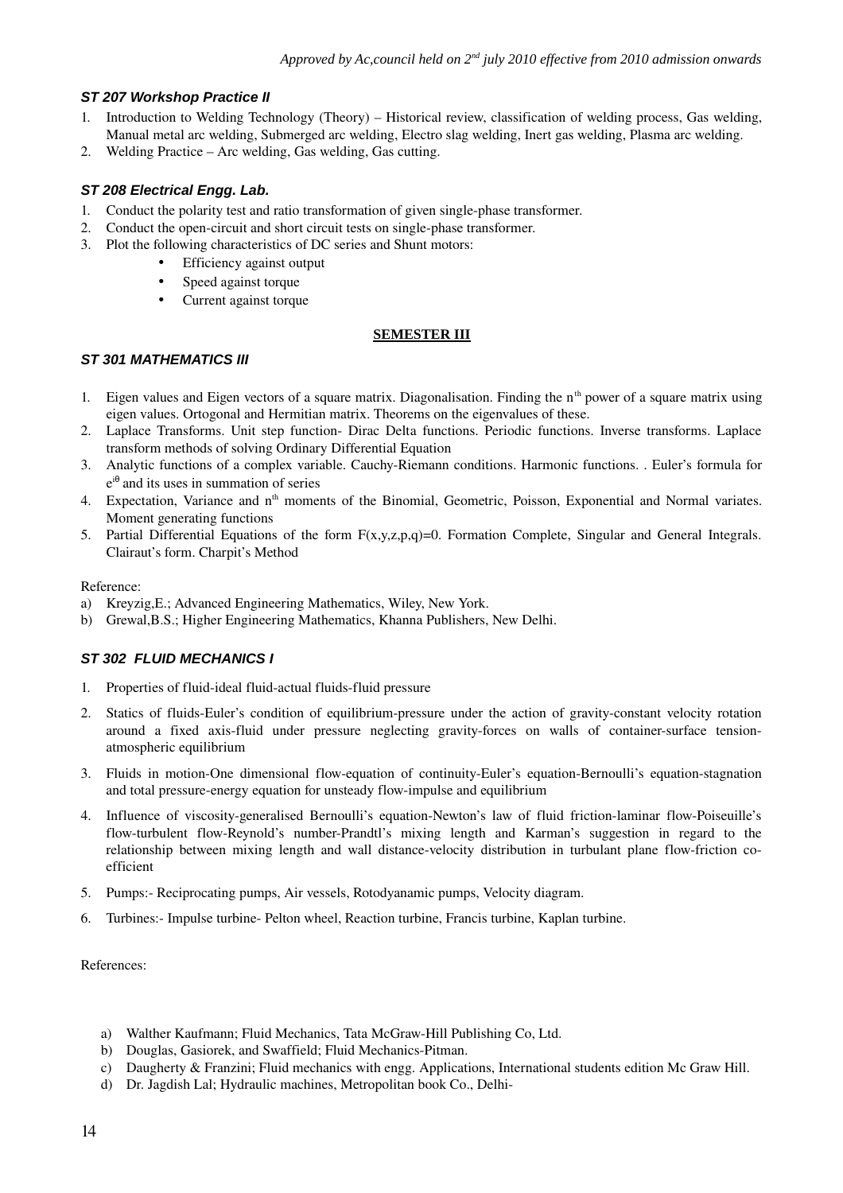### *ST 207 Workshop Practice II*

1. Introduction to Welding Technology (Theory) – Historical review, classification of welding process, Gas welding, Manual metal arc welding, Submerged arc welding, Electro slag welding, Inert gas welding, Plasma arc welding.
2. Welding Practice – Arc welding, Gas welding, Gas cutting.

### *ST 208 Electrical Engg. Lab.*

1. Conduct the polarity test and ratio transformation of given single-phase transformer.
2. Conduct the open-circuit and short circuit tests on single-phase transformer.
3. Plot the following characteristics of DC series and Shunt motors:
   - Efficiency against output
   - Speed against torque
   - Current against torque

## SEMESTER III

### *ST 301 MATHEMATICS III*

1. Eigen values and Eigen vectors of a square matrix. Diagonalisation. Finding the $n^{th}$ power of a square matrix using eigen values. Ortogonal and Hermitian matrix. Theorems on the eigenvalues of these.
2. Laplace Transforms. Unit step function- Dirac Delta functions. Periodic functions. Inverse transforms. Laplace transform methods of solving Ordinary Differential Equation
3. Analytic functions of a complex variable. Cauchy-Riemann conditions. Harmonic functions. . Euler's formula for $e^{i\theta}$ and its uses in summation of series
4. Expectation, Variance and $n^{th}$ moments of the Binomial, Geometric, Poisson, Exponential and Normal variates. Moment generating functions
5. Partial Differential Equations of the form $F(x,y,z,p,q)=0$. Formation Complete, Singular and General Integrals. Clairaut's form. Charpit's Method

Reference:

a) Kreyzig,E.; Advanced Engineering Mathematics, Wiley, New York.
b) Grewal,B.S.; Higher Engineering Mathematics, Khanna Publishers, New Delhi.

### *ST 302 FLUID MECHANICS I*

1. Properties of fluid-ideal fluid-actual fluids-fluid pressure
2. Statics of fluids-Euler's condition of equilibrium-pressure under the action of gravity-constant velocity rotation around a fixed axis-fluid under pressure neglecting gravity-forces on walls of container-surface tension-atmospheric equilibrium
3. Fluids in motion-One dimensional flow-equation of continuity-Euler's equation-Bernoulli's equation-stagnation and total pressure-energy equation for unsteady flow-impulse and equilibrium
4. Influence of viscosity-generalised Bernoulli's equation-Newton's law of fluid friction-laminar flow-Poiseuille's flow-turbulent flow-Reynold's number-Prandtl's mixing length and Karman's suggestion in regard to the relationship between mixing length and wall distance-velocity distribution in turbulant plane flow-friction co-efficient
5. Pumps:- Reciprocating pumps, Air vessels, Rotodyanamic pumps, Velocity diagram.
6. Turbines:- Impulse turbine- Pelton wheel, Reaction turbine, Francis turbine, Kaplan turbine.

References:

a) Walther Kaufmann; Fluid Mechanics, Tata McGraw-Hill Publishing Co, Ltd.
b) Douglas, Gasiorek, and Swaffield; Fluid Mechanics-Pitman.
c) Daugherty & Franzini; Fluid mechanics with engg. Applications, International students edition Mc Graw Hill.
d) Dr. Jagdish Lal; Hydraulic machines, Metropolitan book Co., Delhi-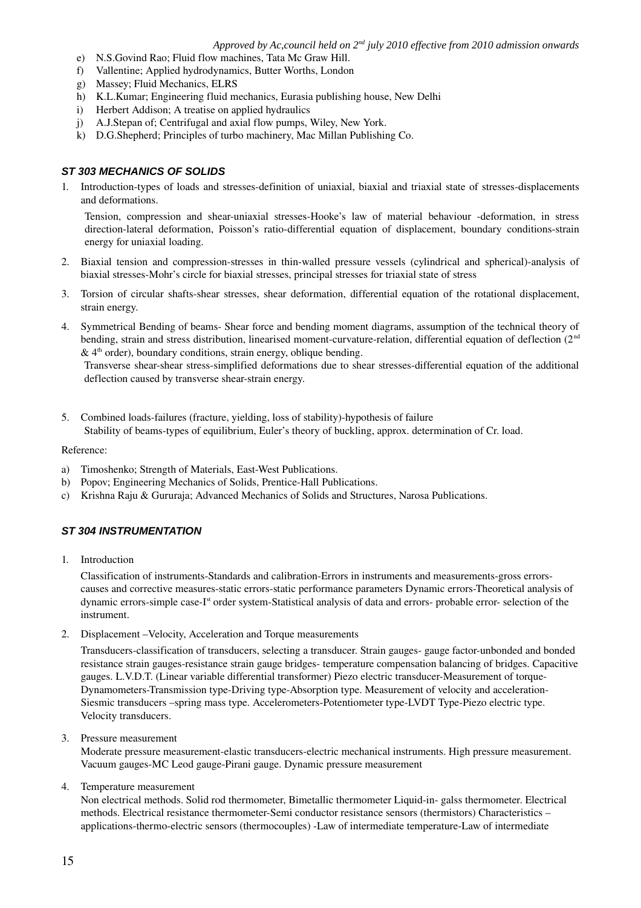e) N.S.Govind Rao; Fluid flow machines, Tata Mc Graw Hill.
f) Vallentine; Applied hydrodynamics, Butter Worths, London
g) Massey; Fluid Mechanics, ELRS
h) K.L.Kumar; Engineering fluid mechanics, Eurasia publishing house, New Delhi
i) Herbert Addison; A treatise on applied hydraulics
j) A.J.Stepan of; Centrifugal and axial flow pumps, Wiley, New York.
k) D.G.Shepherd; Principles of turbo machinery, Mac Millan Publishing Co.

### *ST 303 MECHANICS OF SOLIDS*

1. Introduction-types of loads and stresses-definition of uniaxial, biaxial and triaxial state of stresses-displacements and deformations.

   Tension, compression and shear-uniaxial stresses-Hooke's law of material behaviour -deformation, in stress direction-lateral deformation, Poisson's ratio-differential equation of displacement, boundary conditions-strain energy for uniaxial loading.

2. Biaxial tension and compression-stresses in thin-walled pressure vessels (cylindrical and spherical)-analysis of biaxial stresses-Mohr's circle for biaxial stresses, principal stresses for triaxial state of stress

3. Torsion of circular shafts-shear stresses, shear deformation, differential equation of the rotational displacement, strain energy.

4. Symmetrical Bending of beams- Shear force and bending moment diagrams, assumption of the technical theory of bending, strain and stress distribution, linearised moment-curvature-relation, differential equation of deflection ($2^{nd}$ & $4^{th}$ order), boundary conditions, strain energy, oblique bending.

   Transverse shear-shear stress-simplified deformations due to shear stresses-differential equation of the additional deflection caused by transverse shear-strain energy.

5. Combined loads-failures (fracture, yielding, loss of stability)-hypothesis of failure

   Stability of beams-types of equilibrium, Euler's theory of buckling, approx. determination of Cr. load.

Reference:

a) Timoshenko; Strength of Materials, East-West Publications.
b) Popov; Engineering Mechanics of Solids, Prentice-Hall Publications.
c) Krishna Raju & Gururaja; Advanced Mechanics of Solids and Structures, Narosa Publications.

### *ST 304 INSTRUMENTATION*

1. Introduction

   Classification of instruments-Standards and calibration-Errors in instruments and measurements-gross errors-causes and corrective measures-static errors-static performance parameters Dynamic errors-Theoretical analysis of dynamic errors-simple case-I[st] order system-Statistical analysis of data and errors- probable error- selection of the instrument.

2. Displacement –Velocity, Acceleration and Torque measurements

   Transducers-classification of transducers, selecting a transducer. Strain gauges- gauge factor-unbonded and bonded resistance strain gauges-resistance strain gauge bridges- temperature compensation balancing of bridges. Capacitive gauges. L.V.D.T. (Linear variable differential transformer) Piezo electric transducer-Measurement of torque-Dynamometers-Transmission type-Driving type-Absorption type. Measurement of velocity and acceleration-Siesmic transducers –spring mass type. Accelerometers-Potentiometer type-LVDT Type-Piezo electric type. Velocity transducers.

3. Pressure measurement

   Moderate pressure measurement-elastic transducers-electric mechanical instruments. High pressure measurement. Vacuum gauges-MC Leod gauge-Pirani gauge. Dynamic pressure measurement

4. Temperature measurement

   Non electrical methods. Solid rod thermometer, Bimetallic thermometer Liquid-in- galss thermometer. Electrical methods. Electrical resistance thermometer-Semi conductor resistance sensors (thermistors) Characteristics – applications-thermo-electric sensors (thermocouples) -Law of intermediate temperature-Law of intermediate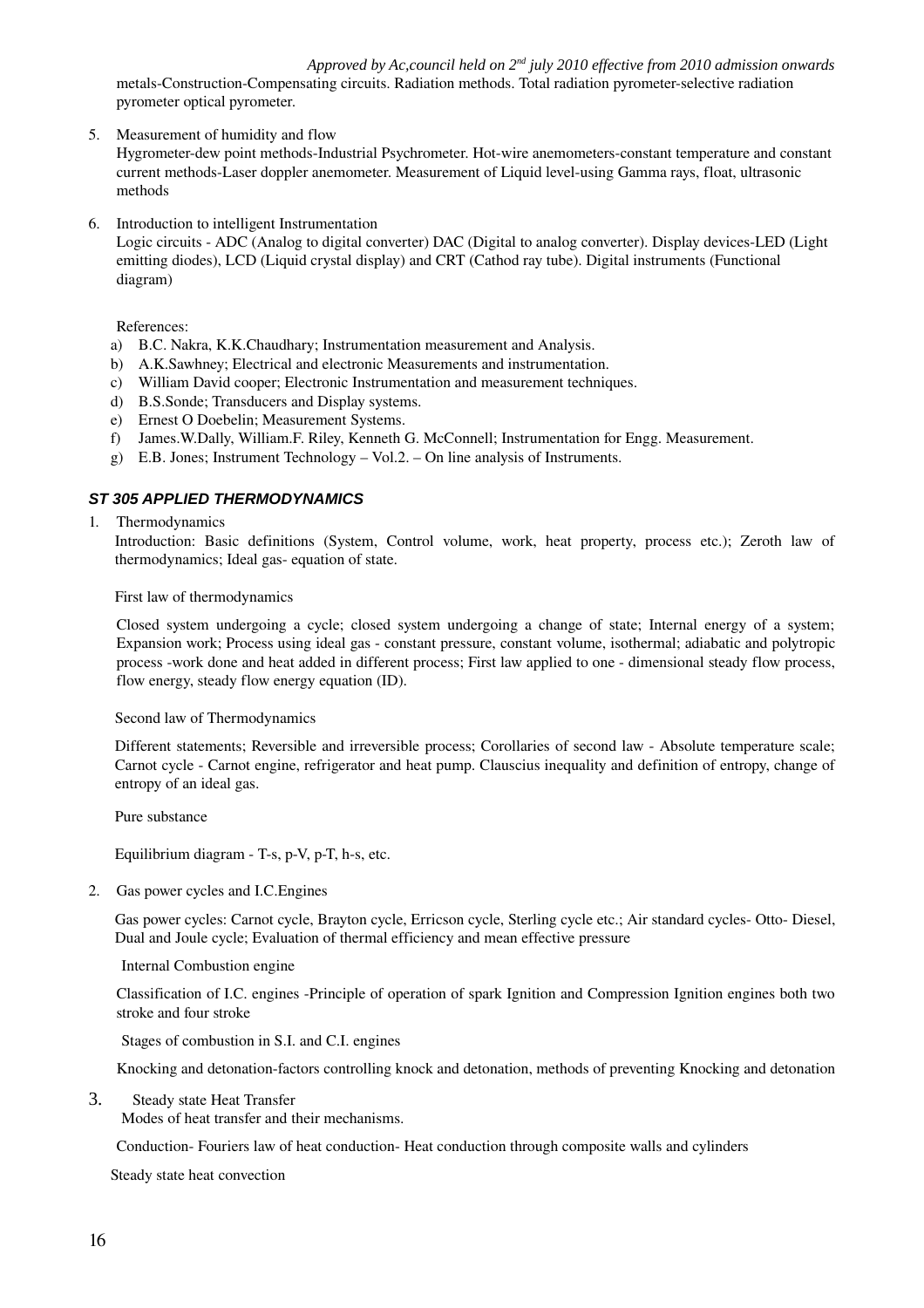metals-Construction-Compensating circuits. Radiation methods. Total radiation pyrometer-selective radiation pyrometer optical pyrometer.

5. Measurement of humidity and flow
   Hygrometer-dew point methods-Industrial Psychrometer. Hot-wire anemometers-constant temperature and constant current methods-Laser doppler anemometer. Measurement of Liquid level-using Gamma rays, float, ultrasonic methods

6. Introduction to intelligent Instrumentation
   Logic circuits - ADC (Analog to digital converter) DAC (Digital to analog converter). Display devices-LED (Light emitting diodes), LCD (Liquid crystal display) and CRT (Cathod ray tube). Digital instruments (Functional diagram)

References:

a) B.C. Nakra, K.K.Chaudhary; Instrumentation measurement and Analysis.
b) A.K.Sawhney; Electrical and electronic Measurements and instrumentation.
c) William David cooper; Electronic Instrumentation and measurement techniques.
d) B.S.Sonde; Transducers and Display systems.
e) Ernest O Doebelin; Measurement Systems.
f) James.W.Dally, William.F. Riley, Kenneth G. McConnell; Instrumentation for Engg. Measurement.
g) E.B. Jones; Instrument Technology – Vol.2. – On line analysis of Instruments.

### *ST 305 APPLIED THERMODYNAMICS*

1. Thermodynamics

   Introduction: Basic definitions (System, Control volume, work, heat property, process etc.); Zeroth law of thermodynamics; Ideal gas- equation of state.

   First law of thermodynamics

   Closed system undergoing a cycle; closed system undergoing a change of state; Internal energy of a system; Expansion work; Process using ideal gas - constant pressure, constant volume, isothermal; adiabatic and polytropic process -work done and heat added in different process; First law applied to one - dimensional steady flow process, flow energy, steady flow energy equation (ID).

   Second law of Thermodynamics

   Different statements; Reversible and irreversible process; Corollaries of second law - Absolute temperature scale; Carnot cycle - Carnot engine, refrigerator and heat pump. Clausius inequality and definition of entropy, change of entropy of an ideal gas.

   Pure substance

   Equilibrium diagram - T-s, p-V, p-T, h-s, etc.

2. Gas power cycles and I.C.Engines

   Gas power cycles: Carnot cycle, Brayton cycle, Erricson cycle, Sterling cycle etc.; Air standard cycles- Otto- Diesel, Dual and Joule cycle; Evaluation of thermal efficiency and mean effective pressure

   Internal Combustion engine

   Classification of I.C. engines -Principle of operation of spark Ignition and Compression Ignition engines both two stroke and four stroke

   Stages of combustion in S.I. and C.I. engines

   Knocking and detonation-factors controlling knock and detonation, methods of preventing Knocking and detonation

3. Steady state Heat Transfer

   Modes of heat transfer and their mechanisms.

   Conduction- Fouriers law of heat conduction- Heat conduction through composite walls and cylinders

   Steady state heat convection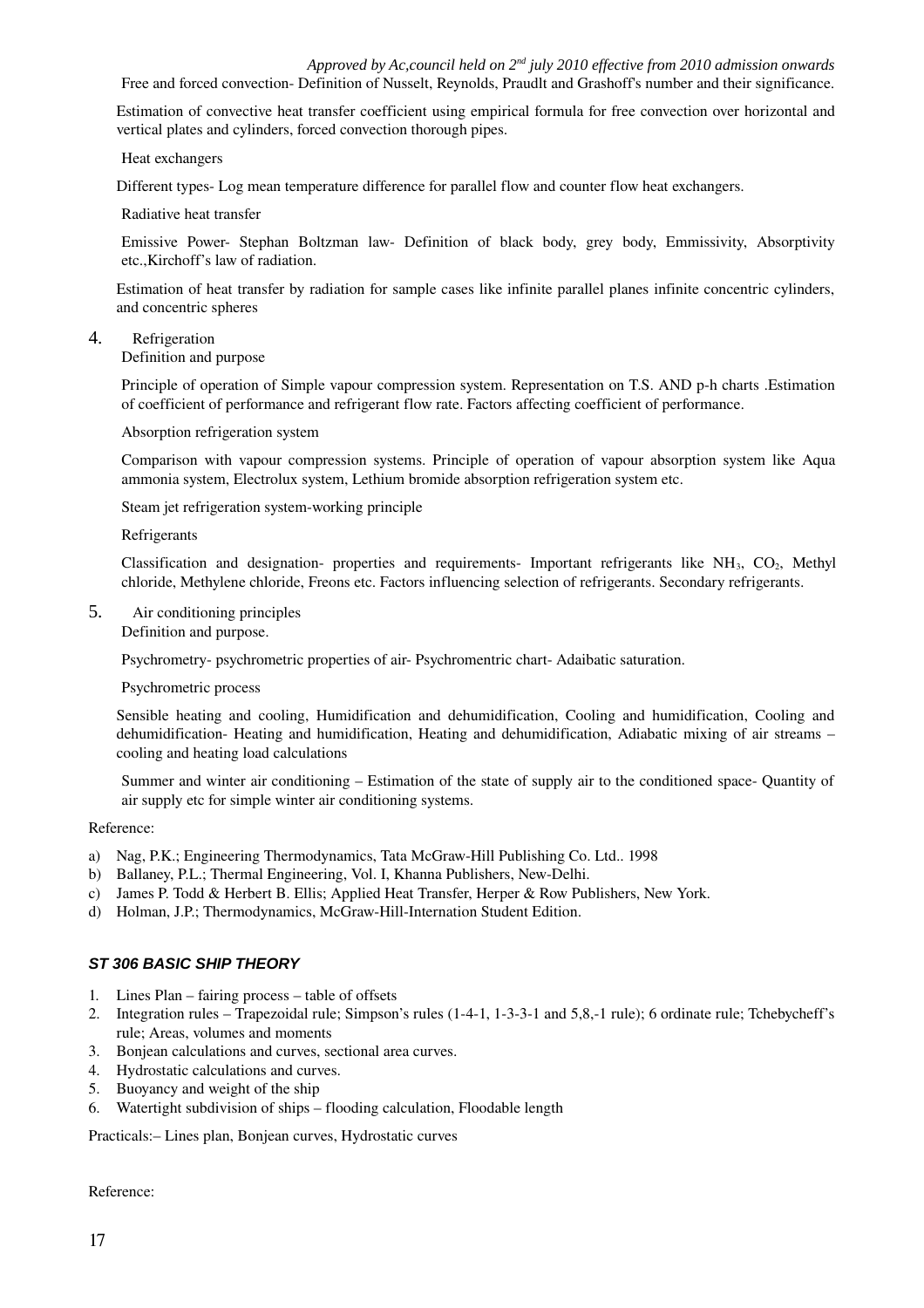Free and forced convection- Definition of Nusselt, Reynolds, Praudlt and Grashoff's number and their significance.

Estimation of convective heat transfer coefficient using empirical formula for free convection over horizontal and vertical plates and cylinders, forced convection thorough pipes.

Heat exchangers

Different types- Log mean temperature difference for parallel flow and counter flow heat exchangers.

Radiative heat transfer

Emissive Power- Stephan Boltzman law- Definition of black body, grey body, Emmissivity, Absorptivity etc.,Kirchoff's law of radiation.

Estimation of heat transfer by radiation for sample cases like infinite parallel planes infinite concentric cylinders, and concentric spheres

4. Refrigeration

Definition and purpose

Principle of operation of Simple vapour compression system. Representation on T.S. AND p-h charts .Estimation of coefficient of performance and refrigerant flow rate. Factors affecting coefficient of performance.

Absorption refrigeration system

Comparison with vapour compression systems. Principle of operation of vapour absorption system like Aqua ammonia system, Electrolux system, Lethium bromide absorption refrigeration system etc.

Steam jet refrigeration system-working principle

Refrigerants

Classification and designation- properties and requirements- Important refrigerants like $NH_3$, $CO_2$, Methyl chloride, Methylene chloride, Freons etc. Factors influencing selection of refrigerants. Secondary refrigerants.

5. Air conditioning principles

Definition and purpose.

Psychrometry- psychrometric properties of air- Psychromentric chart- Adaibatic saturation.

Psychrometric process

Sensible heating and cooling, Humidification and dehumidification, Cooling and humidification, Cooling and dehumidification- Heating and humidification, Heating and dehumidification, Adiabatic mixing of air streams – cooling and heating load calculations

Summer and winter air conditioning – Estimation of the state of supply air to the conditioned space- Quantity of air supply etc for simple winter air conditioning systems.

Reference:

a) Nag, P.K.; Engineering Thermodynamics, Tata McGraw-Hill Publishing Co. Ltd.. 1998
b) Ballaney, P.L.; Thermal Engineering, Vol. I, Khanna Publishers, New-Delhi.
c) James P. Todd & Herbert B. Ellis; Applied Heat Transfer, Herper & Row Publishers, New York.
d) Holman, J.P.; Thermodynamics, McGraw-Hill-Internation Student Edition.

### *ST 306 BASIC SHIP THEORY*

1. Lines Plan – fairing process – table of offsets
2. Integration rules – Trapezoidal rule; Simpson's rules (1-4-1, 1-3-3-1 and 5,8,-1 rule); 6 ordinate rule; Tchebycheff's rule; Areas, volumes and moments
3. Bonjean calculations and curves, sectional area curves.
4. Hydrostatic calculations and curves.
5. Buoyancy and weight of the ship
6. Watertight subdivision of ships – flooding calculation, Floodable length

Practicals:– Lines plan, Bonjean curves, Hydrostatic curves

Reference: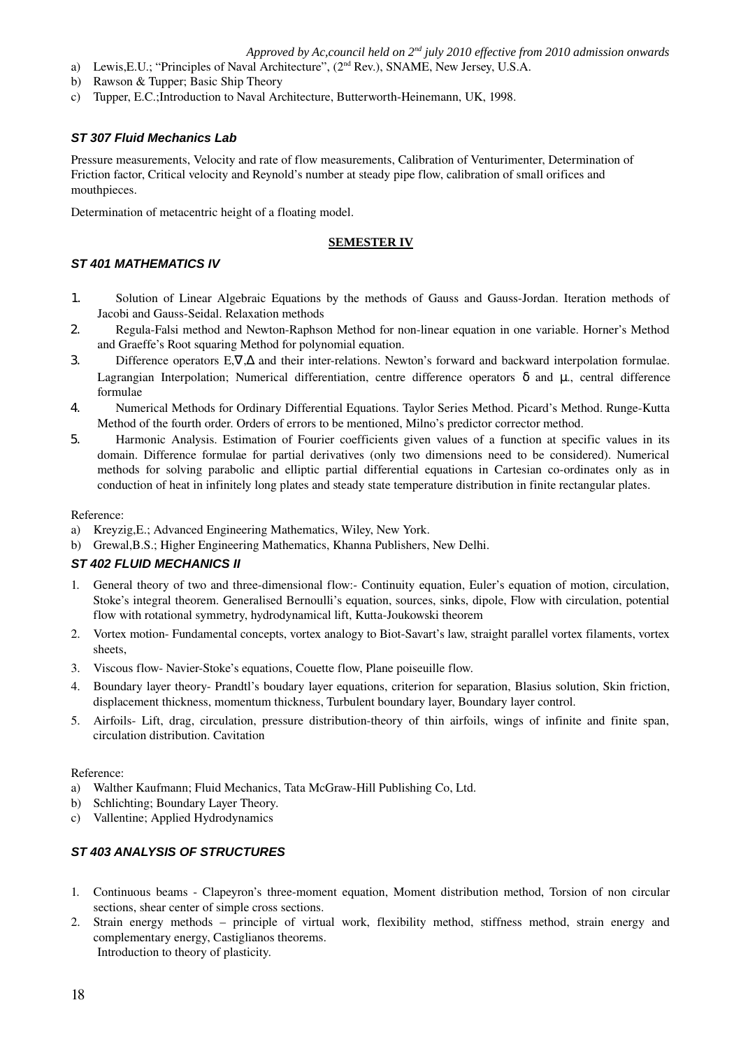a) Lewis,E.U.; "Principles of Naval Architecture", (2nd Rev.), SNAME, New Jersey, U.S.A.
b) Rawson & Tupper; Basic Ship Theory
c) Tupper, E.C.;Introduction to Naval Architecture, Butterworth-Heinemann, UK, 1998.

### *ST 307 Fluid Mechanics Lab*

Pressure measurements, Velocity and rate of flow measurements, Calibration of Venturimenter, Determination of Friction factor, Critical velocity and Reynold's number at steady pipe flow, calibration of small orifices and mouthpieces.

Determination of metacentric height of a floating model.

## SEMESTER IV

### *ST 401 MATHEMATICS IV*

1. Solution of Linear Algebraic Equations by the methods of Gauss and Gauss-Jordan. Iteration methods of Jacobi and Gauss-Seidal. Relaxation methods
2. Regula-Falsi method and Newton-Raphson Method for non-linear equation in one variable. Horner's Method and Graeffe's Root squaring Method for polynomial equation.
3. Difference operators $E,\nabla,\Delta$ and their inter-relations. Newton's forward and backward interpolation formulae. Lagrangian Interpolation; Numerical differentiation, centre difference operators $\delta$ and $\mu$., central difference formulae
4. Numerical Methods for Ordinary Differential Equations. Taylor Series Method. Picard's Method. Runge-Kutta Method of the fourth order. Orders of errors to be mentioned, Milno's predictor corrector method.
5. Harmonic Analysis. Estimation of Fourier coefficients given values of a function at specific values in its domain. Difference formulae for partial derivatives (only two dimensions need to be considered). Numerical methods for solving parabolic and elliptic partial differential equations in Cartesian co-ordinates only as in conduction of heat in infinitely long plates and steady state temperature distribution in finite rectangular plates.

Reference:

a) Kreyzig,E.; Advanced Engineering Mathematics, Wiley, New York.
b) Grewal,B.S.; Higher Engineering Mathematics, Khanna Publishers, New Delhi.

### *ST 402 FLUID MECHANICS II*

1. General theory of two and three-dimensional flow:- Continuity equation, Euler's equation of motion, circulation, Stoke's integral theorem. Generalised Bernoulli's equation, sources, sinks, dipole, Flow with circulation, potential flow with rotational symmetry, hydrodynamical lift, Kutta-Joukowski theorem
2. Vortex motion- Fundamental concepts, vortex analogy to Biot-Savart's law, straight parallel vortex filaments, vortex sheets,
3. Viscous flow- Navier-Stoke's equations, Couette flow, Plane poiseuille flow.
4. Boundary layer theory- Prandtl's boudary layer equations, criterion for separation, Blasius solution, Skin friction, displacement thickness, momentum thickness, Turbulent boundary layer, Boundary layer control.
5. Airfoils- Lift, drag, circulation, pressure distribution-theory of thin airfoils, wings of infinite and finite span, circulation distribution. Cavitation

Reference:

a) Walther Kaufmann; Fluid Mechanics, Tata McGraw-Hill Publishing Co, Ltd.
b) Schlichting; Boundary Layer Theory.
c) Vallentine; Applied Hydrodynamics

### *ST 403 ANALYSIS OF STRUCTURES*

1. Continuous beams - Clapeyron's three-moment equation, Moment distribution method, Torsion of non circular sections, shear center of simple cross sections.
2. Strain energy methods – principle of virtual work, flexibility method, stiffness method, strain energy and complementary energy, Castiglianos theorems.
   Introduction to theory of plasticity.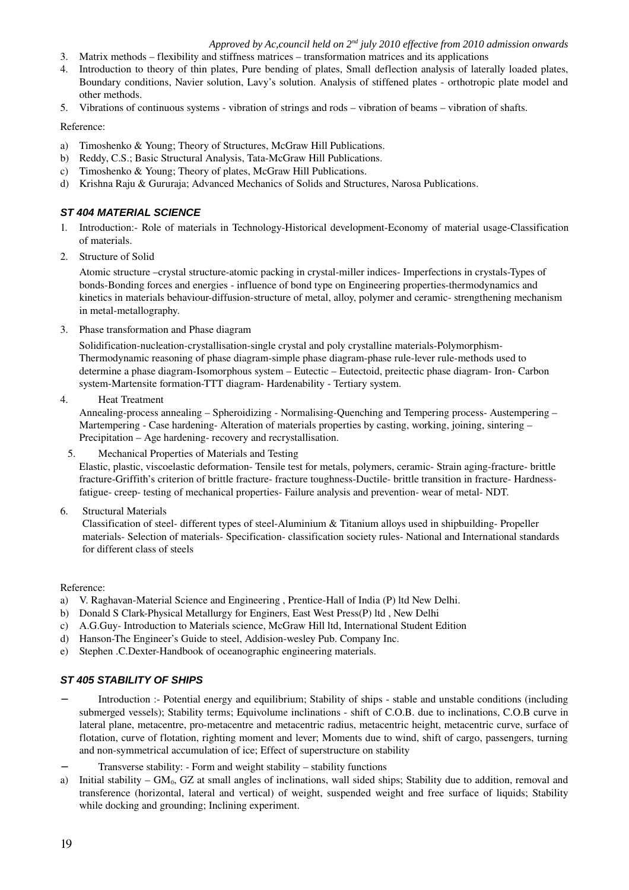3. Matrix methods – flexibility and stiffness matrices – transformation matrices and its applications
4. Introduction to theory of thin plates, Pure bending of plates, Small deflection analysis of laterally loaded plates, Boundary conditions, Navier solution, Lavy's solution. Analysis of stiffened plates - orthotropic plate model and other methods.
5. Vibrations of continuous systems - vibration of strings and rods – vibration of beams – vibration of shafts.

Reference:

a) Timoshenko & Young; Theory of Structures, McGraw Hill Publications.
b) Reddy, C.S.; Basic Structural Analysis, Tata-McGraw Hill Publications.
c) Timoshenko & Young; Theory of plates, McGraw Hill Publications.
d) Krishna Raju & Gururaja; Advanced Mechanics of Solids and Structures, Narosa Publications.

### *ST 404 MATERIAL SCIENCE*

1. Introduction:- Role of materials in Technology-Historical development-Economy of material usage-Classification of materials.
2. Structure of Solid

   Atomic structure –crystal structure-atomic packing in crystal-miller indices- Imperfections in crystals-Types of bonds-Bonding forces and energies - influence of bond type on Engineering properties-thermodynamics and kinetics in materials behaviour-diffusion-structure of metal, alloy, polymer and ceramic- strengthening mechanism in metal-metallography.

3. Phase transformation and Phase diagram

   Solidification-nucleation-crystallisation-single crystal and poly crystalline materials-Polymorphism-Thermodynamic reasoning of phase diagram-simple phase diagram-phase rule-lever rule-methods used to determine a phase diagram-Isomorphous system – Eutectic – Eutectoid, preitectic phase diagram- Iron- Carbon system-Martensite formation-TTT diagram- Hardenability - Tertiary system.

4. Heat Treatment

   Annealing-process annealing – Spheroidizing - Normalising-Quenching and Tempering process- Austempering – Martempering - Case hardening- Alteration of materials properties by casting, working, joining, sintering – Precipitation – Age hardening- recovery and recrystallisation.

5. Mechanical Properties of Materials and Testing

   Elastic, plastic, viscoelastic deformation- Tensile test for metals, polymers, ceramic- Strain aging-fracture- brittle fracture-Griffith's criterion of brittle fracture- fracture toughness-Ductile- brittle transition in fracture- Hardness- fatigue- creep- testing of mechanical properties- Failure analysis and prevention- wear of metal- NDT.

6. Structural Materials

   Classification of steel- different types of steel-Aluminium & Titanium alloys used in shipbuilding- Propeller materials- Selection of materials- Specification- classification society rules- National and International standards for different class of steels

Reference:

a) V. Raghavan-Material Science and Engineering , Prentice-Hall of India (P) ltd New Delhi.
b) Donald S Clark-Physical Metallurgy for Enginers, East West Press(P) ltd , New Delhi
c) A.G.Guy- Introduction to Materials science, McGraw Hill ltd, International Student Edition
d) Hanson-The Engineer's Guide to steel, Addision-wesley Pub. Company Inc.
e) Stephen .C.Dexter-Handbook of oceanographic engineering materials.

### *ST 405 STABILITY OF SHIPS*

- Introduction :- Potential energy and equilibrium; Stability of ships - stable and unstable conditions (including submerged vessels); Stability terms; Equivolume inclinations - shift of C.O.B. due to inclinations, C.O.B curve in lateral plane, metacentre, pro-metacentre and metacentric radius, metacentric height, metacentric curve, surface of flotation, curve of flotation, righting moment and lever; Moments due to wind, shift of cargo, passengers, turning and non-symmetrical accumulation of ice; Effect of superstructure on stability
- Transverse stability: - Form and weight stability – stability functions

a) Initial stability – $GM_0$, GZ at small angles of inclinations, wall sided ships; Stability due to addition, removal and transference (horizontal, lateral and vertical) of weight, suspended weight and free surface of liquids; Stability while docking and grounding; Inclining experiment.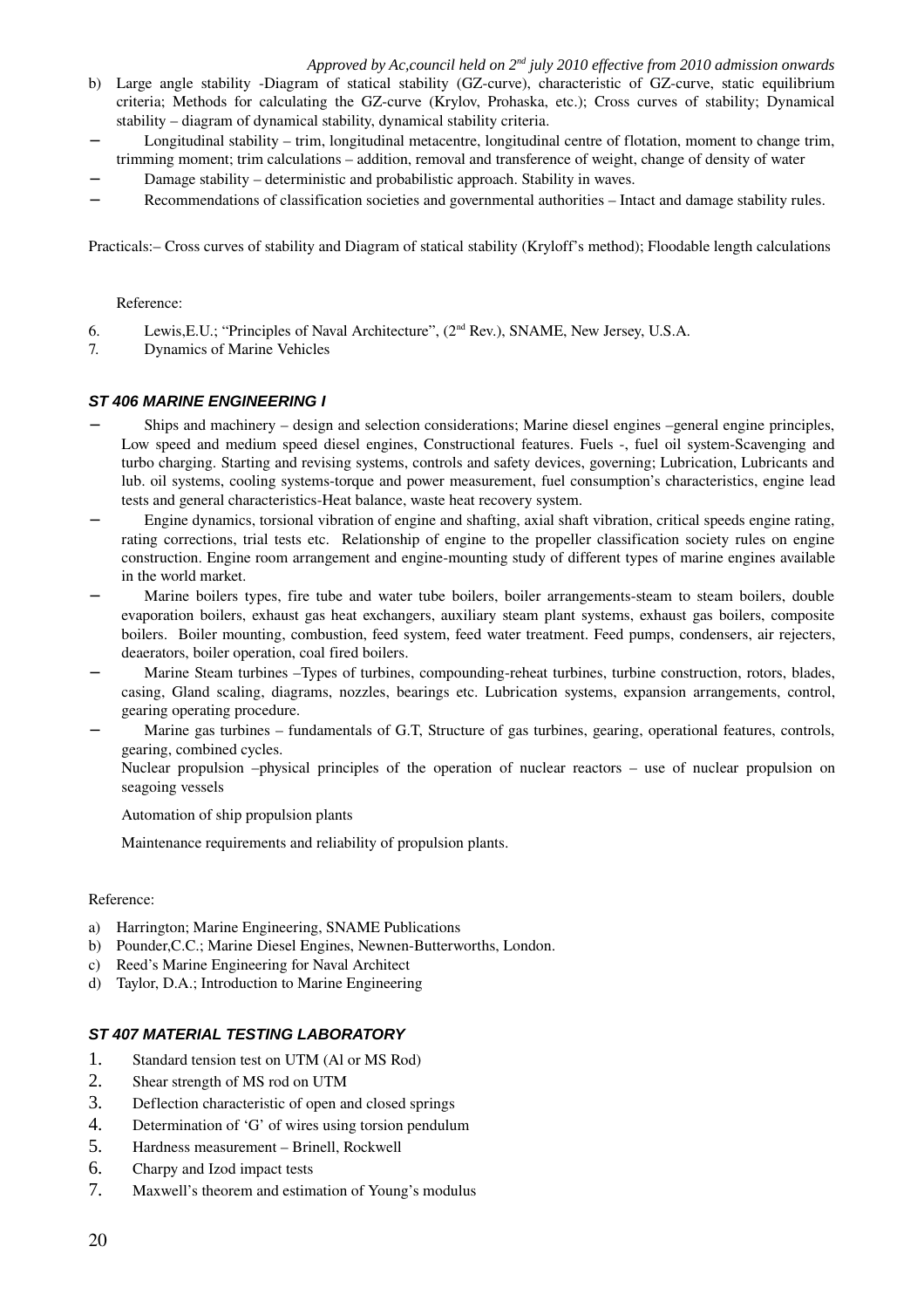b) Large angle stability -Diagram of statical stability (GZ-curve), characteristic of GZ-curve, static equilibrium criteria; Methods for calculating the GZ-curve (Krylov, Prohaska, etc.); Cross curves of stability; Dynamical stability – diagram of dynamical stability, dynamical stability criteria.

- Longitudinal stability – trim, longitudinal metacentre, longitudinal centre of flotation, moment to change trim, trimming moment; trim calculations – addition, removal and transference of weight, change of density of water
- Damage stability – deterministic and probabilistic approach. Stability in waves.
- Recommendations of classification societies and governmental authorities – Intact and damage stability rules.

Practicals:– Cross curves of stability and Diagram of statical stability (Kryloff's method); Floodable length calculations

Reference:

6. Lewis,E.U.; "Principles of Naval Architecture", (2nd Rev.), SNAME, New Jersey, U.S.A.
7. Dynamics of Marine Vehicles

### *ST 406 MARINE ENGINEERING I*

- Ships and machinery – design and selection considerations; Marine diesel engines –general engine principles, Low speed and medium speed diesel engines, Constructional features. Fuels -, fuel oil system-Scavenging and turbo charging. Starting and revising systems, controls and safety devices, governing; Lubrication, Lubricants and lub. oil systems, cooling systems-torque and power measurement, fuel consumption's characteristics, engine lead tests and general characteristics-Heat balance, waste heat recovery system.
- Engine dynamics, torsional vibration of engine and shafting, axial shaft vibration, critical speeds engine rating, rating corrections, trial tests etc. Relationship of engine to the propeller classification society rules on engine construction. Engine room arrangement and engine-mounting study of different types of marine engines available in the world market.
- Marine boilers types, fire tube and water tube boilers, boiler arrangements-steam to steam boilers, double evaporation boilers, exhaust gas heat exchangers, auxiliary steam plant systems, exhaust gas boilers, composite boilers. Boiler mounting, combustion, feed system, feed water treatment. Feed pumps, condensers, air rejecters, deaerators, boiler operation, coal fired boilers.
- Marine Steam turbines –Types of turbines, compounding-reheat turbines, turbine construction, rotors, blades, casing, Gland scaling, diagrams, nozzles, bearings etc. Lubrication systems, expansion arrangements, control, gearing operating procedure.
- Marine gas turbines – fundamentals of G.T, Structure of gas turbines, gearing, operational features, controls, gearing, combined cycles.

  Nuclear propulsion –physical principles of the operation of nuclear reactors – use of nuclear propulsion on seagoing vessels

  Automation of ship propulsion plants

  Maintenance requirements and reliability of propulsion plants.

Reference:

a) Harrington; Marine Engineering, SNAME Publications
b) Pounder,C.C.; Marine Diesel Engines, Newnen-Butterworths, London.
c) Reed's Marine Engineering for Naval Architect
d) Taylor, D.A.; Introduction to Marine Engineering

### *ST 407 MATERIAL TESTING LABORATORY*

1. Standard tension test on UTM (Al or MS Rod)
2. Shear strength of MS rod on UTM
3. Deflection characteristic of open and closed springs
4. Determination of 'G' of wires using torsion pendulum
5. Hardness measurement – Brinell, Rockwell
6. Charpy and Izod impact tests
7. Maxwell's theorem and estimation of Young's modulus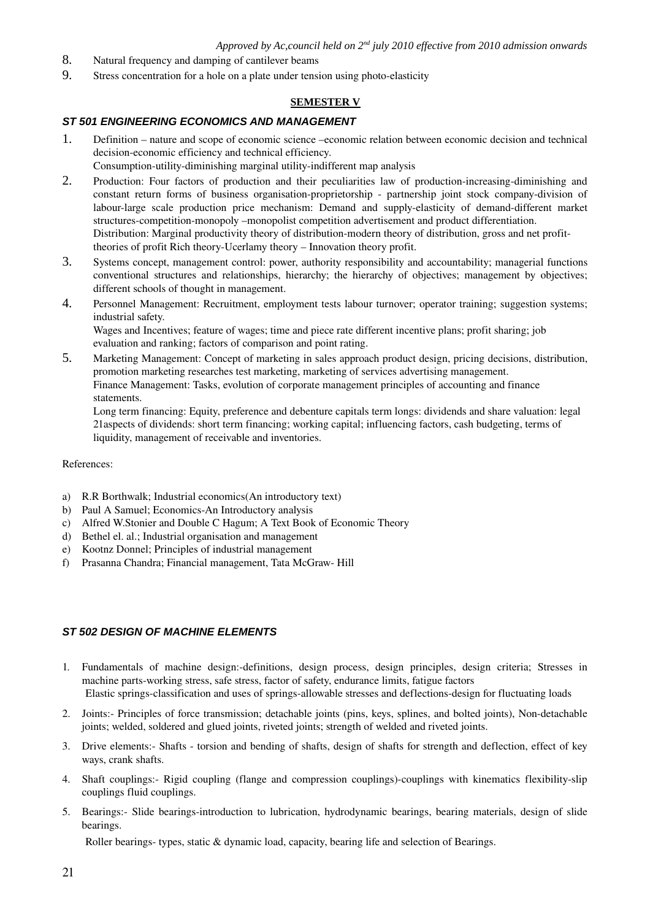8. Natural frequency and damping of cantilever beams
9. Stress concentration for a hole on a plate under tension using photo-elasticity

## SEMESTER V

### *ST 501 ENGINEERING ECONOMICS AND MANAGEMENT*

1. Definition – nature and scope of economic science –economic relation between economic decision and technical decision-economic efficiency and technical efficiency.
   Consumption-utility-diminishing marginal utility-indifferent map analysis
2. Production: Four factors of production and their peculiarities law of production-increasing-diminishing and constant return forms of business organisation-proprietorship - partnership joint stock company-division of labour-large scale production price mechanism: Demand and supply-elasticity of demand-different market structures-competition-monopoly –monopolist competition advertisement and product differentiation.
   Distribution: Marginal productivity theory of distribution-modern theory of distribution, gross and net profit-theories of profit Rich theory-Ucerlamy theory – Innovation theory profit.
3. Systems concept, management control: power, authority responsibility and accountability; managerial functions conventional structures and relationships, hierarchy; the hierarchy of objectives; management by objectives; different schools of thought in management.
4. Personnel Management: Recruitment, employment tests labour turnover; operator training; suggestion systems; industrial safety.
   Wages and Incentives; feature of wages; time and piece rate different incentive plans; profit sharing; job evaluation and ranking; factors of comparison and point rating.
5. Marketing Management: Concept of marketing in sales approach product design, pricing decisions, distribution, promotion marketing researches test marketing, marketing of services advertising management.
   Finance Management: Tasks, evolution of corporate management principles of accounting and finance statements.
   Long term financing: Equity, preference and debenture capitals term longs: dividends and share valuation: legal 21aspects of dividends: short term financing; working capital; influencing factors, cash budgeting, terms of liquidity, management of receivable and inventories.

References:

a) R.R Borthwalk; Industrial economics(An introductory text)
b) Paul A Samuel; Economics-An Introductory analysis
c) Alfred W.Stonier and Double C Hagum; A Text Book of Economic Theory
d) Bethel el. al.; Industrial organisation and management
e) Kootnz Donnel; Principles of industrial management
f) Prasanna Chandra; Financial management, Tata McGraw- Hill

### *ST 502 DESIGN OF MACHINE ELEMENTS*

1. Fundamentals of machine design:-definitions, design process, design principles, design criteria; Stresses in machine parts-working stress, safe stress, factor of safety, endurance limits, fatigue factors
   Elastic springs-classification and uses of springs-allowable stresses and deflections-design for fluctuating loads
2. Joints:- Principles of force transmission; detachable joints (pins, keys, splines, and bolted joints), Non-detachable joints; welded, soldered and glued joints, riveted joints; strength of welded and riveted joints.
3. Drive elements:- Shafts - torsion and bending of shafts, design of shafts for strength and deflection, effect of key ways, crank shafts.
4. Shaft couplings:- Rigid coupling (flange and compression couplings)-couplings with kinematics flexibility-slip couplings fluid couplings.
5. Bearings:- Slide bearings-introduction to lubrication, hydrodynamic bearings, bearing materials, design of slide bearings.
   Roller bearings- types, static & dynamic load, capacity, bearing life and selection of Bearings.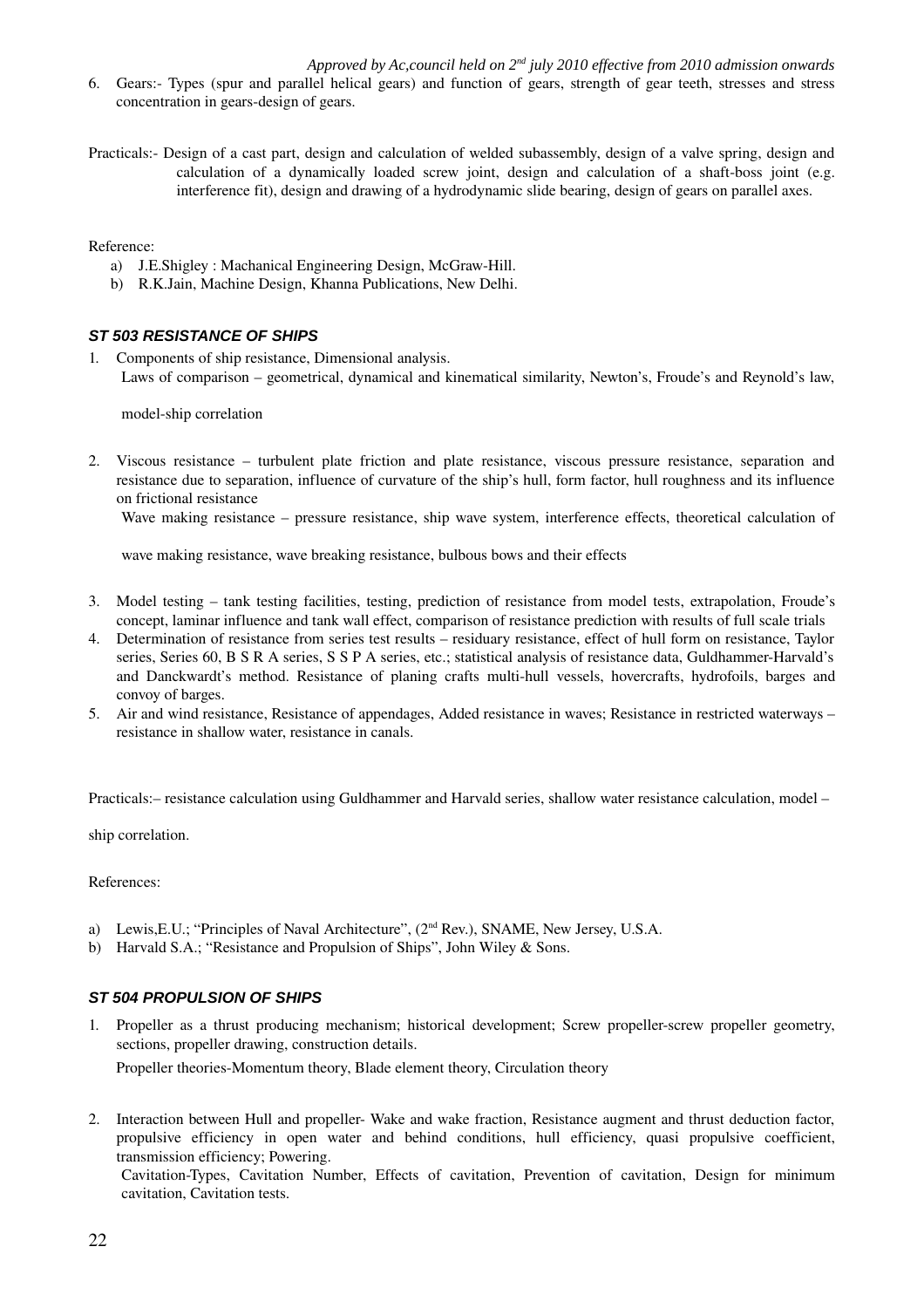6. Gears:- Types (spur and parallel helical gears) and function of gears, strength of gear teeth, stresses and stress concentration in gears-design of gears.

Practicals:- Design of a cast part, design and calculation of welded subassembly, design of a valve spring, design and calculation of a dynamically loaded screw joint, design and calculation of a shaft-boss joint (e.g. interference fit), design and drawing of a hydrodynamic slide bearing, design of gears on parallel axes.

Reference:

a) J.E.Shigley : Machanical Engineering Design, McGraw-Hill.
b) R.K.Jain, Machine Design, Khanna Publications, New Delhi.

### ***ST 503 RESISTANCE OF SHIPS***

1. Components of ship resistance, Dimensional analysis.

   Laws of comparison – geometrical, dynamical and kinematical similarity, Newton's, Froude's and Reynold's law, model-ship correlation

2. Viscous resistance – turbulent plate friction and plate resistance, viscous pressure resistance, separation and resistance due to separation, influence of curvature of the ship's hull, form factor, hull roughness and its influence on frictional resistance

   Wave making resistance – pressure resistance, ship wave system, interference effects, theoretical calculation of wave making resistance, wave breaking resistance, bulbous bows and their effects

3. Model testing – tank testing facilities, testing, prediction of resistance from model tests, extrapolation, Froude's concept, laminar influence and tank wall effect, comparison of resistance prediction with results of full scale trials
4. Determination of resistance from series test results – residuary resistance, effect of hull form on resistance, Taylor series, Series 60, B S R A series, S S P A series, etc.; statistical analysis of resistance data, Guldhammer-Harvald's and Danckwardt's method. Resistance of planing crafts multi-hull vessels, hovercrafts, hydrofoils, barges and convoy of barges.
5. Air and wind resistance, Resistance of appendages, Added resistance in waves; Resistance in restricted waterways – resistance in shallow water, resistance in canals.

Practicals:– resistance calculation using Guldhammer and Harvald series, shallow water resistance calculation, model – ship correlation.

References:

a) Lewis,E.U.; "Principles of Naval Architecture", (2nd Rev.), SNAME, New Jersey, U.S.A.
b) Harvald S.A.; "Resistance and Propulsion of Ships", John Wiley & Sons.

### ***ST 504 PROPULSION OF SHIPS***

1. Propeller as a thrust producing mechanism; historical development; Screw propeller-screw propeller geometry, sections, propeller drawing, construction details.

   Propeller theories-Momentum theory, Blade element theory, Circulation theory

2. Interaction between Hull and propeller- Wake and wake fraction, Resistance augment and thrust deduction factor, propulsive efficiency in open water and behind conditions, hull efficiency, quasi propulsive coefficient, transmission efficiency; Powering.

   Cavitation-Types, Cavitation Number, Effects of cavitation, Prevention of cavitation, Design for minimum cavitation, Cavitation tests.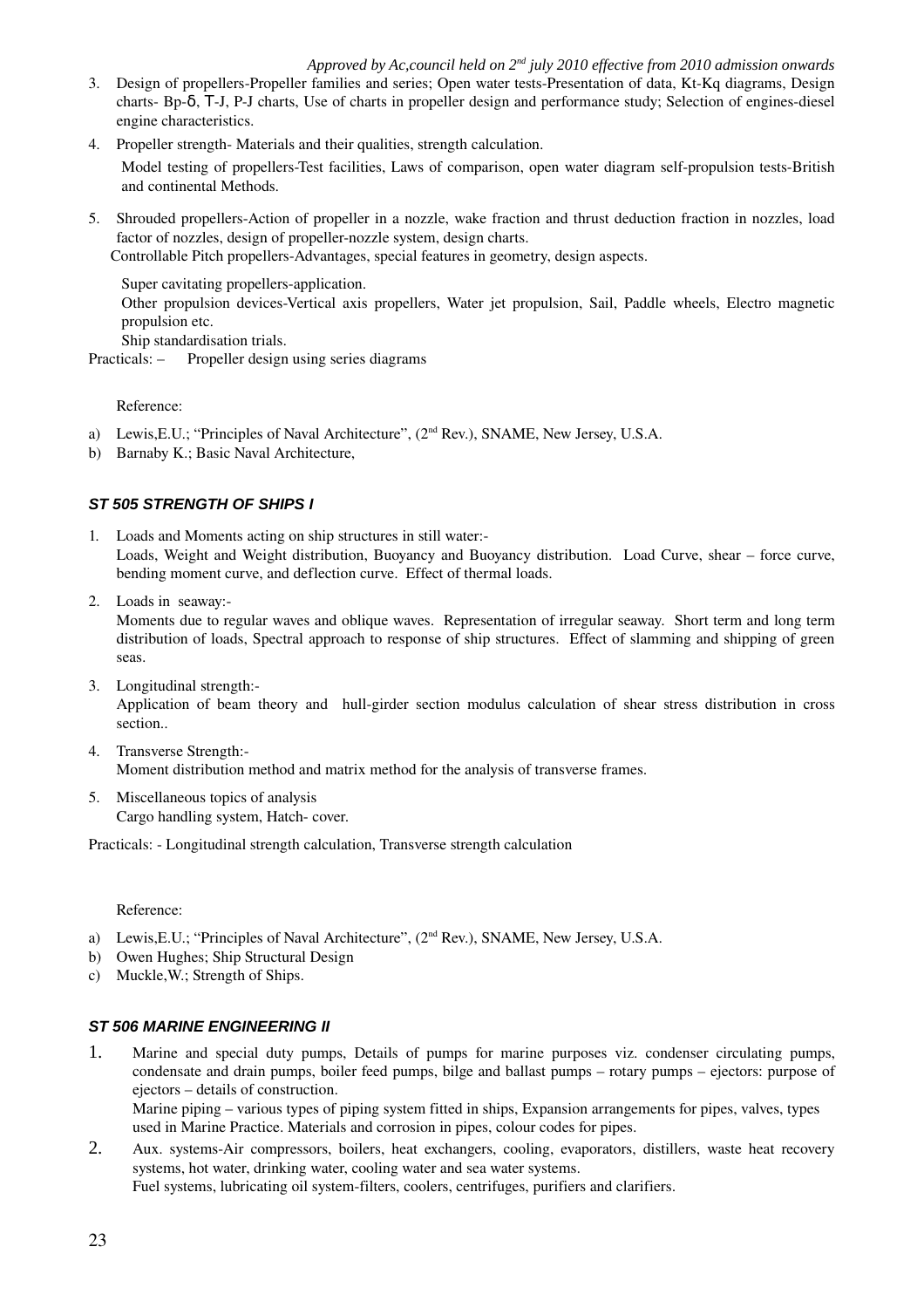3. Design of propellers-Propeller families and series; Open water tests-Presentation of data, Kt-Kq diagrams, Design charts- Bp-δ, T-J, P-J charts, Use of charts in propeller design and performance study; Selection of engines-diesel engine characteristics.

4. Propeller strength- Materials and their qualities, strength calculation.

   Model testing of propellers-Test facilities, Laws of comparison, open water diagram self-propulsion tests-British and continental Methods.

5. Shrouded propellers-Action of propeller in a nozzle, wake fraction and thrust deduction fraction in nozzles, load factor of nozzles, design of propeller-nozzle system, design charts.

   Controllable Pitch propellers-Advantages, special features in geometry, design aspects.

   Super cavitating propellers-application.

   Other propulsion devices-Vertical axis propellers, Water jet propulsion, Sail, Paddle wheels, Electro magnetic propulsion etc.

   Ship standardisation trials.

Practicals: – Propeller design using series diagrams

Reference:

a) Lewis,E.U.; "Principles of Naval Architecture", (2nd Rev.), SNAME, New Jersey, U.S.A.
b) Barnaby K.; Basic Naval Architecture,

### *ST 505 STRENGTH OF SHIPS I*

1. Loads and Moments acting on ship structures in still water:-
   Loads, Weight and Weight distribution, Buoyancy and Buoyancy distribution. Load Curve, shear – force curve, bending moment curve, and deflection curve. Effect of thermal loads.

2. Loads in seaway:-
   Moments due to regular waves and oblique waves. Representation of irregular seaway. Short term and long term distribution of loads, Spectral approach to response of ship structures. Effect of slamming and shipping of green seas.

3. Longitudinal strength:-
   Application of beam theory and hull-girder section modulus calculation of shear stress distribution in cross section..

4. Transverse Strength:-
   Moment distribution method and matrix method for the analysis of transverse frames.

5. Miscellaneous topics of analysis
   Cargo handling system, Hatch- cover.

Practicals: - Longitudinal strength calculation, Transverse strength calculation

Reference:

a) Lewis,E.U.; "Principles of Naval Architecture", (2nd Rev.), SNAME, New Jersey, U.S.A.
b) Owen Hughes; Ship Structural Design
c) Muckle,W.; Strength of Ships.

### *ST 506 MARINE ENGINEERING II*

1. Marine and special duty pumps, Details of pumps for marine purposes viz. condenser circulating pumps, condensate and drain pumps, boiler feed pumps, bilge and ballast pumps – rotary pumps – ejectors: purpose of ejectors – details of construction.
   Marine piping – various types of piping system fitted in ships, Expansion arrangements for pipes, valves, types used in Marine Practice. Materials and corrosion in pipes, colour codes for pipes.

2. Aux. systems-Air compressors, boilers, heat exchangers, cooling, evaporators, distillers, waste heat recovery systems, hot water, drinking water, cooling water and sea water systems.
   Fuel systems, lubricating oil system-filters, coolers, centrifuges, purifiers and clarifiers.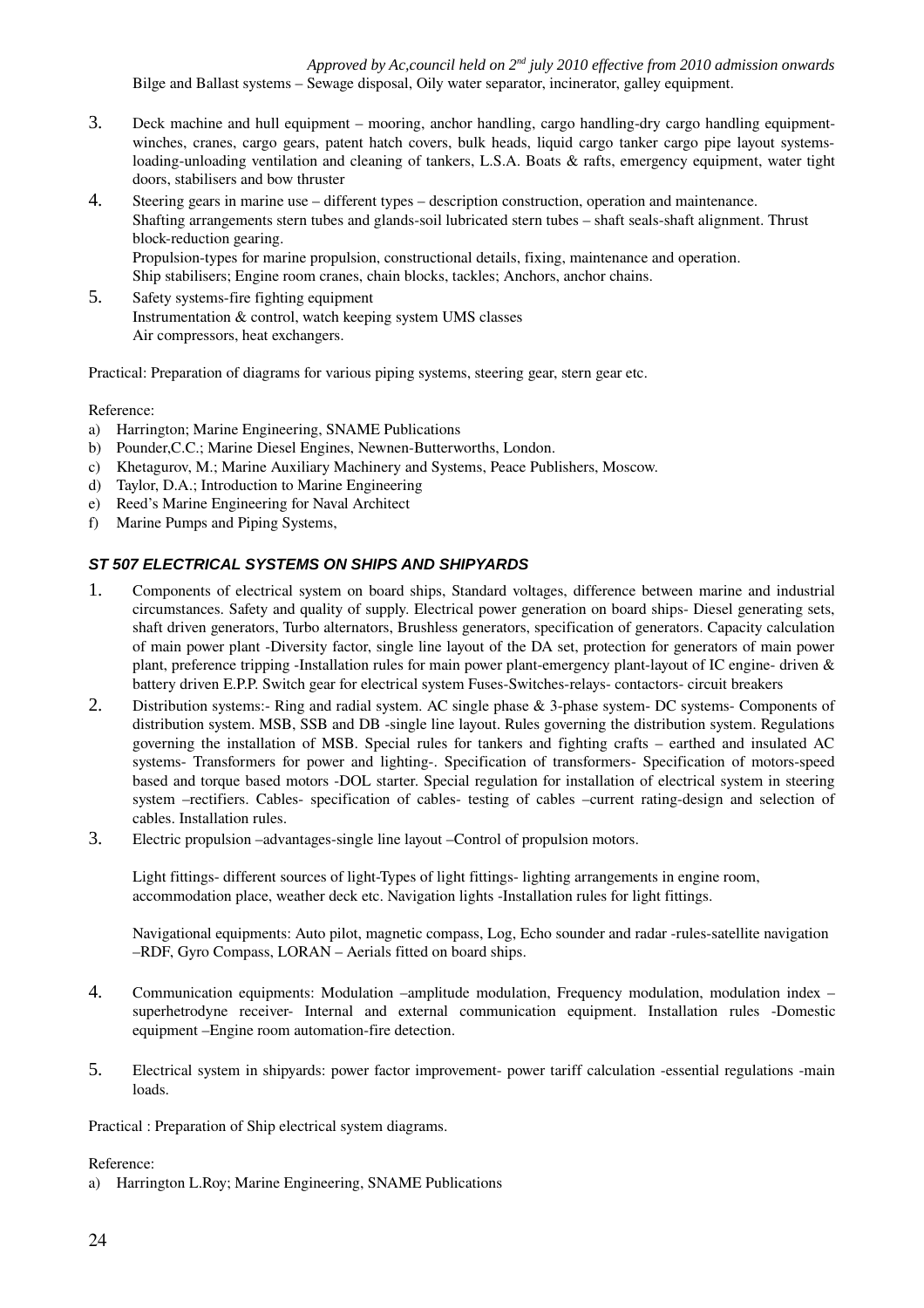Bilge and Ballast systems – Sewage disposal, Oily water separator, incinerator, galley equipment.

3. Deck machine and hull equipment – mooring, anchor handling, cargo handling-dry cargo handling equipment-winches, cranes, cargo gears, patent hatch covers, bulk heads, liquid cargo tanker cargo pipe layout systems-loading-unloading ventilation and cleaning of tankers, L.S.A. Boats & rafts, emergency equipment, water tight doors, stabilisers and bow thruster
4. Steering gears in marine use – different types – description construction, operation and maintenance.
   Shafting arrangements stern tubes and glands-soil lubricated stern tubes – shaft seals-shaft alignment. Thrust block-reduction gearing.
   Propulsion-types for marine propulsion, constructional details, fixing, maintenance and operation.
   Ship stabilisers; Engine room cranes, chain blocks, tackles; Anchors, anchor chains.
5. Safety systems-fire fighting equipment
   Instrumentation & control, watch keeping system UMS classes
   Air compressors, heat exchangers.

Practical: Preparation of diagrams for various piping systems, steering gear, stern gear etc.

Reference:

a) Harrington; Marine Engineering, SNAME Publications
b) Pounder,C.C.; Marine Diesel Engines, Newnen-Butterworths, London.
c) Khetagurov, M.; Marine Auxiliary Machinery and Systems, Peace Publishers, Moscow.
d) Taylor, D.A.; Introduction to Marine Engineering
e) Reed's Marine Engineering for Naval Architect
f) Marine Pumps and Piping Systems,

### *ST 507 ELECTRICAL SYSTEMS ON SHIPS AND SHIPYARDS*

1. Components of electrical system on board ships, Standard voltages, difference between marine and industrial circumstances. Safety and quality of supply. Electrical power generation on board ships- Diesel generating sets, shaft driven generators, Turbo alternators, Brushless generators, specification of generators. Capacity calculation of main power plant -Diversity factor, single line layout of the DA set, protection for generators of main power plant, preference tripping -Installation rules for main power plant-emergency plant-layout of IC engine- driven & battery driven E.P.P. Switch gear for electrical system Fuses-Switches-relays- contactors- circuit breakers
2. Distribution systems:- Ring and radial system. AC single phase & 3-phase system- DC systems- Components of distribution system. MSB, SSB and DB -single line layout. Rules governing the distribution system. Regulations governing the installation of MSB. Special rules for tankers and fighting crafts – earthed and insulated AC systems- Transformers for power and lighting-. Specification of transformers- Specification of motors-speed based and torque based motors -DOL starter. Special regulation for installation of electrical system in steering system –rectifiers. Cables- specification of cables- testing of cables –current rating-design and selection of cables. Installation rules.
3. Electric propulsion –advantages-single line layout –Control of propulsion motors.

   Light fittings- different sources of light-Types of light fittings- lighting arrangements in engine room, accommodation place, weather deck etc. Navigation lights -Installation rules for light fittings.

   Navigational equipments: Auto pilot, magnetic compass, Log, Echo sounder and radar -rules-satellite navigation –RDF, Gyro Compass, LORAN – Aerials fitted on board ships.

4. Communication equipments: Modulation –amplitude modulation, Frequency modulation, modulation index – superhetrodyne receiver- Internal and external communication equipment. Installation rules -Domestic equipment –Engine room automation-fire detection.

5. Electrical system in shipyards: power factor improvement- power tariff calculation -essential regulations -main loads.

Practical : Preparation of Ship electrical system diagrams.

Reference:

a) Harrington L.Roy; Marine Engineering, SNAME Publications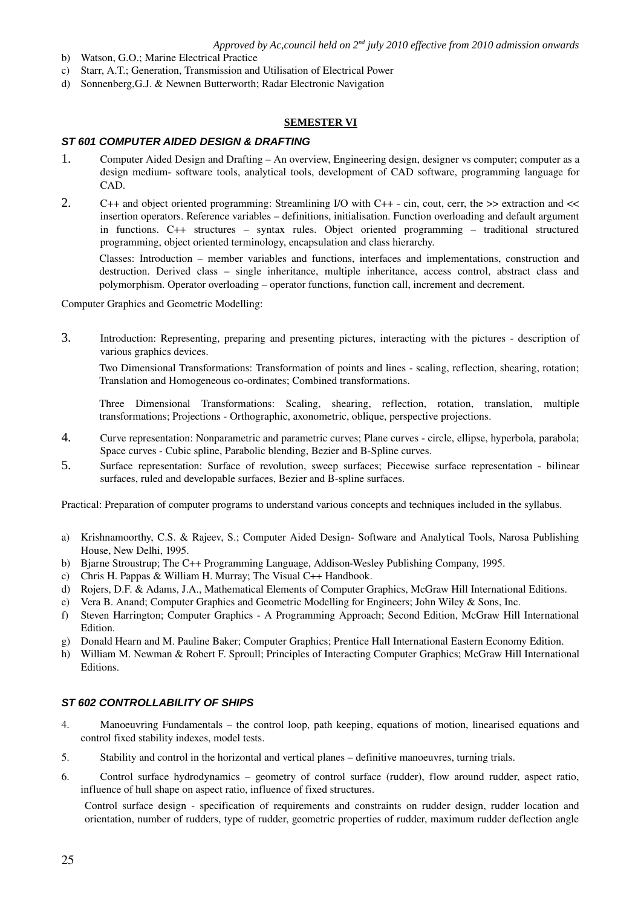b) Watson, G.O.; Marine Electrical Practice
c) Starr, A.T.; Generation, Transmission and Utilisation of Electrical Power
d) Sonnenberg,G.J. & Newnen Butterworth; Radar Electronic Navigation

## SEMESTER VI

### *ST 601 COMPUTER AIDED DESIGN & DRAFTING*

1. Computer Aided Design and Drafting – An overview, Engineering design, designer vs computer; computer as a design medium- software tools, analytical tools, development of CAD software, programming language for CAD.

2. C++ and object oriented programming: Streamlining I/O with C++ - cin, cout, cerr, the >> extraction and << insertion operators. Reference variables – definitions, initialisation. Function overloading and default argument in functions. C++ structures – syntax rules. Object oriented programming – traditional structured programming, object oriented terminology, encapsulation and class hierarchy.

   Classes: Introduction – member variables and functions, interfaces and implementations, construction and destruction. Derived class – single inheritance, multiple inheritance, access control, abstract class and polymorphism. Operator overloading – operator functions, function call, increment and decrement.

Computer Graphics and Geometric Modelling:

3. Introduction: Representing, preparing and presenting pictures, interacting with the pictures - description of various graphics devices.

   Two Dimensional Transformations: Transformation of points and lines - scaling, reflection, shearing, rotation; Translation and Homogeneous co-ordinates; Combined transformations.

   Three Dimensional Transformations: Scaling, shearing, reflection, rotation, translation, multiple transformations; Projections - Orthographic, axonometric, oblique, perspective projections.

4. Curve representation: Nonparametric and parametric curves; Plane curves - circle, ellipse, hyperbola, parabola; Space curves - Cubic spline, Parabolic blending, Bezier and B-Spline curves.

5. Surface representation: Surface of revolution, sweep surfaces; Piecewise surface representation - bilinear surfaces, ruled and developable surfaces, Bezier and B-spline surfaces.

Practical: Preparation of computer programs to understand various concepts and techniques included in the syllabus.

a) Krishnamoorthy, C.S. & Rajeev, S.; Computer Aided Design- Software and Analytical Tools, Narosa Publishing House, New Delhi, 1995.
b) Bjarne Stroustrup; The C++ Programming Language, Addison-Wesley Publishing Company, 1995.
c) Chris H. Pappas & William H. Murray; The Visual C++ Handbook.
d) Rojers, D.F. & Adams, J.A., Mathematical Elements of Computer Graphics, McGraw Hill International Editions.
e) Vera B. Anand; Computer Graphics and Geometric Modelling for Engineers; John Wiley & Sons, Inc.
f) Steven Harrington; Computer Graphics - A Programming Approach; Second Edition, McGraw Hill International Edition.
g) Donald Hearn and M. Pauline Baker; Computer Graphics; Prentice Hall International Eastern Economy Edition.
h) William M. Newman & Robert F. Sproull; Principles of Interacting Computer Graphics; McGraw Hill International Editions.

### *ST 602 CONTROLLABILITY OF SHIPS*

4. Manoeuvring Fundamentals – the control loop, path keeping, equations of motion, linearised equations and control fixed stability indexes, model tests.

5. Stability and control in the horizontal and vertical planes – definitive manoeuvres, turning trials.

6. Control surface hydrodynamics – geometry of control surface (rudder), flow around rudder, aspect ratio, influence of hull shape on aspect ratio, influence of fixed structures.

   Control surface design - specification of requirements and constraints on rudder design, rudder location and orientation, number of rudders, type of rudder, geometric properties of rudder, maximum rudder deflection angle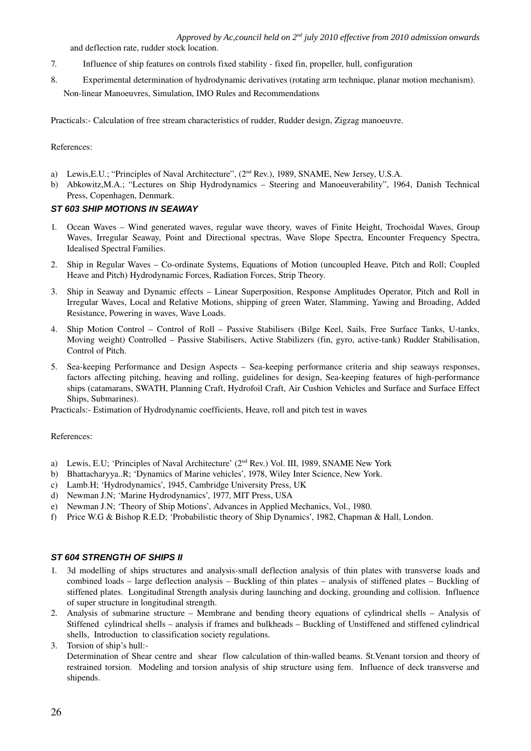and deflection rate, rudder stock location.

7. Influence of ship features on controls fixed stability - fixed fin, propeller, hull, configuration

8. Experimental determination of hydrodynamic derivatives (rotating arm technique, planar motion mechanism). Non-linear Manoeuvres, Simulation, IMO Rules and Recommendations

Practicals:- Calculation of free stream characteristics of rudder, Rudder design, Zigzag manoeuvre.

References:

a) Lewis,E.U.; "Principles of Naval Architecture", (2nd Rev.), 1989, SNAME, New Jersey, U.S.A.
b) Abkowitz,M.A.; "Lectures on Ship Hydrodynamics – Steering and Manoeuverability", 1964, Danish Technical Press, Copenhagen, Denmark.

### *ST 603 SHIP MOTIONS IN SEAWAY*

1. Ocean Waves – Wind generated waves, regular wave theory, waves of Finite Height, Trochoidal Waves, Group Waves, Irregular Seaway, Point and Directional spectras, Wave Slope Spectra, Encounter Frequency Spectra, Idealised Spectral Families.
2. Ship in Regular Waves – Co-ordinate Systems, Equations of Motion (uncoupled Heave, Pitch and Roll; Coupled Heave and Pitch) Hydrodynamic Forces, Radiation Forces, Strip Theory.
3. Ship in Seaway and Dynamic effects – Linear Superposition, Response Amplitudes Operator, Pitch and Roll in Irregular Waves, Local and Relative Motions, shipping of green Water, Slamming, Yawing and Broading, Added Resistance, Powering in waves, Wave Loads.
4. Ship Motion Control – Control of Roll – Passive Stabilisers (Bilge Keel, Sails, Free Surface Tanks, U-tanks, Moving weight) Controlled – Passive Stabilisers, Active Stabilizers (fin, gyro, active-tank) Rudder Stabilisation, Control of Pitch.
5. Sea-keeping Performance and Design Aspects – Sea-keeping performance criteria and ship seaways responses, factors affecting pitching, heaving and rolling, guidelines for design, Sea-keeping features of high-performance ships (catamarans, SWATH, Planning Craft, Hydrofoil Craft, Air Cushion Vehicles and Surface and Surface Effect Ships, Submarines).

Practicals:- Estimation of Hydrodynamic coefficients, Heave, roll and pitch test in waves

References:

a) Lewis, E.U; 'Principles of Naval Architecture' (2nd Rev.) Vol. III, 1989, SNAME New York
b) Bhattacharyya..R; 'Dynamics of Marine vehicles', 1978, Wiley Inter Science, New York.
c) Lamb.H; 'Hydrodynamics', 1945, Cambridge University Press, UK
d) Newman J.N; 'Marine Hydrodynamics', 1977, MIT Press, USA
e) Newman J.N; 'Theory of Ship Motions', Advances in Applied Mechanics, Vol., 1980.
f) Price W.G & Bishop R.E.D; 'Probabilistic theory of Ship Dynamics', 1982, Chapman & Hall, London.

### *ST 604 STRENGTH OF SHIPS II*

1. 3d modelling of ships structures and analysis-small deflection analysis of thin plates with transverse loads and combined loads – large deflection analysis – Buckling of thin plates – analysis of stiffened plates – Buckling of stiffened plates. Longitudinal Strength analysis during launching and docking, grounding and collision. Influence of super structure in longitudinal strength.
2. Analysis of submarine structure – Membrane and bending theory equations of cylindrical shells – Analysis of Stiffened cylindrical shells – analysis if frames and bulkheads – Buckling of Unstiffened and stiffened cylindrical shells, Introduction to classification society regulations.
3. Torsion of ship's hull:-
   Determination of Shear centre and shear flow calculation of thin-walled beams. St.Venant torsion and theory of restrained torsion. Modeling and torsion analysis of ship structure using fem. Influence of deck transverse and shipends.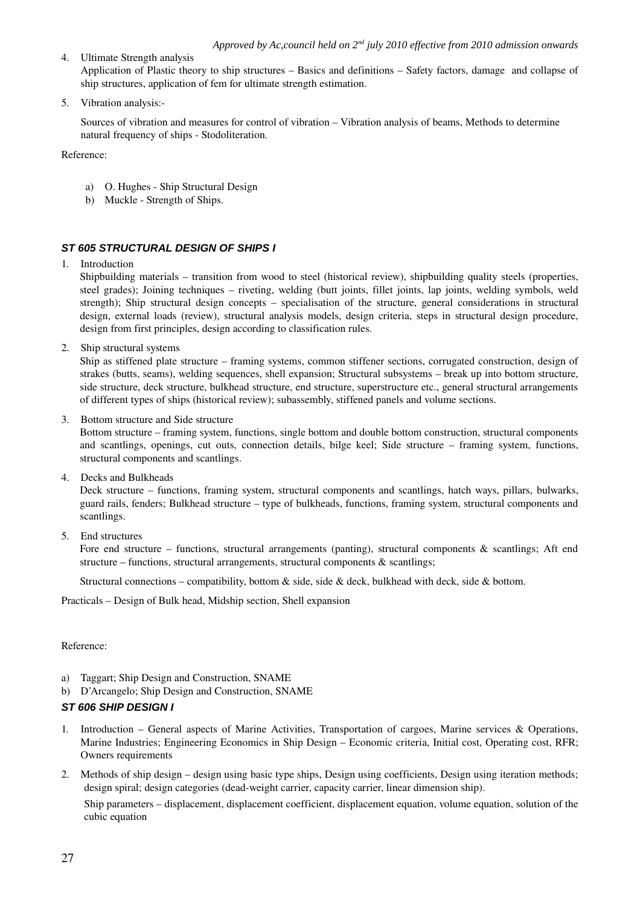4. Ultimate Strength analysis

   Application of Plastic theory to ship structures – Basics and definitions – Safety factors, damage and collapse of ship structures, application of fem for ultimate strength estimation.

5. Vibration analysis:-

   Sources of vibration and measures for control of vibration – Vibration analysis of beams, Methods to determine natural frequency of ships - Stodoliteration.

Reference:

a) O. Hughes - Ship Structural Design
b) Muckle - Strength of Ships.

### *ST 605 STRUCTURAL DESIGN OF SHIPS I*

1. Introduction

   Shipbuilding materials – transition from wood to steel (historical review), shipbuilding quality steels (properties, steel grades); Joining techniques – riveting, welding (butt joints, fillet joints, lap joints, welding symbols, weld strength); Ship structural design concepts – specialisation of the structure, general considerations in structural design, external loads (review), structural analysis models, design criteria, steps in structural design procedure, design from first principles, design according to classification rules.

2. Ship structural systems

   Ship as stiffened plate structure – framing systems, common stiffener sections, corrugated construction, design of strakes (butts, seams), welding sequences, shell expansion; Structural subsystems – break up into bottom structure, side structure, deck structure, bulkhead structure, end structure, superstructure etc., general structural arrangements of different types of ships (historical review); subassembly, stiffened panels and volume sections.

3. Bottom structure and Side structure

   Bottom structure – framing system, functions, single bottom and double bottom construction, structural components and scantlings, openings, cut outs, connection details, bilge keel; Side structure – framing system, functions, structural components and scantlings.

4. Decks and Bulkheads

   Deck structure – functions, framing system, structural components and scantlings, hatch ways, pillars, bulwarks, guard rails, fenders; Bulkhead structure – type of bulkheads, functions, framing system, structural components and scantlings.

5. End structures

   Fore end structure – functions, structural arrangements (panting), structural components & scantlings; Aft end structure – functions, structural arrangements, structural components & scantlings;

   Structural connections – compatibility, bottom & side, side & deck, bulkhead with deck, side & bottom.

Practicals – Design of Bulk head, Midship section, Shell expansion

Reference:

a) Taggart; Ship Design and Construction, SNAME
b) D'Arcangelo; Ship Design and Construction, SNAME

### *ST 606 SHIP DESIGN I*

1. Introduction – General aspects of Marine Activities, Transportation of cargoes, Marine services & Operations, Marine Industries; Engineering Economics in Ship Design – Economic criteria, Initial cost, Operating cost, RFR; Owners requirements

2. Methods of ship design – design using basic type ships, Design using coefficients, Design using iteration methods; design spiral; design categories (dead-weight carrier, capacity carrier, linear dimension ship).

   Ship parameters – displacement, displacement coefficient, displacement equation, volume equation, solution of the cubic equation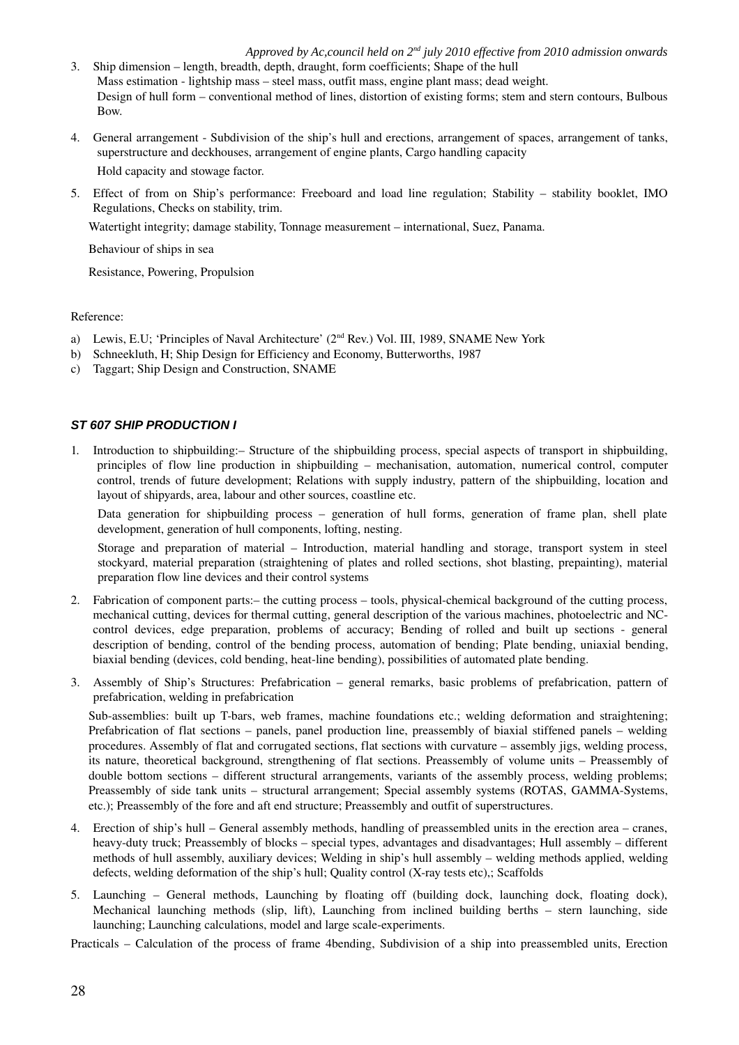3. Ship dimension – length, breadth, depth, draught, form coefficients; Shape of the hull
   Mass estimation - lightship mass – steel mass, outfit mass, engine plant mass; dead weight.
   Design of hull form – conventional method of lines, distortion of existing forms; stem and stern contours, Bulbous Bow.

4. General arrangement - Subdivision of the ship's hull and erections, arrangement of spaces, arrangement of tanks, superstructure and deckhouses, arrangement of engine plants, Cargo handling capacity

   Hold capacity and stowage factor.

5. Effect of from on Ship's performance: Freeboard and load line regulation; Stability – stability booklet, IMO Regulations, Checks on stability, trim.

   Watertight integrity; damage stability, Tonnage measurement – international, Suez, Panama.

   Behaviour of ships in sea

   Resistance, Powering, Propulsion

Reference:

a) Lewis, E.U; 'Principles of Naval Architecture' (2nd Rev.) Vol. III, 1989, SNAME New York
b) Schneekluth, H; Ship Design for Efficiency and Economy, Butterworths, 1987
c) Taggart; Ship Design and Construction, SNAME

### *ST 607 SHIP PRODUCTION I*

1. Introduction to shipbuilding:– Structure of the shipbuilding process, special aspects of transport in shipbuilding, principles of flow line production in shipbuilding – mechanisation, automation, numerical control, computer control, trends of future development; Relations with supply industry, pattern of the shipbuilding, location and layout of shipyards, area, labour and other sources, coastline etc.

   Data generation for shipbuilding process – generation of hull forms, generation of frame plan, shell plate development, generation of hull components, lofting, nesting.

   Storage and preparation of material – Introduction, material handling and storage, transport system in steel stockyard, material preparation (straightening of plates and rolled sections, shot blasting, prepainting), material preparation flow line devices and their control systems

2. Fabrication of component parts:– the cutting process – tools, physical-chemical background of the cutting process, mechanical cutting, devices for thermal cutting, general description of the various machines, photoelectric and NC-control devices, edge preparation, problems of accuracy; Bending of rolled and built up sections - general description of bending, control of the bending process, automation of bending; Plate bending, uniaxial bending, biaxial bending (devices, cold bending, heat-line bending), possibilities of automated plate bending.

3. Assembly of Ship's Structures: Prefabrication – general remarks, basic problems of prefabrication, pattern of prefabrication, welding in prefabrication

   Sub-assemblies: built up T-bars, web frames, machine foundations etc.; welding deformation and straightening; Prefabrication of flat sections – panels, panel production line, preassembly of biaxial stiffened panels – welding procedures. Assembly of flat and corrugated sections, flat sections with curvature – assembly jigs, welding process, its nature, theoretical background, strengthening of flat sections. Preassembly of volume units – Preassembly of double bottom sections – different structural arrangements, variants of the assembly process, welding problems; Preassembly of side tank units – structural arrangement; Special assembly systems (ROTAS, GAMMA-Systems, etc.); Preassembly of the fore and aft end structure; Preassembly and outfit of superstructures.

4. Erection of ship's hull – General assembly methods, handling of preassembled units in the erection area – cranes, heavy-duty truck; Preassembly of blocks – special types, advantages and disadvantages; Hull assembly – different methods of hull assembly, auxiliary devices; Welding in ship's hull assembly – welding methods applied, welding defects, welding deformation of the ship's hull; Quality control (X-ray tests etc),; Scaffolds

5. Launching – General methods, Launching by floating off (building dock, launching dock, floating dock), Mechanical launching methods (slip, lift), Launching from inclined building berths – stern launching, side launching; Launching calculations, model and large scale-experiments.

Practicals – Calculation of the process of frame 4bending, Subdivision of a ship into preassembled units, Erection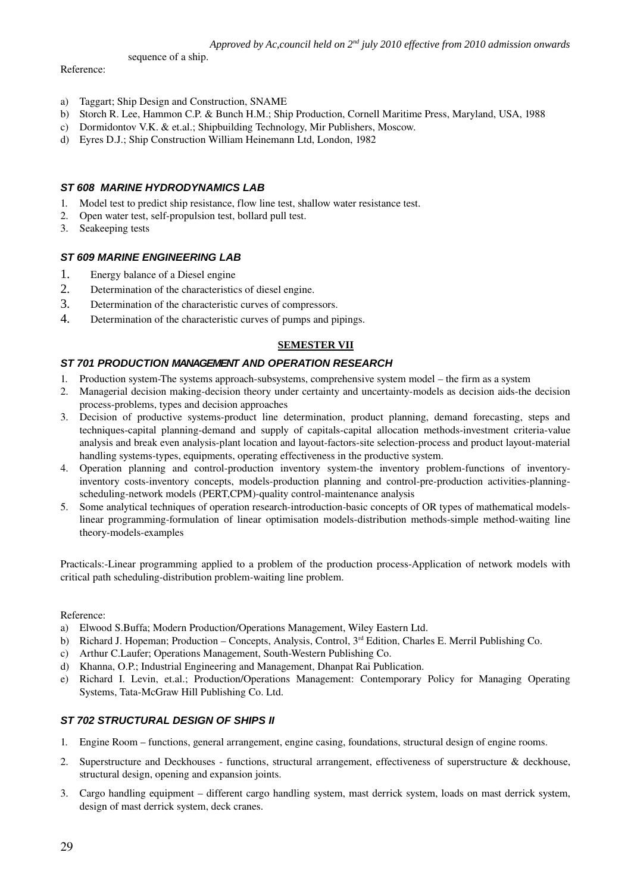sequence of a ship.

Reference:

a) Taggart; Ship Design and Construction, SNAME
b) Storch R. Lee, Hammon C.P. & Bunch H.M.; Ship Production, Cornell Maritime Press, Maryland, USA, 1988
c) Dormidontov V.K. & et.al.; Shipbuilding Technology, Mir Publishers, Moscow.
d) Eyres D.J.; Ship Construction William Heinemann Ltd, London, 1982

### *ST 608 MARINE HYDRODYNAMICS LAB*

1. Model test to predict ship resistance, flow line test, shallow water resistance test.
2. Open water test, self-propulsion test, bollard pull test.
3. Seakeeping tests

### *ST 609 MARINE ENGINEERING LAB*

1. Energy balance of a Diesel engine
2. Determination of the characteristics of diesel engine.
3. Determination of the characteristic curves of compressors.
4. Determination of the characteristic curves of pumps and pipings.

## SEMESTER VII

### *ST 701 PRODUCTION MANAGEMENT AND OPERATION RESEARCH*

1. Production system-The systems approach-subsystems, comprehensive system model – the firm as a system
2. Managerial decision making-decision theory under certainty and uncertainty-models as decision aids-the decision process-problems, types and decision approaches
3. Decision of productive systems-product line determination, product planning, demand forecasting, steps and techniques-capital planning-demand and supply of capitals-capital allocation methods-investment criteria-value analysis and break even analysis-plant location and layout-factors-site selection-process and product layout-material handling systems-types, equipments, operating effectiveness in the productive system.
4. Operation planning and control-production inventory system-the inventory problem-functions of inventory-inventory costs-inventory concepts, models-production planning and control-pre-production activities-planning-scheduling-network models (PERT,CPM)-quality control-maintenance analysis
5. Some analytical techniques of operation research-introduction-basic concepts of OR types of mathematical models-linear programming-formulation of linear optimisation models-distribution methods-simple method-waiting line theory-models-examples

Practicals:-Linear programming applied to a problem of the production process-Application of network models with critical path scheduling-distribution problem-waiting line problem.

Reference:

a) Elwood S.Buffa; Modern Production/Operations Management, Wiley Eastern Ltd.
b) Richard J. Hopeman; Production – Concepts, Analysis, Control, 3rd Edition, Charles E. Merril Publishing Co.
c) Arthur C.Laufer; Operations Management, South-Western Publishing Co.
d) Khanna, O.P.; Industrial Engineering and Management, Dhanpat Rai Publication.
e) Richard I. Levin, et.al.; Production/Operations Management: Contemporary Policy for Managing Operating Systems, Tata-McGraw Hill Publishing Co. Ltd.

### *ST 702 STRUCTURAL DESIGN OF SHIPS II*

1. Engine Room – functions, general arrangement, engine casing, foundations, structural design of engine rooms.
2. Superstructure and Deckhouses - functions, structural arrangement, effectiveness of superstructure & deckhouse, structural design, opening and expansion joints.
3. Cargo handling equipment – different cargo handling system, mast derrick system, loads on mast derrick system, design of mast derrick system, deck cranes.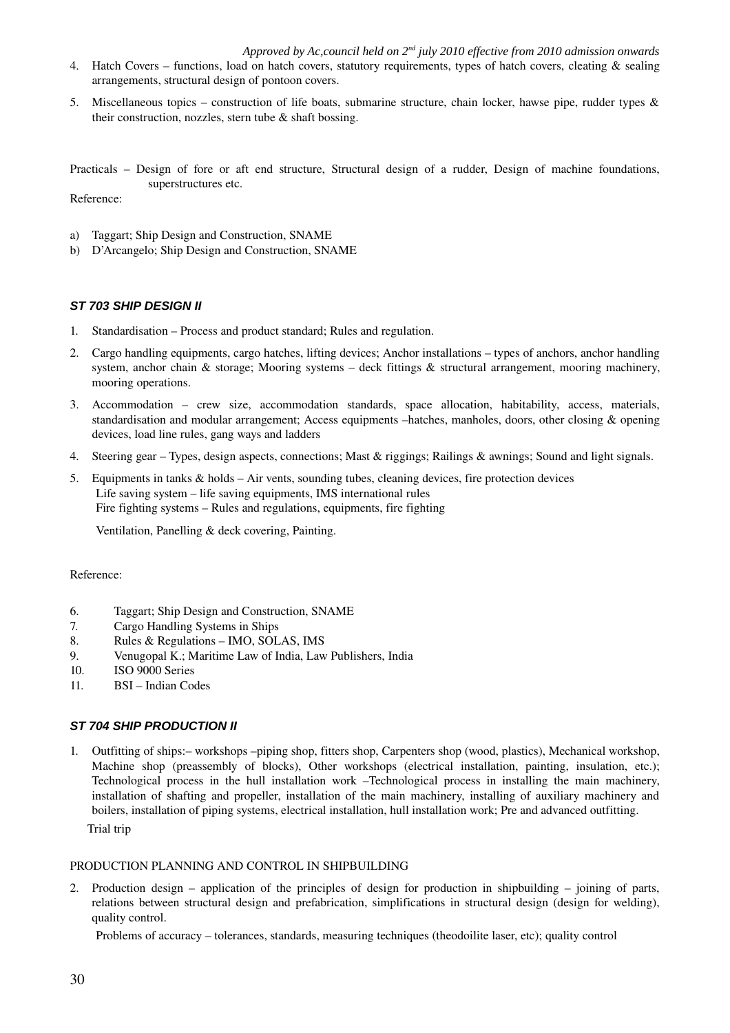4. Hatch Covers – functions, load on hatch covers, statutory requirements, types of hatch covers, cleating & sealing arrangements, structural design of pontoon covers.
5. Miscellaneous topics – construction of life boats, submarine structure, chain locker, hawse pipe, rudder types & their construction, nozzles, stern tube & shaft bossing.

Practicals – Design of fore or aft end structure, Structural design of a rudder, Design of machine foundations, superstructures etc.

Reference:

a) Taggart; Ship Design and Construction, SNAME
b) D'Arcangelo; Ship Design and Construction, SNAME

### *ST 703 SHIP DESIGN II*

1. Standardisation – Process and product standard; Rules and regulation.
2. Cargo handling equipments, cargo hatches, lifting devices; Anchor installations – types of anchors, anchor handling system, anchor chain & storage; Mooring systems – deck fittings & structural arrangement, mooring machinery, mooring operations.
3. Accommodation – crew size, accommodation standards, space allocation, habitability, access, materials, standardisation and modular arrangement; Access equipments –hatches, manholes, doors, other closing & opening devices, load line rules, gang ways and ladders
4. Steering gear – Types, design aspects, connections; Mast & riggings; Railings & awnings; Sound and light signals.
5. Equipments in tanks & holds – Air vents, sounding tubes, cleaning devices, fire protection devices
   Life saving system – life saving equipments, IMS international rules
   Fire fighting systems – Rules and regulations, equipments, fire fighting

   Ventilation, Panelling & deck covering, Painting.

Reference:

6. Taggart; Ship Design and Construction, SNAME
7. Cargo Handling Systems in Ships
8. Rules & Regulations – IMO, SOLAS, IMS
9. Venugopal K.; Maritime Law of India, Law Publishers, India
10. ISO 9000 Series
11. BSI – Indian Codes

### *ST 704 SHIP PRODUCTION II*

1. Outfitting of ships:– workshops –piping shop, fitters shop, Carpenters shop (wood, plastics), Mechanical workshop, Machine shop (preassembly of blocks), Other workshops (electrical installation, painting, insulation, etc.); Technological process in the hull installation work –Technological process in installing the main machinery, installation of shafting and propeller, installation of the main machinery, installing of auxiliary machinery and boilers, installation of piping systems, electrical installation, hull installation work; Pre and advanced outfitting.

   Trial trip

PRODUCTION PLANNING AND CONTROL IN SHIPBUILDING

2. Production design – application of the principles of design for production in shipbuilding – joining of parts, relations between structural design and prefabrication, simplifications in structural design (design for welding), quality control.

   Problems of accuracy – tolerances, standards, measuring techniques (theodoilite laser, etc); quality control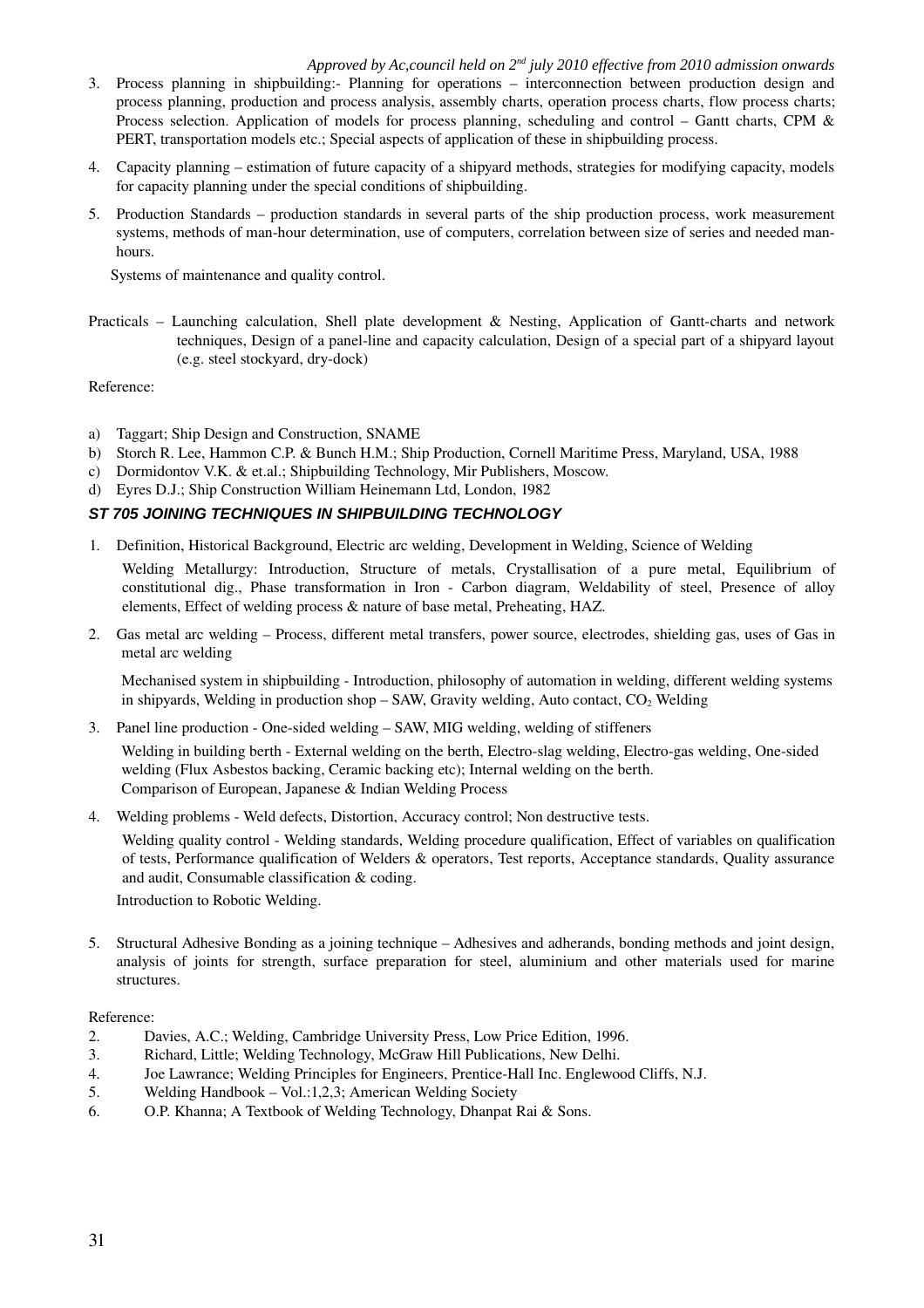3. Process planning in shipbuilding:- Planning for operations – interconnection between production design and process planning, production and process analysis, assembly charts, operation process charts, flow process charts; Process selection. Application of models for process planning, scheduling and control – Gantt charts, CPM & PERT, transportation models etc.; Special aspects of application of these in shipbuilding process.

4. Capacity planning – estimation of future capacity of a shipyard methods, strategies for modifying capacity, models for capacity planning under the special conditions of shipbuilding.

5. Production Standards – production standards in several parts of the ship production process, work measurement systems, methods of man-hour determination, use of computers, correlation between size of series and needed man-hours.

   Systems of maintenance and quality control.

Practicals – Launching calculation, Shell plate development & Nesting, Application of Gantt-charts and network techniques, Design of a panel-line and capacity calculation, Design of a special part of a shipyard layout (e.g. steel stockyard, dry-dock)

Reference:

a) Taggart; Ship Design and Construction, SNAME
b) Storch R. Lee, Hammon C.P. & Bunch H.M.; Ship Production, Cornell Maritime Press, Maryland, USA, 1988
c) Dormidontov V.K. & et.al.; Shipbuilding Technology, Mir Publishers, Moscow.
d) Eyres D.J.; Ship Construction William Heinemann Ltd, London, 1982

### *ST 705 JOINING TECHNIQUES IN SHIPBUILDING TECHNOLOGY*

1. Definition, Historical Background, Electric arc welding, Development in Welding, Science of Welding

   Welding Metallurgy: Introduction, Structure of metals, Crystallisation of a pure metal, Equilibrium of constitutional dig., Phase transformation in Iron - Carbon diagram, Weldability of steel, Presence of alloy elements, Effect of welding process & nature of base metal, Preheating, HAZ.

2. Gas metal arc welding – Process, different metal transfers, power source, electrodes, shielding gas, uses of Gas in metal arc welding

   Mechanised system in shipbuilding - Introduction, philosophy of automation in welding, different welding systems in shipyards, Welding in production shop – SAW, Gravity welding, Auto contact, $CO_2$ Welding

3. Panel line production - One-sided welding – SAW, MIG welding, welding of stiffeners

   Welding in building berth - External welding on the berth, Electro-slag welding, Electro-gas welding, One-sided welding (Flux Asbestos backing, Ceramic backing etc); Internal welding on the berth.
   Comparison of European, Japanese & Indian Welding Process

4. Welding problems - Weld defects, Distortion, Accuracy control; Non destructive tests.

   Welding quality control - Welding standards, Welding procedure qualification, Effect of variables on qualification of tests, Performance qualification of Welders & operators, Test reports, Acceptance standards, Quality assurance and audit, Consumable classification & coding.

   Introduction to Robotic Welding.

5. Structural Adhesive Bonding as a joining technique – Adhesives and adherands, bonding methods and joint design, analysis of joints for strength, surface preparation for steel, aluminium and other materials used for marine structures.

Reference:

2. Davies, A.C.; Welding, Cambridge University Press, Low Price Edition, 1996.
3. Richard, Little; Welding Technology, McGraw Hill Publications, New Delhi.
4. Joe Lawrance; Welding Principles for Engineers, Prentice-Hall Inc. Englewood Cliffs, N.J.
5. Welding Handbook – Vol.:1,2,3; American Welding Society
6. O.P. Khanna; A Textbook of Welding Technology, Dhanpat Rai & Sons.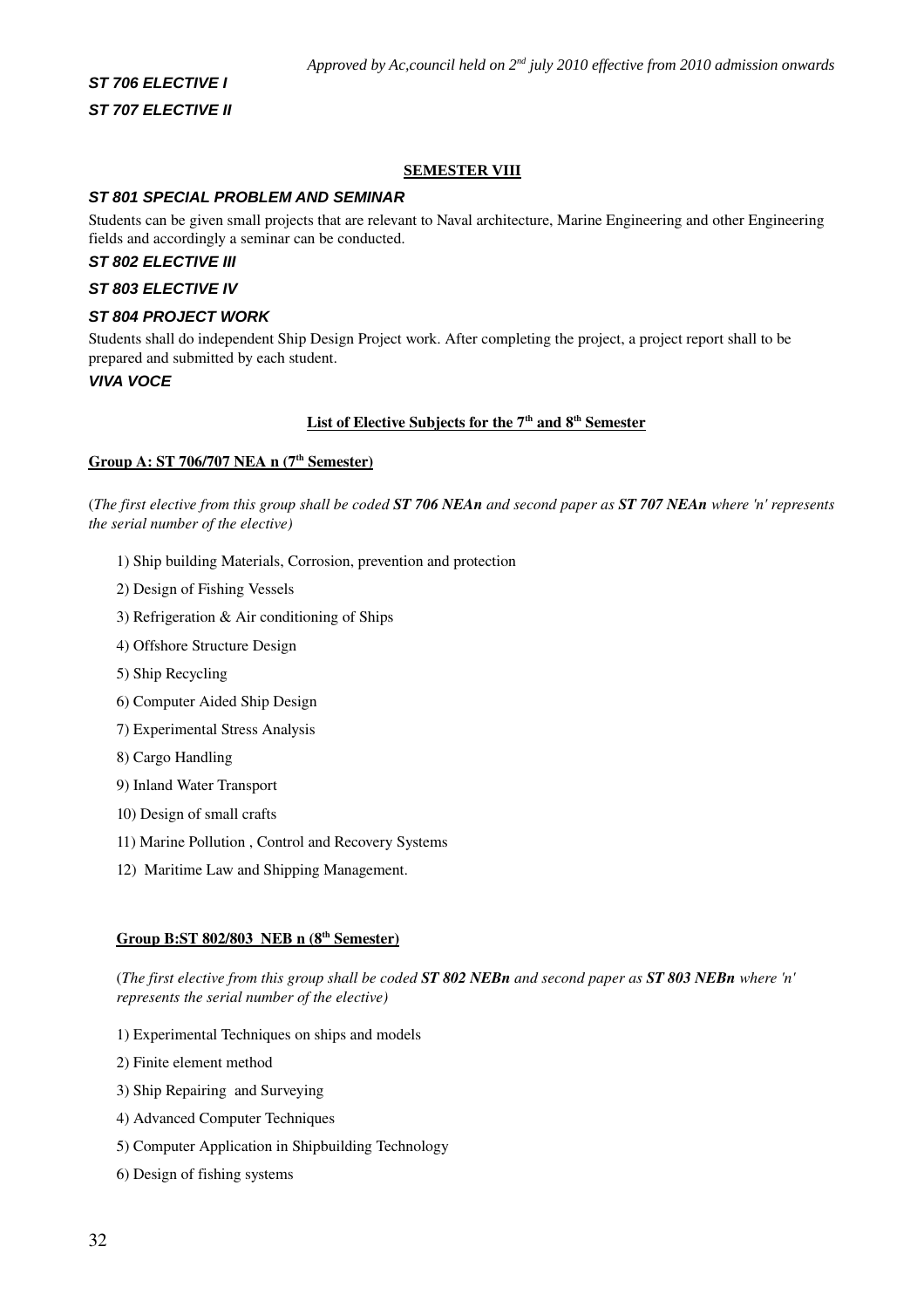***ST 706 ELECTIVE I***

***ST 707 ELECTIVE II***

**SEMESTER VIII**

***ST 801 SPECIAL PROBLEM AND SEMINAR***

Students can be given small projects that are relevant to Naval architecture, Marine Engineering and other Engineering fields and accordingly a seminar can be conducted.

***ST 802 ELECTIVE III***

***ST 803 ELECTIVE IV***

***ST 804 PROJECT WORK***

Students shall do independent Ship Design Project work. After completing the project, a project report shall to be prepared and submitted by each student.

***VIVA VOCE***

**List of Elective Subjects for the 7th and 8th Semester**

**Group A: ST 706/707 NEA n (7th Semester)**

(*The first elective from this group shall be coded **ST 706 NEAn** and second paper as **ST 707 NEAn** where 'n' represents the serial number of the elective)*

1) Ship building Materials, Corrosion, prevention and protection
2) Design of Fishing Vessels
3) Refrigeration & Air conditioning of Ships
4) Offshore Structure Design
5) Ship Recycling
6) Computer Aided Ship Design
7) Experimental Stress Analysis
8) Cargo Handling
9) Inland Water Transport
10) Design of small crafts
11) Marine Pollution , Control and Recovery Systems
12) Maritime Law and Shipping Management.

**Group B:ST 802/803 NEB n (8th Semester)**

(*The first elective from this group shall be coded **ST 802 NEBn** and second paper as **ST 803 NEBn** where 'n' represents the serial number of the elective)*

1) Experimental Techniques on ships and models
2) Finite element method
3) Ship Repairing and Surveying
4) Advanced Computer Techniques
5) Computer Application in Shipbuilding Technology
6) Design of fishing systems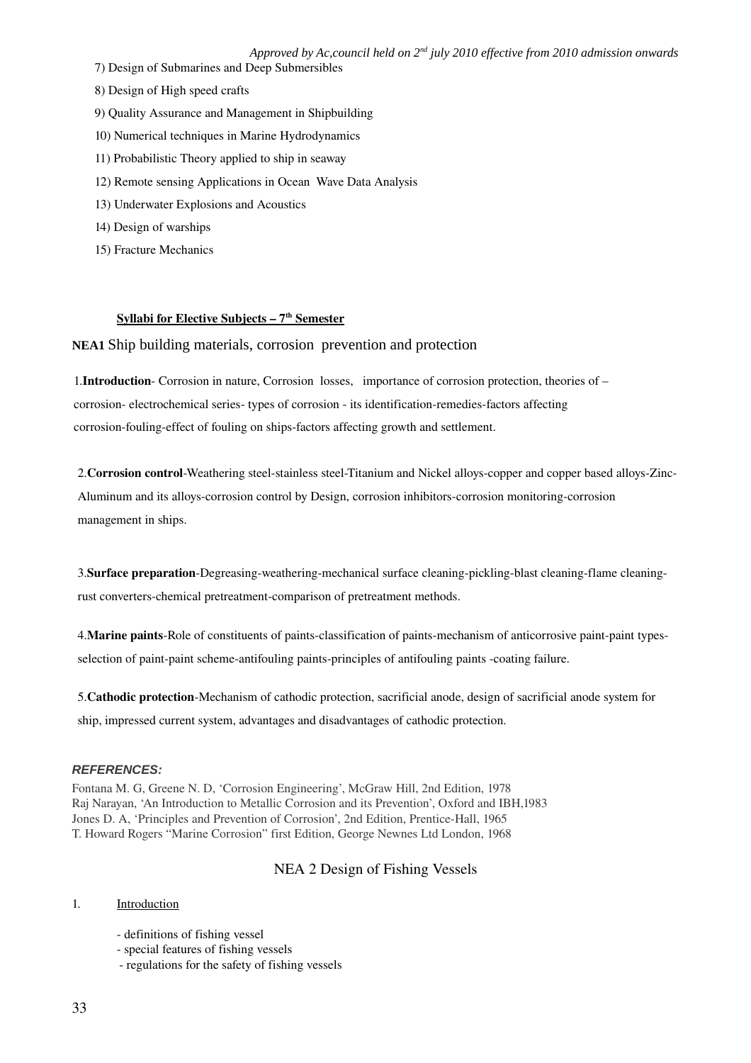7) Design of Submarines and Deep Submersibles

8) Design of High speed crafts

9) Quality Assurance and Management in Shipbuilding

10) Numerical techniques in Marine Hydrodynamics

11) Probabilistic Theory applied to ship in seaway

12) Remote sensing Applications in Ocean Wave Data Analysis

13) Underwater Explosions and Acoustics

14) Design of warships

15) Fracture Mechanics

## Syllabi for Elective Subjects – 7th Semester

### **NEA1** Ship building materials, corrosion prevention and protection

1.**Introduction**- Corrosion in nature, Corrosion losses, importance of corrosion protection, theories of –corrosion- electrochemical series- types of corrosion - its identification-remedies-factors affecting corrosion-fouling-effect of fouling on ships-factors affecting growth and settlement.

2.**Corrosion control**-Weathering steel-stainless steel-Titanium and Nickel alloys-copper and copper based alloys-Zinc-Aluminum and its alloys-corrosion control by Design, corrosion inhibitors-corrosion monitoring-corrosion management in ships.

3.**Surface preparation**-Degreasing-weathering-mechanical surface cleaning-pickling-blast cleaning-flame cleaning-rust converters-chemical pretreatment-comparison of pretreatment methods.

4.**Marine paints**-Role of constituents of paints-classification of paints-mechanism of anticorrosive paint-paint types-selection of paint-paint scheme-antifouling paints-principles of antifouling paints -coating failure.

5.**Cathodic protection**-Mechanism of cathodic protection, sacrificial anode, design of sacrificial anode system for ship, impressed current system, advantages and disadvantages of cathodic protection.

***REFERENCES:***

Fontana M. G, Greene N. D, 'Corrosion Engineering', McGraw Hill, 2nd Edition, 1978
Raj Narayan, 'An Introduction to Metallic Corrosion and its Prevention', Oxford and IBH,1983
Jones D. A, 'Principles and Prevention of Corrosion', 2nd Edition, Prentice-Hall, 1965
T. Howard Rogers "Marine Corrosion" first Edition, George Newnes Ltd London, 1968

### NEA 2 Design of Fishing Vessels

1. Introduction

   - definitions of fishing vessel
   - special features of fishing vessels
   - regulations for the safety of fishing vessels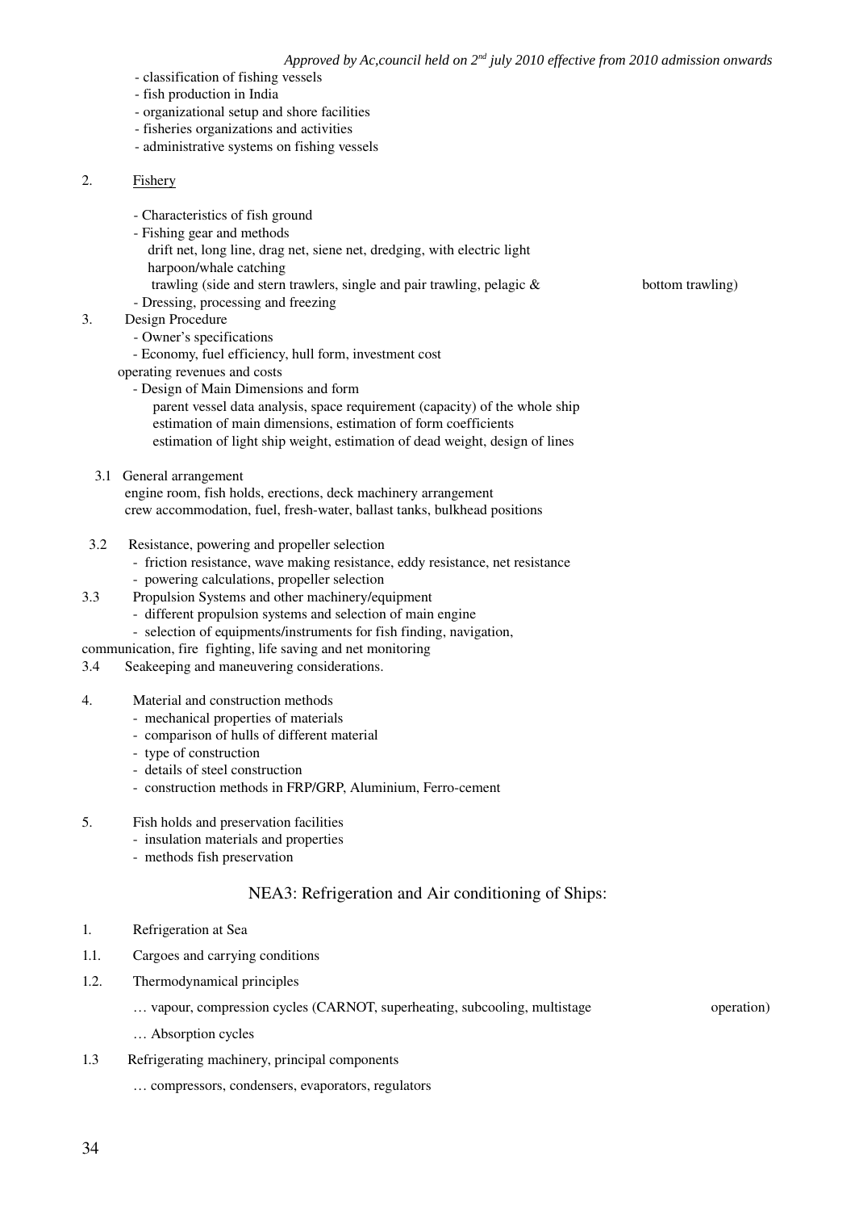- classification of fishing vessels
- fish production in India
- organizational setup and shore facilities
- fisheries organizations and activities
- administrative systems on fishing vessels

2. Fishery

- Characteristics of fish ground
- Fishing gear and methods
  drift net, long line, drag net, siene net, dredging, with electric light
  harpoon/whale catching
  trawling (side and stern trawlers, single and pair trawling, pelagic & bottom trawling)
- Dressing, processing and freezing

3. Design Procedure
- Owner's specifications
- Economy, fuel efficiency, hull form, investment cost
  operating revenues and costs
- Design of Main Dimensions and form
  parent vessel data analysis, space requirement (capacity) of the whole ship
  estimation of main dimensions, estimation of form coefficients
  estimation of light ship weight, estimation of dead weight, design of lines

3.1 General arrangement
engine room, fish holds, erections, deck machinery arrangement
crew accommodation, fuel, fresh-water, ballast tanks, bulkhead positions

3.2 Resistance, powering and propeller selection
- friction resistance, wave making resistance, eddy resistance, net resistance
- powering calculations, propeller selection

3.3 Propulsion Systems and other machinery/equipment
- different propulsion systems and selection of main engine
- selection of equipments/instruments for fish finding, navigation, communication, fire fighting, life saving and net monitoring

3.4 Seakeeping and maneuvering considerations.

4. Material and construction methods
- mechanical properties of materials
- comparison of hulls of different material
- type of construction
- details of steel construction
- construction methods in FRP/GRP, Aluminium, Ferro-cement

5. Fish holds and preservation facilities
- insulation materials and properties
- methods fish preservation

## NEA3: Refrigeration and Air conditioning of Ships:

1. Refrigeration at Sea

1.1. Cargoes and carrying conditions

1.2. Thermodynamical principles

… vapour, compression cycles (CARNOT, superheating, subcooling, multistage operation)

… Absorption cycles

1.3 Refrigerating machinery, principal components

… compressors, condensers, evaporators, regulators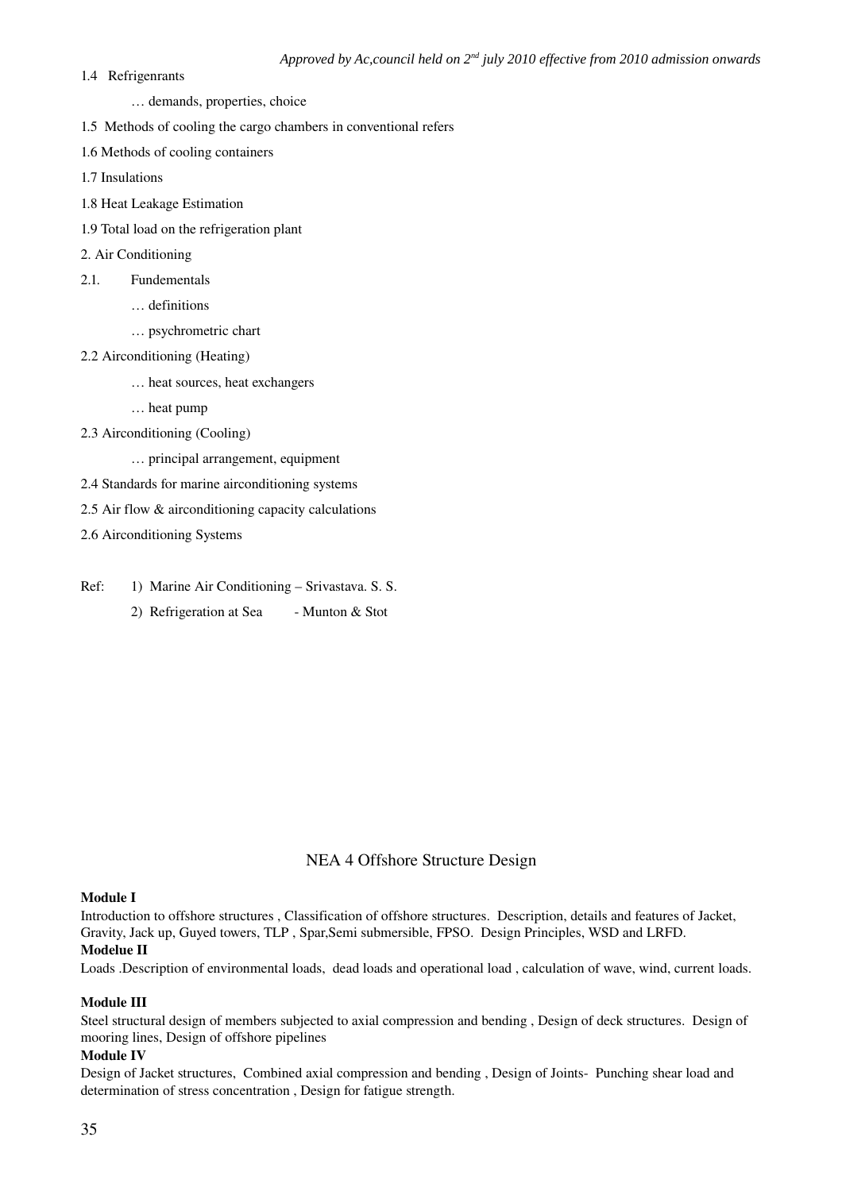1.4 Refrigenrants

… demands, properties, choice

1.5 Methods of cooling the cargo chambers in conventional refers

1.6 Methods of cooling containers

1.7 Insulations

1.8 Heat Leakage Estimation

1.9 Total load on the refrigeration plant

2. Air Conditioning

2.1. Fundementals

… definitions

… psychrometric chart

2.2 Airconditioning (Heating)

… heat sources, heat exchangers

… heat pump

2.3 Airconditioning (Cooling)

… principal arrangement, equipment

2.4 Standards for marine airconditioning systems

2.5 Air flow & airconditioning capacity calculations

2.6 Airconditioning Systems

Ref: 1) Marine Air Conditioning – Srivastava. S. S.

2) Refrigeration at Sea - Munton & Stot

## NEA 4 Offshore Structure Design

**Module I**

Introduction to offshore structures , Classification of offshore structures. Description, details and features of Jacket, Gravity, Jack up, Guyed towers, TLP , Spar,Semi submersible, FPSO. Design Principles, WSD and LRFD.

**Modelue II**

Loads .Description of environmental loads, dead loads and operational load , calculation of wave, wind, current loads.

**Module III**

Steel structural design of members subjected to axial compression and bending , Design of deck structures. Design of mooring lines, Design of offshore pipelines

**Module IV**

Design of Jacket structures, Combined axial compression and bending , Design of Joints- Punching shear load and determination of stress concentration , Design for fatigue strength.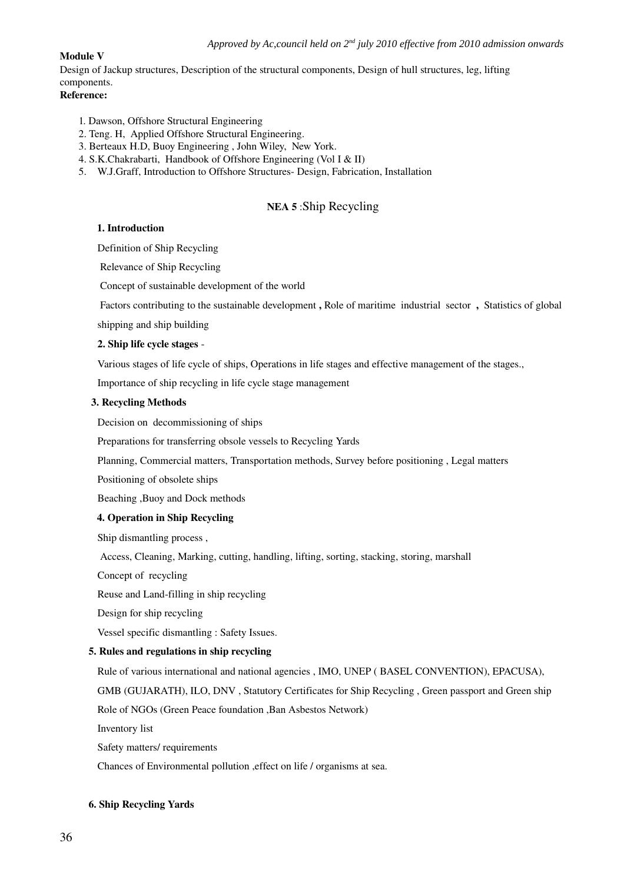**Module V**

Design of Jackup structures, Description of the structural components, Design of hull structures, leg, lifting components.

**Reference:**

1. Dawson, Offshore Structural Engineering
2. Teng. H, Applied Offshore Structural Engineering.
3. Berteaux H.D, Buoy Engineering , John Wiley, New York.
4. S.K.Chakrabarti, Handbook of Offshore Engineering (Vol I & II)
5. W.J.Graff, Introduction to Offshore Structures- Design, Fabrication, Installation

## NEA 5 :Ship Recycling

**1. Introduction**

Definition of Ship Recycling

Relevance of Ship Recycling

Concept of sustainable development of the world

Factors contributing to the sustainable development **,** Role of maritime industrial sector **,** Statistics of global shipping and ship building

**2. Ship life cycle stages** -

Various stages of life cycle of ships, Operations in life stages and effective management of the stages.,

Importance of ship recycling in life cycle stage management

**3. Recycling Methods**

Decision on decommissioning of ships

Preparations for transferring obsole vessels to Recycling Yards

Planning, Commercial matters, Transportation methods, Survey before positioning , Legal matters

Positioning of obsolete ships

Beaching ,Buoy and Dock methods

**4. Operation in Ship Recycling**

Ship dismantling process ,

Access, Cleaning, Marking, cutting, handling, lifting, sorting, stacking, storing, marshall

Concept of recycling

Reuse and Land-filling in ship recycling

Design for ship recycling

Vessel specific dismantling : Safety Issues.

**5. Rules and regulations in ship recycling**

Rule of various international and national agencies , IMO, UNEP ( BASEL CONVENTION), EPACUSA), GMB (GUJARATH), ILO, DNV , Statutory Certificates for Ship Recycling , Green passport and Green ship

Role of NGOs (Green Peace foundation ,Ban Asbestos Network)

Inventory list

Safety matters/ requirements

Chances of Environmental pollution ,effect on life / organisms at sea.

**6. Ship Recycling Yards**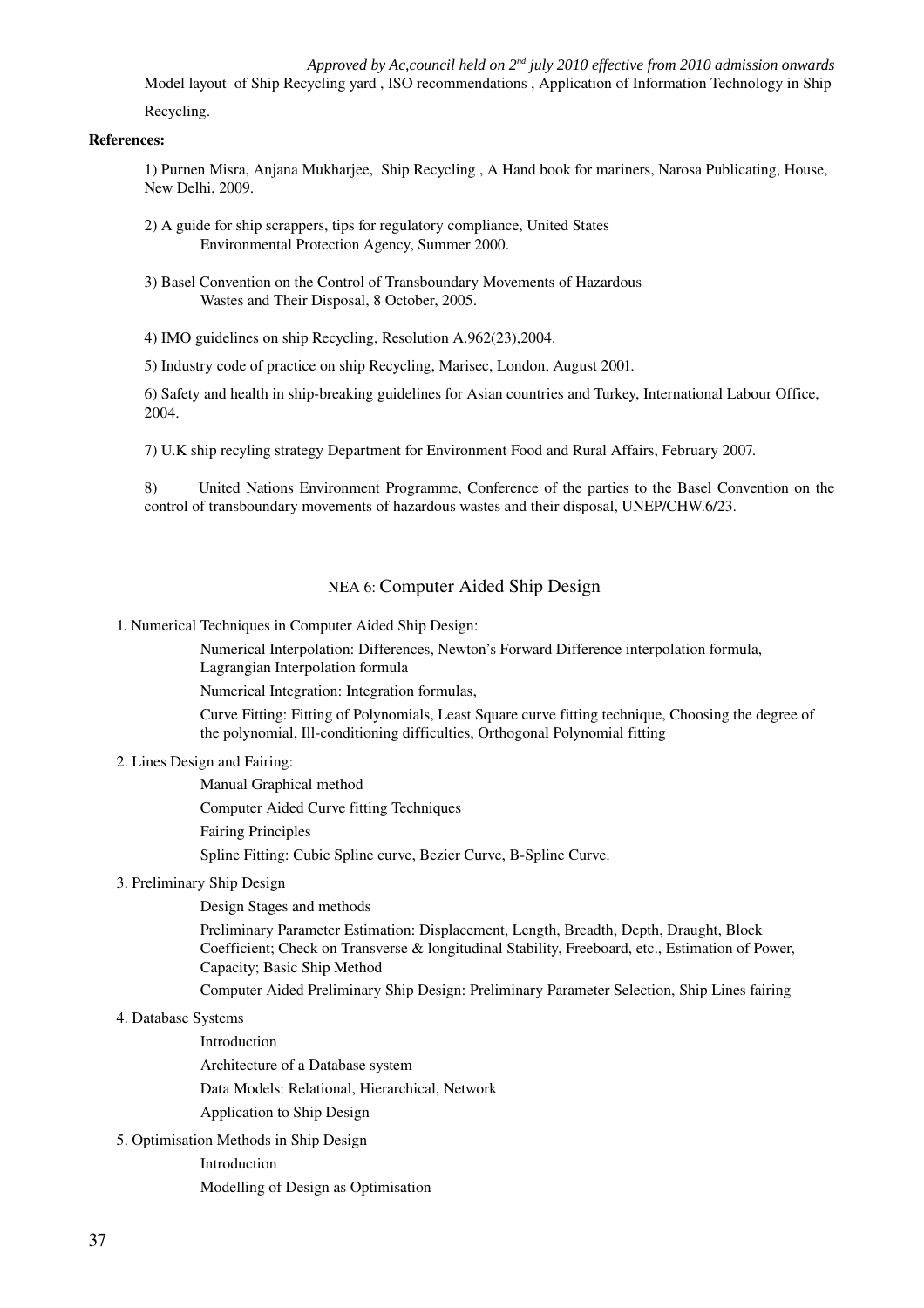Model layout of Ship Recycling yard , ISO recommendations , Application of Information Technology in Ship Recycling.

**References:**

1) Purnen Misra, Anjana Mukharjee, Ship Recycling , A Hand book for mariners, Narosa Publicating, House, New Delhi, 2009.

2) A guide for ship scrappers, tips for regulatory compliance, United States Environmental Protection Agency, Summer 2000.

3) Basel Convention on the Control of Transboundary Movements of Hazardous Wastes and Their Disposal, 8 October, 2005.

4) IMO guidelines on ship Recycling, Resolution A.962(23),2004.

5) Industry code of practice on ship Recycling, Marisec, London, August 2001.

6) Safety and health in ship-breaking guidelines for Asian countries and Turkey, International Labour Office, 2004.

7) U.K ship recyling strategy Department for Environment Food and Rural Affairs, February 2007.

8) United Nations Environment Programme, Conference of the parties to the Basel Convention on the control of transboundary movements of hazardous wastes and their disposal, UNEP/CHW.6/23.

## NEA 6: Computer Aided Ship Design

1. Numerical Techniques in Computer Aided Ship Design:

   Numerical Interpolation: Differences, Newton's Forward Difference interpolation formula, Lagrangian Interpolation formula

   Numerical Integration: Integration formulas,

   Curve Fitting: Fitting of Polynomials, Least Square curve fitting technique, Choosing the degree of the polynomial, Ill-conditioning difficulties, Orthogonal Polynomial fitting

2. Lines Design and Fairing:

   Manual Graphical method

   Computer Aided Curve fitting Techniques

   Fairing Principles

   Spline Fitting: Cubic Spline curve, Bezier Curve, B-Spline Curve.

3. Preliminary Ship Design

   Design Stages and methods

   Preliminary Parameter Estimation: Displacement, Length, Breadth, Depth, Draught, Block Coefficient; Check on Transverse & longitudinal Stability, Freeboard, etc., Estimation of Power, Capacity; Basic Ship Method

   Computer Aided Preliminary Ship Design: Preliminary Parameter Selection, Ship Lines fairing

4. Database Systems

   Introduction

   Architecture of a Database system

   Data Models: Relational, Hierarchical, Network

   Application to Ship Design

5. Optimisation Methods in Ship Design

   Introduction

   Modelling of Design as Optimisation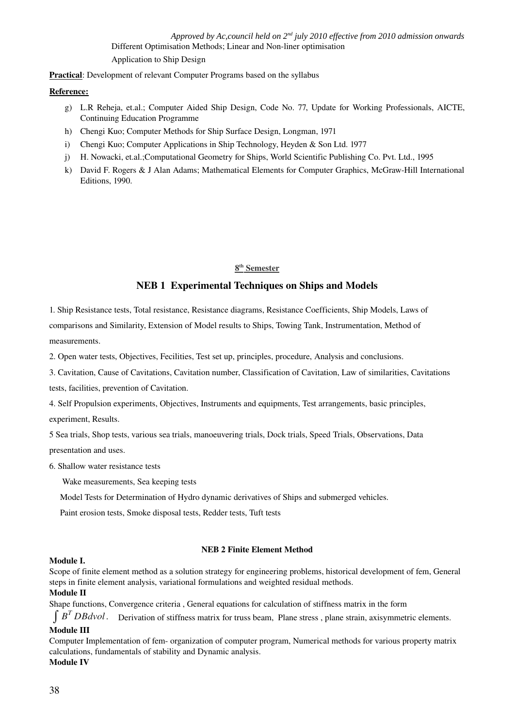Different Optimisation Methods; Linear and Non-liner optimisation

Application to Ship Design

**Practical**: Development of relevant Computer Programs based on the syllabus

**Reference:**

g) L.R Reheja, et.al.; Computer Aided Ship Design, Code No. 77, Update for Working Professionals, AICTE, Continuing Education Programme

h) Chengi Kuo; Computer Methods for Ship Surface Design, Longman, 1971

i) Chengi Kuo; Computer Applications in Ship Technology, Heyden & Son Ltd. 1977

j) H. Nowacki, et.al.;Computational Geometry for Ships, World Scientific Publishing Co. Pvt. Ltd., 1995

k) David F. Rogers & J Alan Adams; Mathematical Elements for Computer Graphics, McGraw-Hill International Editions, 1990.

**8th Semester**

## NEB 1 Experimental Techniques on Ships and Models

1. Ship Resistance tests, Total resistance, Resistance diagrams, Resistance Coefficients, Ship Models, Laws of comparisons and Similarity, Extension of Model results to Ships, Towing Tank, Instrumentation, Method of measurements.

2. Open water tests, Objectives, Fecilities, Test set up, principles, procedure, Analysis and conclusions.

3. Cavitation, Cause of Cavitations, Cavitation number, Classification of Cavitation, Law of similarities, Cavitations tests, facilities, prevention of Cavitation.

4. Self Propulsion experiments, Objectives, Instruments and equipments, Test arrangements, basic principles, experiment, Results.

5 Sea trials, Shop tests, various sea trials, manoeuvering trials, Dock trials, Speed Trials, Observations, Data presentation and uses.

6. Shallow water resistance tests

Wake measurements, Sea keeping tests

Model Tests for Determination of Hydro dynamic derivatives of Ships and submerged vehicles.

Paint erosion tests, Smoke disposal tests, Redder tests, Tuft tests

### NEB 2 Finite Element Method

**Module I.**

Scope of finite element method as a solution strategy for engineering problems, historical development of fem, General steps in finite element analysis, variational formulations and weighted residual methods.

**Module II**

Shape functions, Convergence criteria , General equations for calculation of stiffness matrix in the form $\int B^T DBdvol$. Derivation of stiffness matrix for truss beam, Plane stress , plane strain, axisymmetric elements.

**Module III**

Computer Implementation of fem- organization of computer program, Numerical methods for various property matrix calculations, fundamentals of stability and Dynamic analysis.

**Module IV**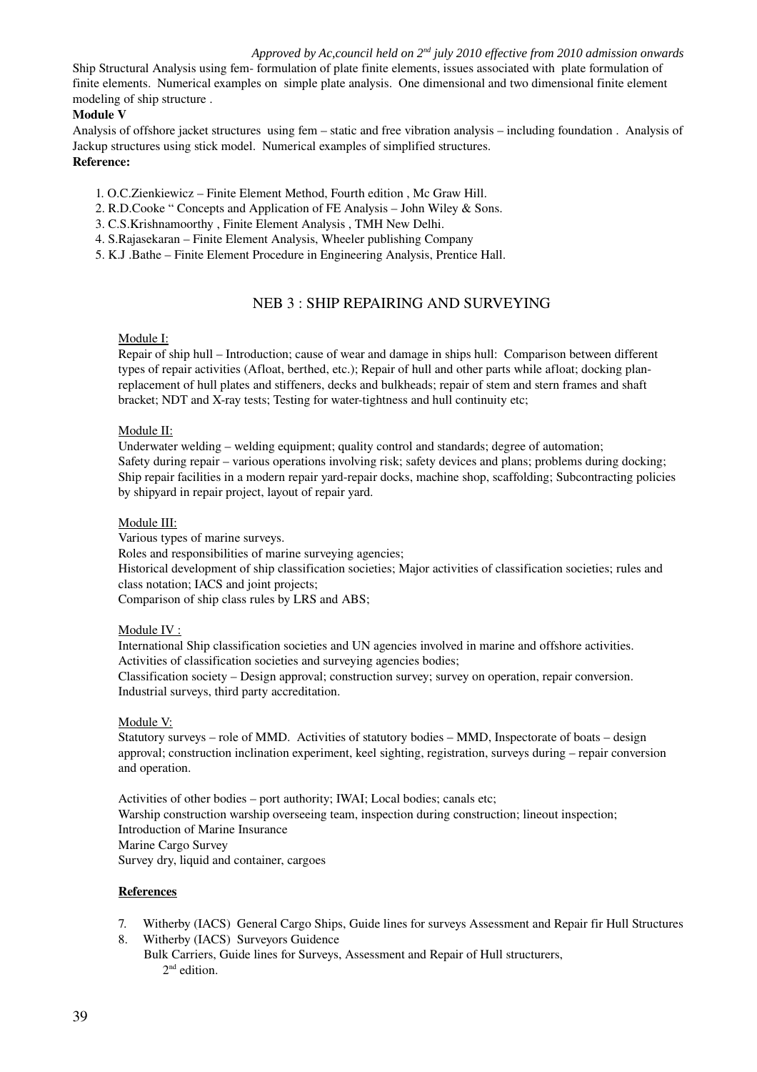Ship Structural Analysis using fem- formulation of plate finite elements, issues associated with plate formulation of finite elements. Numerical examples on simple plate analysis. One dimensional and two dimensional finite element modeling of ship structure .

**Module V**

Analysis of offshore jacket structures using fem – static and free vibration analysis – including foundation . Analysis of Jackup structures using stick model. Numerical examples of simplified structures.

**Reference:**

1. O.C.Zienkiewicz – Finite Element Method, Fourth edition , Mc Graw Hill.
2. R.D.Cooke " Concepts and Application of FE Analysis – John Wiley & Sons.
3. C.S.Krishnamoorthy , Finite Element Analysis , TMH New Delhi.
4. S.Rajasekaran – Finite Element Analysis, Wheeler publishing Company
5. K.J .Bathe – Finite Element Procedure in Engineering Analysis, Prentice Hall.

## NEB 3 : SHIP REPAIRING AND SURVEYING

Module I:

Repair of ship hull – Introduction; cause of wear and damage in ships hull: Comparison between different types of repair activities (Afloat, berthed, etc.); Repair of hull and other parts while afloat; docking plan-replacement of hull plates and stiffeners, decks and bulkheads; repair of stem and stern frames and shaft bracket; NDT and X-ray tests; Testing for water-tightness and hull continuity etc;

Module II:

Underwater welding – welding equipment; quality control and standards; degree of automation;
Safety during repair – various operations involving risk; safety devices and plans; problems during docking;
Ship repair facilities in a modern repair yard-repair docks, machine shop, scaffolding; Subcontracting policies by shipyard in repair project, layout of repair yard.

Module III:

Various types of marine surveys.
Roles and responsibilities of marine surveying agencies;
Historical development of ship classification societies; Major activities of classification societies; rules and class notation; IACS and joint projects;
Comparison of ship class rules by LRS and ABS;

Module IV :

International Ship classification societies and UN agencies involved in marine and offshore activities.
Activities of classification societies and surveying agencies bodies;
Classification society – Design approval; construction survey; survey on operation, repair conversion.
Industrial surveys, third party accreditation.

Module V:

Statutory surveys – role of MMD. Activities of statutory bodies – MMD, Inspectorate of boats – design approval; construction inclination experiment, keel sighting, registration, surveys during – repair conversion and operation.

Activities of other bodies – port authority; IWAI; Local bodies; canals etc;
Warship construction warship overseeing team, inspection during construction; lineout inspection;
Introduction of Marine Insurance
Marine Cargo Survey
Survey dry, liquid and container, cargoes

**References**

7. Witherby (IACS) General Cargo Ships, Guide lines for surveys Assessment and Repair fir Hull Structures
8. Witherby (IACS) Surveyors Guidence
   Bulk Carriers, Guide lines for Surveys, Assessment and Repair of Hull structurers, 2nd edition.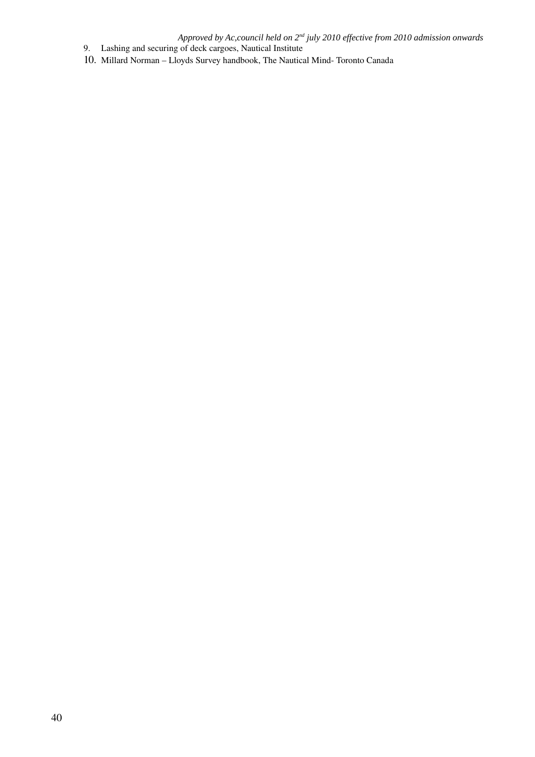9. Lashing and securing of deck cargoes, Nautical Institute
10. Millard Norman – Lloyds Survey handbook, The Nautical Mind- Toronto Canada